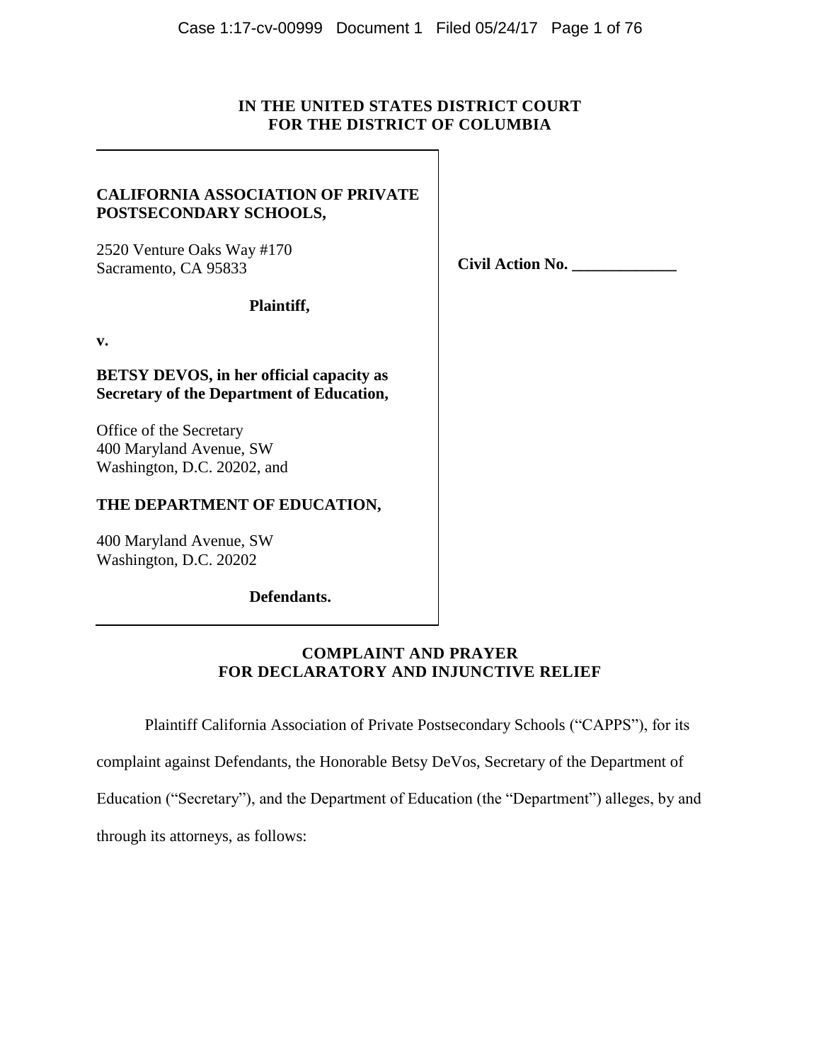**IN THE UNITED STATES DISTRICT COURT**
**FOR THE DISTRICT OF COLUMBIA**

**CALIFORNIA ASSOCIATION OF PRIVATE POSTSECONDARY SCHOOLS,**

2520 Venture Oaks Way #170
Sacramento, CA 95833

**Plaintiff,**

**v.**

**BETSY DEVOS, in her official capacity as Secretary of the Department of Education,**

Office of the Secretary
400 Maryland Avenue, SW
Washington, D.C. 20202, and

**THE DEPARTMENT OF EDUCATION,**

400 Maryland Avenue, SW
Washington, D.C. 20202

**Defendants.**

**Civil Action No. \_\_\_\_\_\_\_\_\_\_\_\_\_**

## COMPLAINT AND PRAYER FOR DECLARATORY AND INJUNCTIVE RELIEF

Plaintiff California Association of Private Postsecondary Schools ("CAPPS"), for its complaint against Defendants, the Honorable Betsy DeVos, Secretary of the Department of Education ("Secretary"), and the Department of Education (the "Department") alleges, by and through its attorneys, as follows: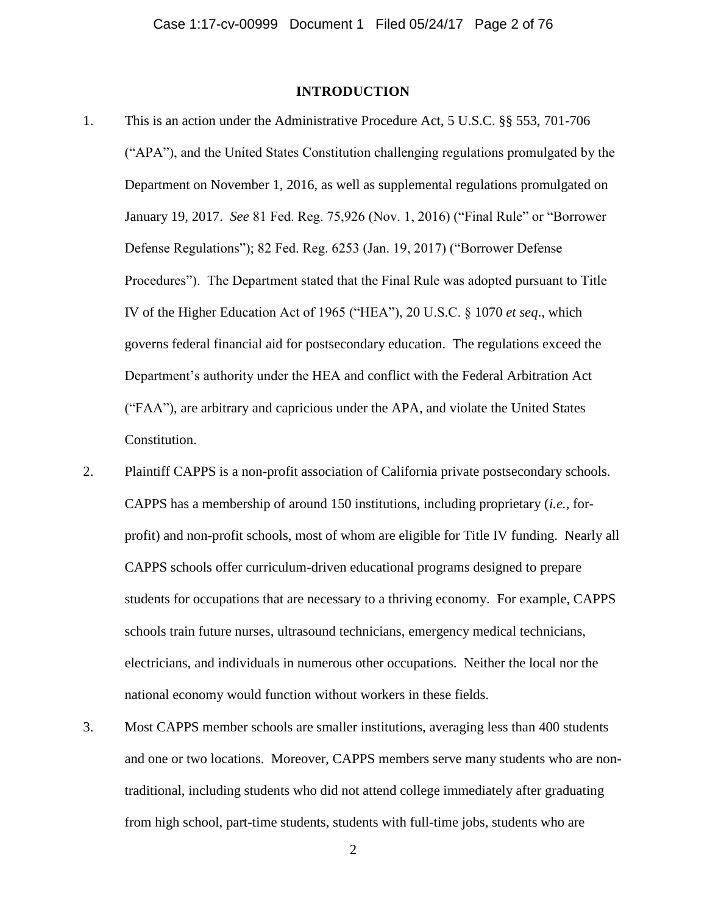## INTRODUCTION

1. This is an action under the Administrative Procedure Act, 5 U.S.C. §§ 553, 701-706 ("APA"), and the United States Constitution challenging regulations promulgated by the Department on November 1, 2016, as well as supplemental regulations promulgated on January 19, 2017. *See* 81 Fed. Reg. 75,926 (Nov. 1, 2016) ("Final Rule" or "Borrower Defense Regulations"); 82 Fed. Reg. 6253 (Jan. 19, 2017) ("Borrower Defense Procedures"). The Department stated that the Final Rule was adopted pursuant to Title IV of the Higher Education Act of 1965 ("HEA"), 20 U.S.C. § 1070 *et seq*., which governs federal financial aid for postsecondary education. The regulations exceed the Department's authority under the HEA and conflict with the Federal Arbitration Act ("FAA"), are arbitrary and capricious under the APA, and violate the United States Constitution.

2. Plaintiff CAPPS is a non-profit association of California private postsecondary schools. CAPPS has a membership of around 150 institutions, including proprietary (*i.e.*, for-profit) and non-profit schools, most of whom are eligible for Title IV funding. Nearly all CAPPS schools offer curriculum-driven educational programs designed to prepare students for occupations that are necessary to a thriving economy. For example, CAPPS schools train future nurses, ultrasound technicians, emergency medical technicians, electricians, and individuals in numerous other occupations. Neither the local nor the national economy would function without workers in these fields.

3. Most CAPPS member schools are smaller institutions, averaging less than 400 students and one or two locations. Moreover, CAPPS members serve many students who are non-traditional, including students who did not attend college immediately after graduating from high school, part-time students, students with full-time jobs, students who are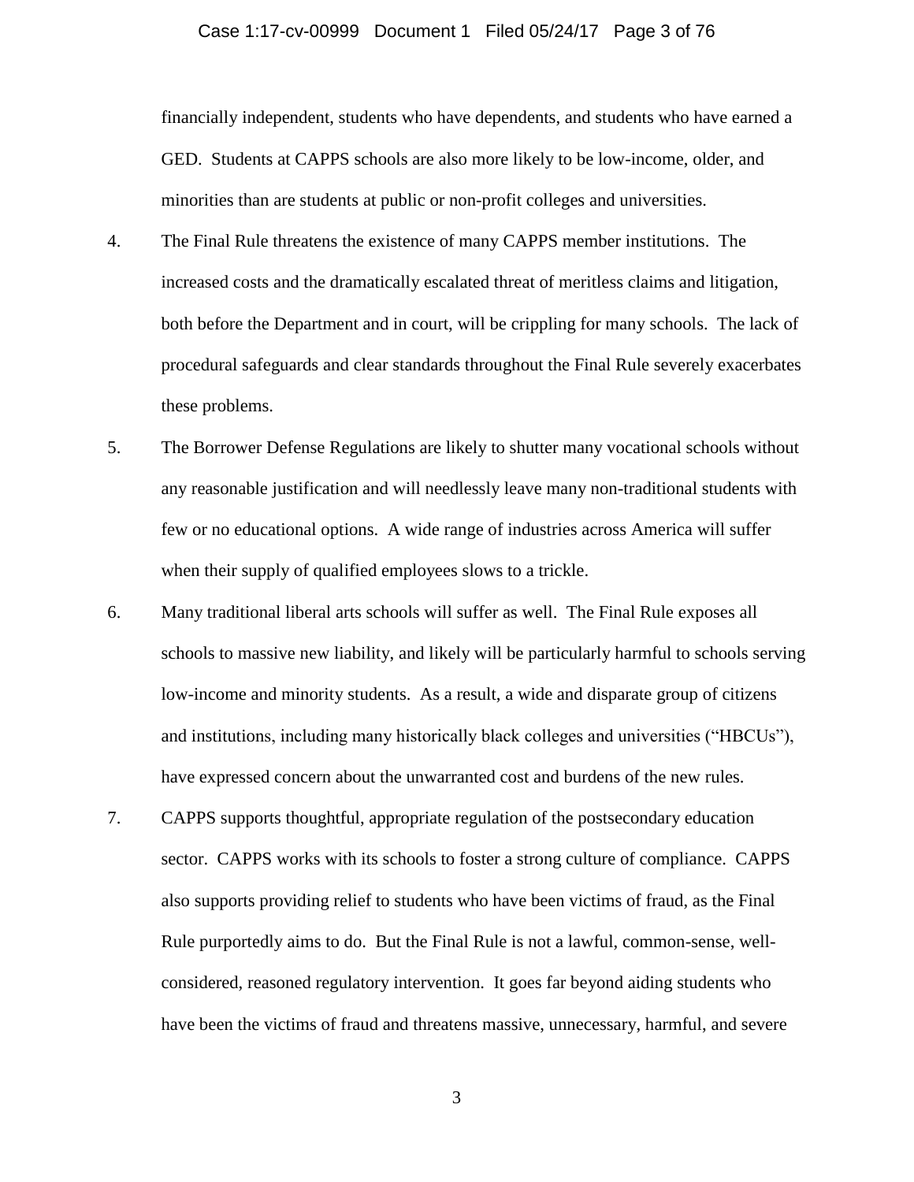financially independent, students who have dependents, and students who have earned a GED. Students at CAPPS schools are also more likely to be low-income, older, and minorities than are students at public or non-profit colleges and universities.

4. The Final Rule threatens the existence of many CAPPS member institutions. The increased costs and the dramatically escalated threat of meritless claims and litigation, both before the Department and in court, will be crippling for many schools. The lack of procedural safeguards and clear standards throughout the Final Rule severely exacerbates these problems.

5. The Borrower Defense Regulations are likely to shutter many vocational schools without any reasonable justification and will needlessly leave many non-traditional students with few or no educational options. A wide range of industries across America will suffer when their supply of qualified employees slows to a trickle.

6. Many traditional liberal arts schools will suffer as well. The Final Rule exposes all schools to massive new liability, and likely will be particularly harmful to schools serving low-income and minority students. As a result, a wide and disparate group of citizens and institutions, including many historically black colleges and universities ("HBCUs"), have expressed concern about the unwarranted cost and burdens of the new rules.

7. CAPPS supports thoughtful, appropriate regulation of the postsecondary education sector. CAPPS works with its schools to foster a strong culture of compliance. CAPPS also supports providing relief to students who have been victims of fraud, as the Final Rule purportedly aims to do. But the Final Rule is not a lawful, common-sense, well-considered, reasoned regulatory intervention. It goes far beyond aiding students who have been the victims of fraud and threatens massive, unnecessary, harmful, and severe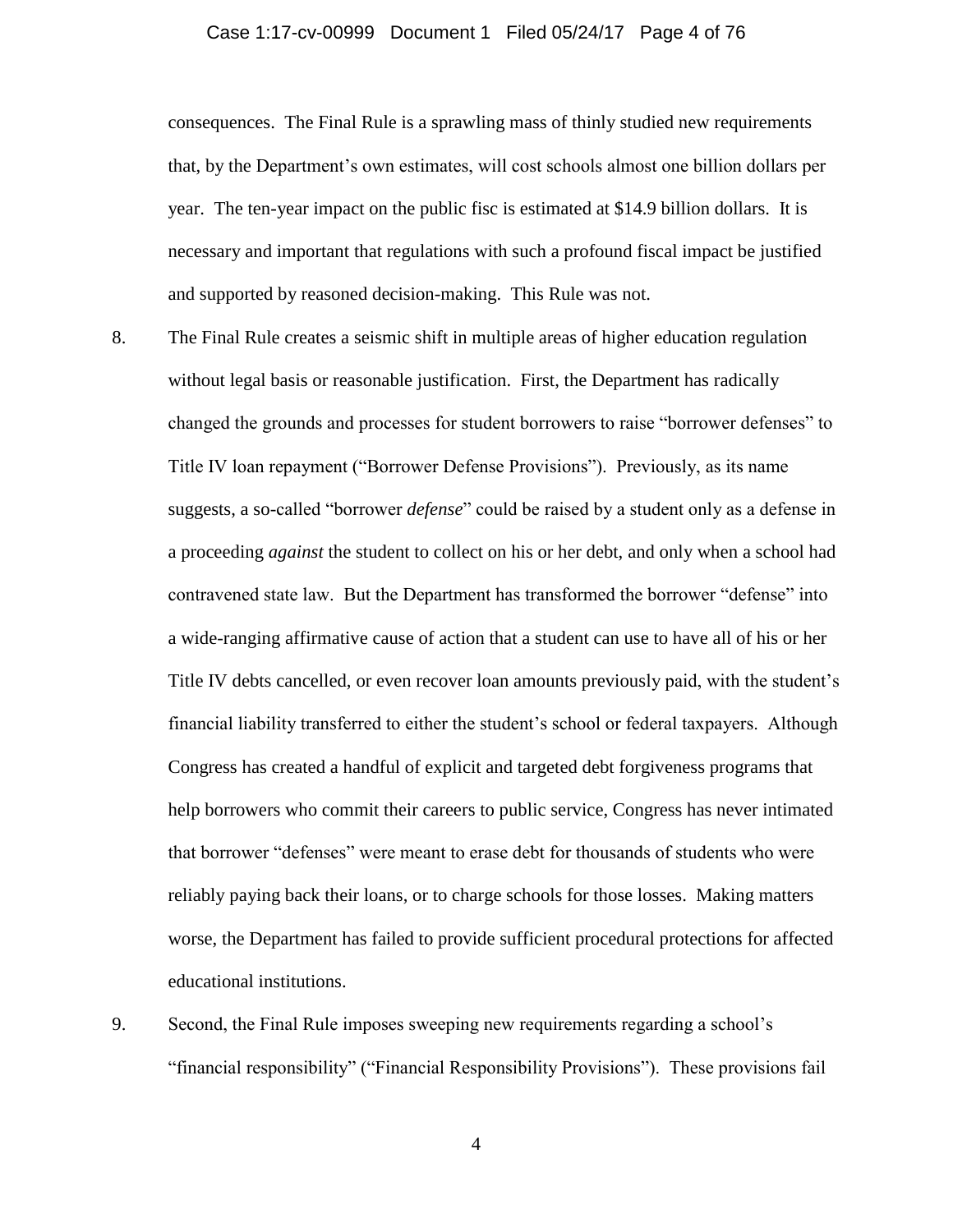consequences. The Final Rule is a sprawling mass of thinly studied new requirements that, by the Department's own estimates, will cost schools almost one billion dollars per year. The ten-year impact on the public fisc is estimated at $14.9 billion dollars. It is necessary and important that regulations with such a profound fiscal impact be justified and supported by reasoned decision-making. This Rule was not.

8. The Final Rule creates a seismic shift in multiple areas of higher education regulation without legal basis or reasonable justification. First, the Department has radically changed the grounds and processes for student borrowers to raise "borrower defenses" to Title IV loan repayment ("Borrower Defense Provisions"). Previously, as its name suggests, a so-called "borrower *defense*" could be raised by a student only as a defense in a proceeding *against* the student to collect on his or her debt, and only when a school had contravened state law. But the Department has transformed the borrower "defense" into a wide-ranging affirmative cause of action that a student can use to have all of his or her Title IV debts cancelled, or even recover loan amounts previously paid, with the student's financial liability transferred to either the student's school or federal taxpayers. Although Congress has created a handful of explicit and targeted debt forgiveness programs that help borrowers who commit their careers to public service, Congress has never intimated that borrower "defenses" were meant to erase debt for thousands of students who were reliably paying back their loans, or to charge schools for those losses. Making matters worse, the Department has failed to provide sufficient procedural protections for affected educational institutions.

9. Second, the Final Rule imposes sweeping new requirements regarding a school's "financial responsibility" ("Financial Responsibility Provisions"). These provisions fail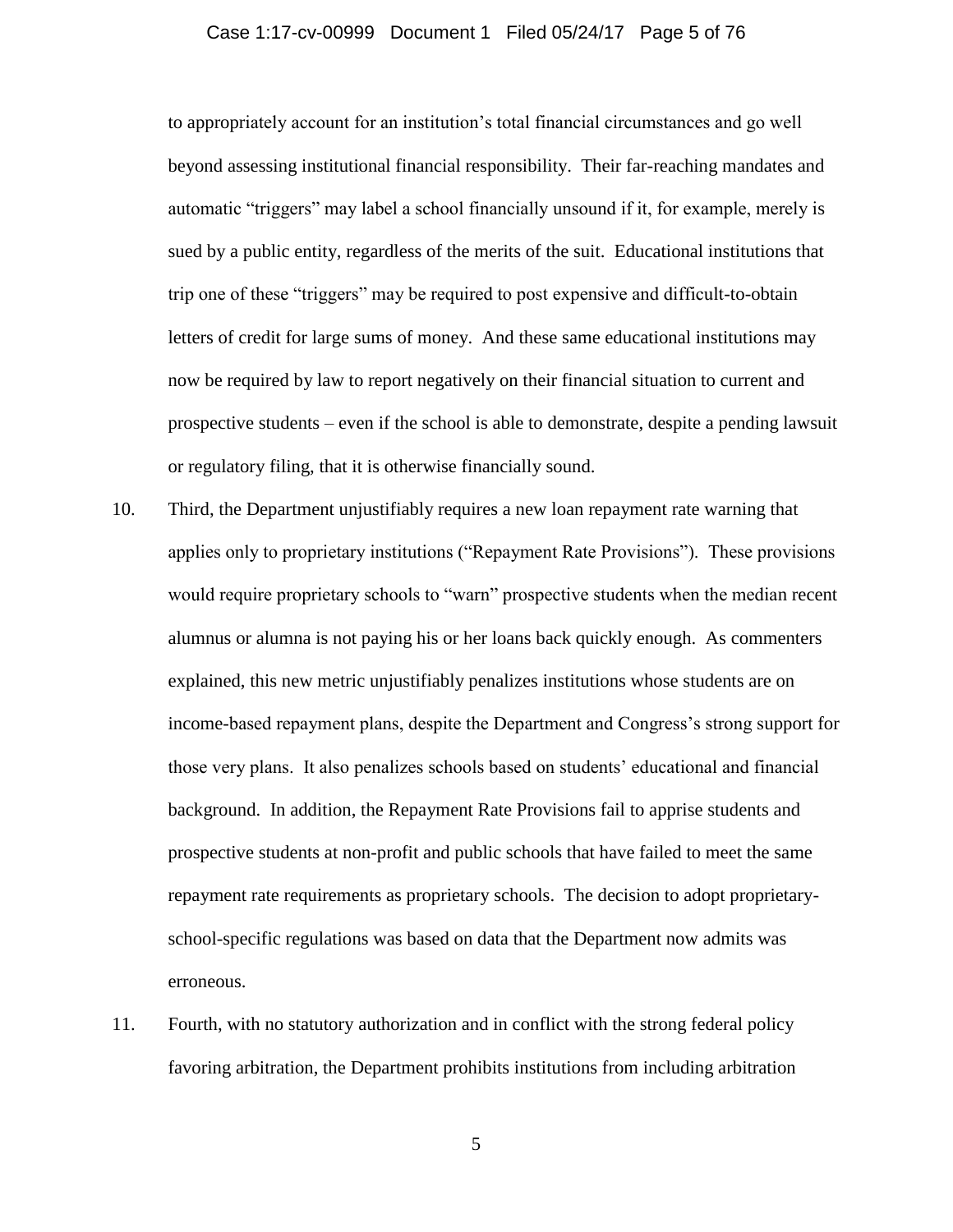to appropriately account for an institution's total financial circumstances and go well beyond assessing institutional financial responsibility. Their far-reaching mandates and automatic "triggers" may label a school financially unsound if it, for example, merely is sued by a public entity, regardless of the merits of the suit. Educational institutions that trip one of these "triggers" may be required to post expensive and difficult-to-obtain letters of credit for large sums of money. And these same educational institutions may now be required by law to report negatively on their financial situation to current and prospective students – even if the school is able to demonstrate, despite a pending lawsuit or regulatory filing, that it is otherwise financially sound.

10. Third, the Department unjustifiably requires a new loan repayment rate warning that applies only to proprietary institutions ("Repayment Rate Provisions"). These provisions would require proprietary schools to "warn" prospective students when the median recent alumnus or alumna is not paying his or her loans back quickly enough. As commenters explained, this new metric unjustifiably penalizes institutions whose students are on income-based repayment plans, despite the Department and Congress's strong support for those very plans. It also penalizes schools based on students' educational and financial background. In addition, the Repayment Rate Provisions fail to apprise students and prospective students at non-profit and public schools that have failed to meet the same repayment rate requirements as proprietary schools. The decision to adopt proprietary-school-specific regulations was based on data that the Department now admits was erroneous.

11. Fourth, with no statutory authorization and in conflict with the strong federal policy favoring arbitration, the Department prohibits institutions from including arbitration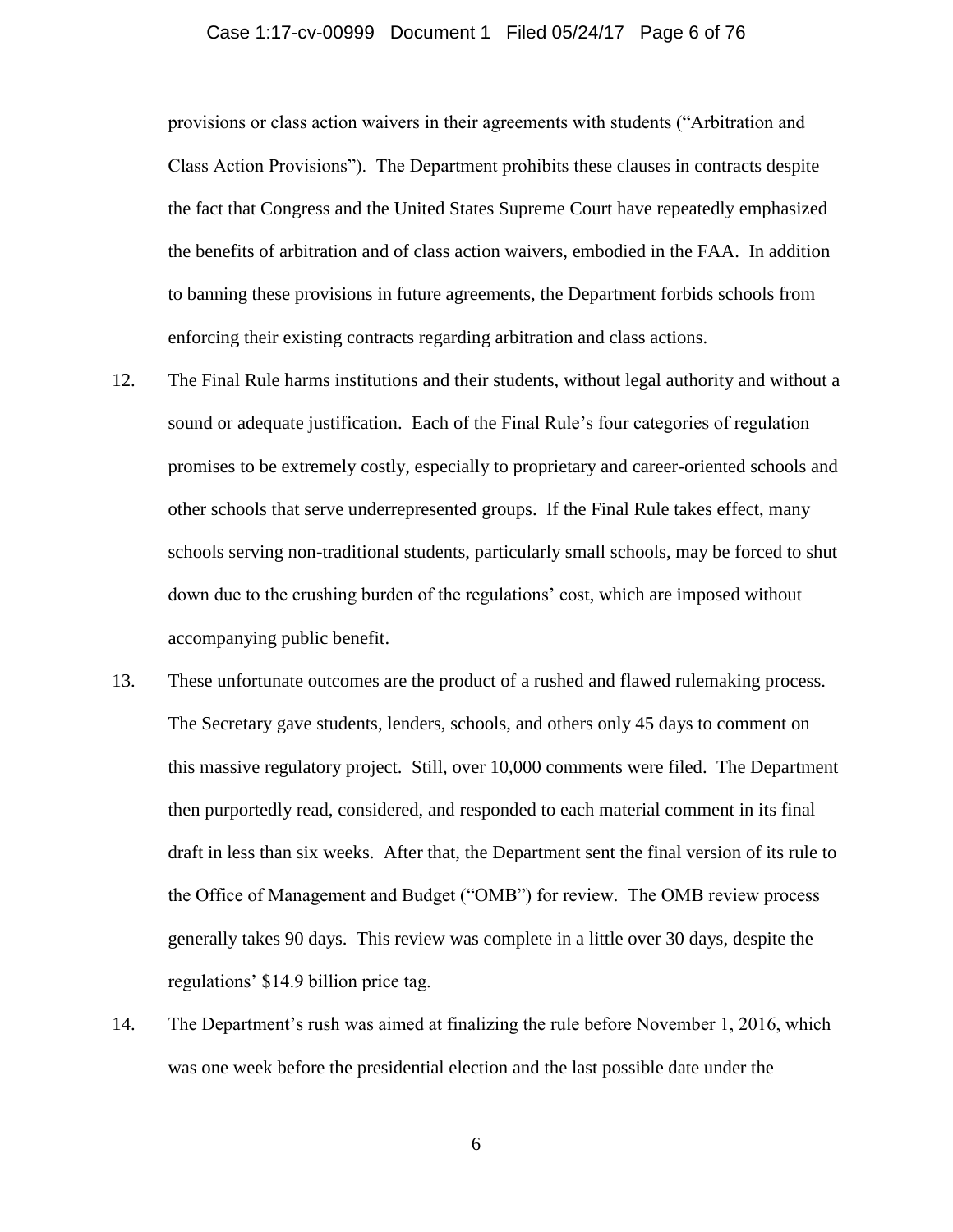provisions or class action waivers in their agreements with students ("Arbitration and Class Action Provisions"). The Department prohibits these clauses in contracts despite the fact that Congress and the United States Supreme Court have repeatedly emphasized the benefits of arbitration and of class action waivers, embodied in the FAA. In addition to banning these provisions in future agreements, the Department forbids schools from enforcing their existing contracts regarding arbitration and class actions.

12. The Final Rule harms institutions and their students, without legal authority and without a sound or adequate justification. Each of the Final Rule's four categories of regulation promises to be extremely costly, especially to proprietary and career-oriented schools and other schools that serve underrepresented groups. If the Final Rule takes effect, many schools serving non-traditional students, particularly small schools, may be forced to shut down due to the crushing burden of the regulations' cost, which are imposed without accompanying public benefit.

13. These unfortunate outcomes are the product of a rushed and flawed rulemaking process. The Secretary gave students, lenders, schools, and others only 45 days to comment on this massive regulatory project. Still, over 10,000 comments were filed. The Department then purportedly read, considered, and responded to each material comment in its final draft in less than six weeks. After that, the Department sent the final version of its rule to the Office of Management and Budget ("OMB") for review. The OMB review process generally takes 90 days. This review was complete in a little over 30 days, despite the regulations' $14.9 billion price tag.

14. The Department's rush was aimed at finalizing the rule before November 1, 2016, which was one week before the presidential election and the last possible date under the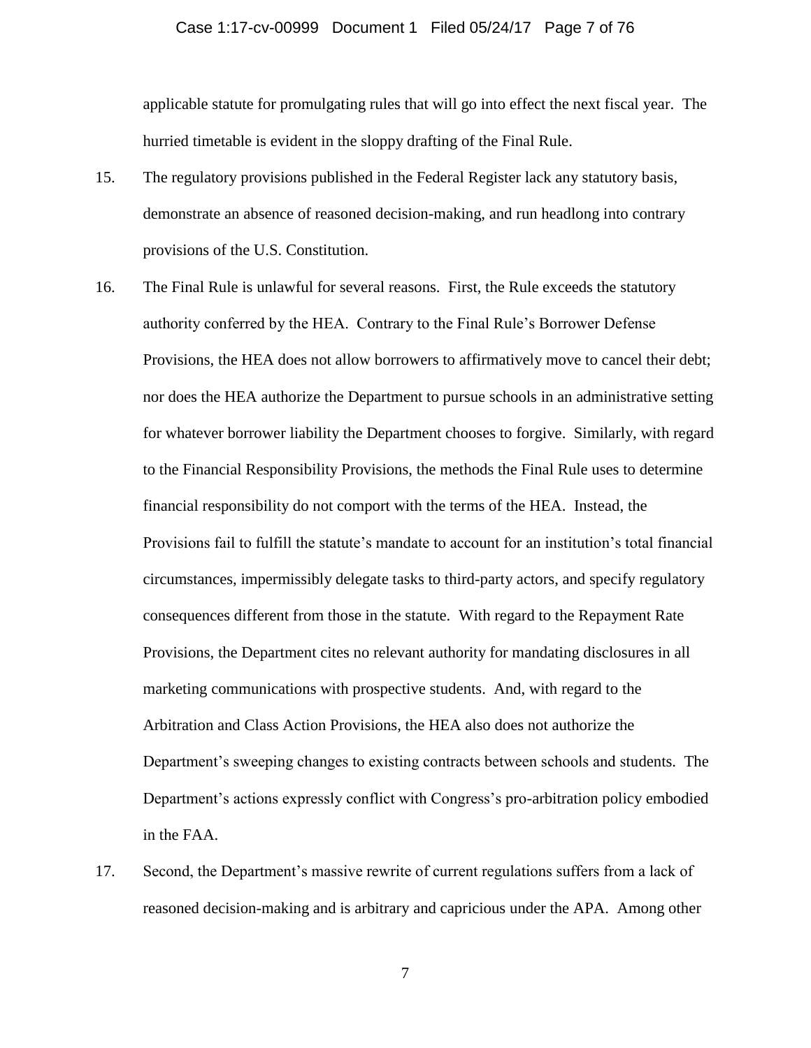applicable statute for promulgating rules that will go into effect the next fiscal year. The hurried timetable is evident in the sloppy drafting of the Final Rule.

15. The regulatory provisions published in the Federal Register lack any statutory basis, demonstrate an absence of reasoned decision-making, and run headlong into contrary provisions of the U.S. Constitution.

16. The Final Rule is unlawful for several reasons. First, the Rule exceeds the statutory authority conferred by the HEA. Contrary to the Final Rule's Borrower Defense Provisions, the HEA does not allow borrowers to affirmatively move to cancel their debt; nor does the HEA authorize the Department to pursue schools in an administrative setting for whatever borrower liability the Department chooses to forgive. Similarly, with regard to the Financial Responsibility Provisions, the methods the Final Rule uses to determine financial responsibility do not comport with the terms of the HEA. Instead, the Provisions fail to fulfill the statute's mandate to account for an institution's total financial circumstances, impermissibly delegate tasks to third-party actors, and specify regulatory consequences different from those in the statute. With regard to the Repayment Rate Provisions, the Department cites no relevant authority for mandating disclosures in all marketing communications with prospective students. And, with regard to the Arbitration and Class Action Provisions, the HEA also does not authorize the Department's sweeping changes to existing contracts between schools and students. The Department's actions expressly conflict with Congress's pro-arbitration policy embodied in the FAA.

17. Second, the Department's massive rewrite of current regulations suffers from a lack of reasoned decision-making and is arbitrary and capricious under the APA. Among other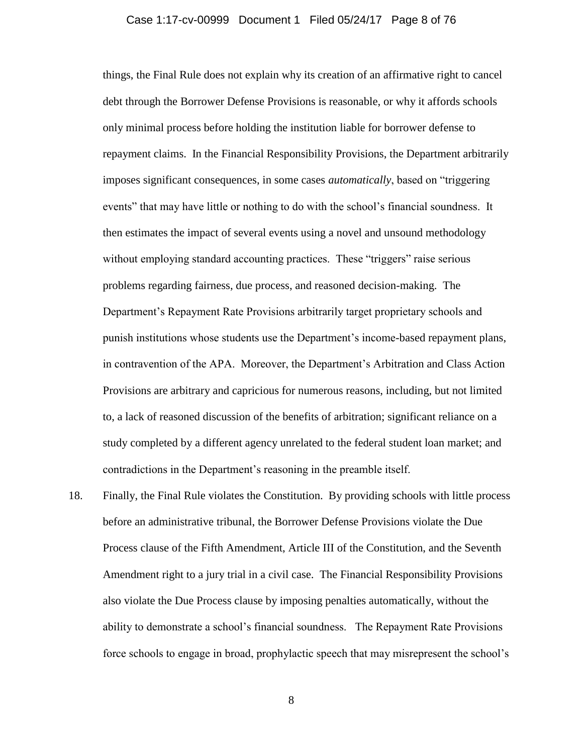things, the Final Rule does not explain why its creation of an affirmative right to cancel debt through the Borrower Defense Provisions is reasonable, or why it affords schools only minimal process before holding the institution liable for borrower defense to repayment claims. In the Financial Responsibility Provisions, the Department arbitrarily imposes significant consequences, in some cases *automatically*, based on "triggering events" that may have little or nothing to do with the school's financial soundness. It then estimates the impact of several events using a novel and unsound methodology without employing standard accounting practices. These "triggers" raise serious problems regarding fairness, due process, and reasoned decision-making. The Department's Repayment Rate Provisions arbitrarily target proprietary schools and punish institutions whose students use the Department's income-based repayment plans, in contravention of the APA. Moreover, the Department's Arbitration and Class Action Provisions are arbitrary and capricious for numerous reasons, including, but not limited to, a lack of reasoned discussion of the benefits of arbitration; significant reliance on a study completed by a different agency unrelated to the federal student loan market; and contradictions in the Department's reasoning in the preamble itself.

18. Finally, the Final Rule violates the Constitution. By providing schools with little process before an administrative tribunal, the Borrower Defense Provisions violate the Due Process clause of the Fifth Amendment, Article III of the Constitution, and the Seventh Amendment right to a jury trial in a civil case. The Financial Responsibility Provisions also violate the Due Process clause by imposing penalties automatically, without the ability to demonstrate a school's financial soundness. The Repayment Rate Provisions force schools to engage in broad, prophylactic speech that may misrepresent the school's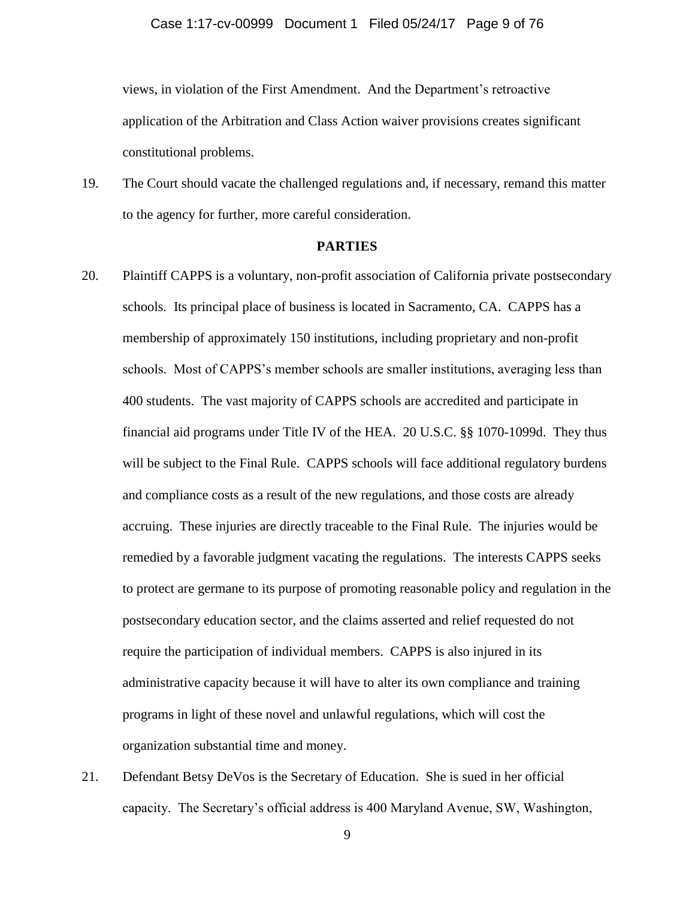views, in violation of the First Amendment. And the Department's retroactive application of the Arbitration and Class Action waiver provisions creates significant constitutional problems.

19. The Court should vacate the challenged regulations and, if necessary, remand this matter to the agency for further, more careful consideration.

## PARTIES

20. Plaintiff CAPPS is a voluntary, non-profit association of California private postsecondary schools. Its principal place of business is located in Sacramento, CA. CAPPS has a membership of approximately 150 institutions, including proprietary and non-profit schools. Most of CAPPS's member schools are smaller institutions, averaging less than 400 students. The vast majority of CAPPS schools are accredited and participate in financial aid programs under Title IV of the HEA. 20 U.S.C. §§ 1070-1099d. They thus will be subject to the Final Rule. CAPPS schools will face additional regulatory burdens and compliance costs as a result of the new regulations, and those costs are already accruing. These injuries are directly traceable to the Final Rule. The injuries would be remedied by a favorable judgment vacating the regulations. The interests CAPPS seeks to protect are germane to its purpose of promoting reasonable policy and regulation in the postsecondary education sector, and the claims asserted and relief requested do not require the participation of individual members. CAPPS is also injured in its administrative capacity because it will have to alter its own compliance and training programs in light of these novel and unlawful regulations, which will cost the organization substantial time and money.

21. Defendant Betsy DeVos is the Secretary of Education. She is sued in her official capacity. The Secretary's official address is 400 Maryland Avenue, SW, Washington,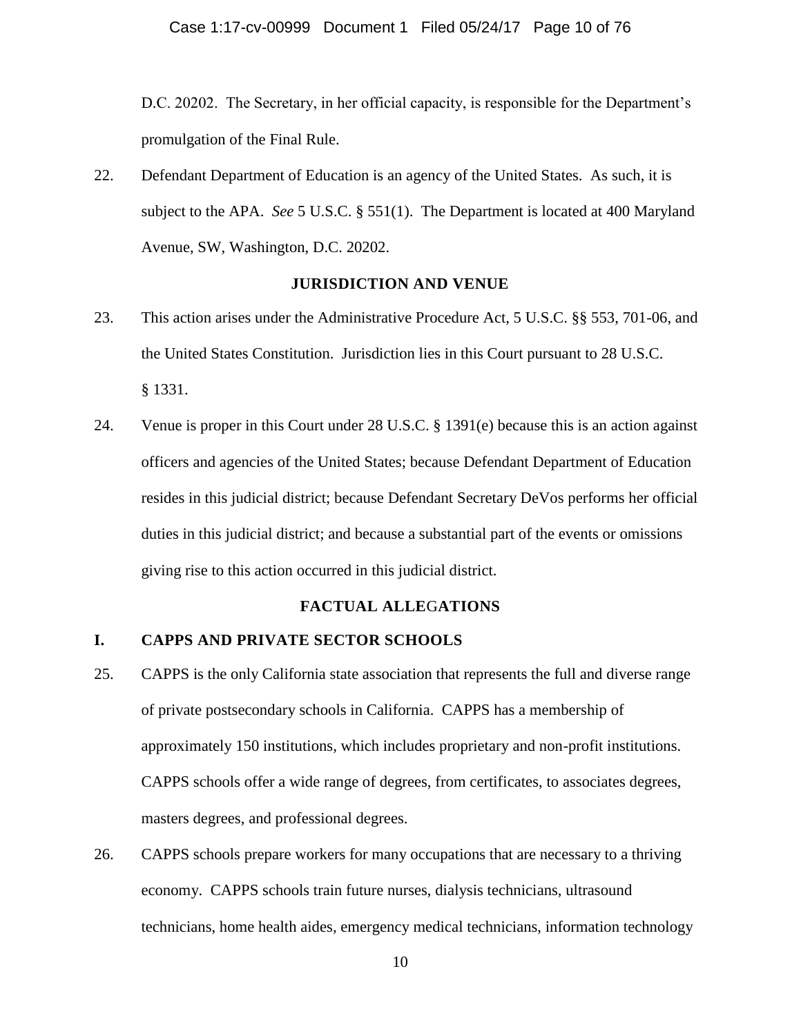D.C. 20202. The Secretary, in her official capacity, is responsible for the Department's promulgation of the Final Rule.

22. Defendant Department of Education is an agency of the United States. As such, it is subject to the APA. *See* 5 U.S.C. § 551(1). The Department is located at 400 Maryland Avenue, SW, Washington, D.C. 20202.

## JURISDICTION AND VENUE

23. This action arises under the Administrative Procedure Act, 5 U.S.C. §§ 553, 701-06, and the United States Constitution. Jurisdiction lies in this Court pursuant to 28 U.S.C. § 1331.

24. Venue is proper in this Court under 28 U.S.C. § 1391(e) because this is an action against officers and agencies of the United States; because Defendant Department of Education resides in this judicial district; because Defendant Secretary DeVos performs her official duties in this judicial district; and because a substantial part of the events or omissions giving rise to this action occurred in this judicial district.

## FACTUAL ALLEGATIONS

### I. CAPPS AND PRIVATE SECTOR SCHOOLS

25. CAPPS is the only California state association that represents the full and diverse range of private postsecondary schools in California. CAPPS has a membership of approximately 150 institutions, which includes proprietary and non-profit institutions. CAPPS schools offer a wide range of degrees, from certificates, to associates degrees, masters degrees, and professional degrees.

26. CAPPS schools prepare workers for many occupations that are necessary to a thriving economy. CAPPS schools train future nurses, dialysis technicians, ultrasound technicians, home health aides, emergency medical technicians, information technology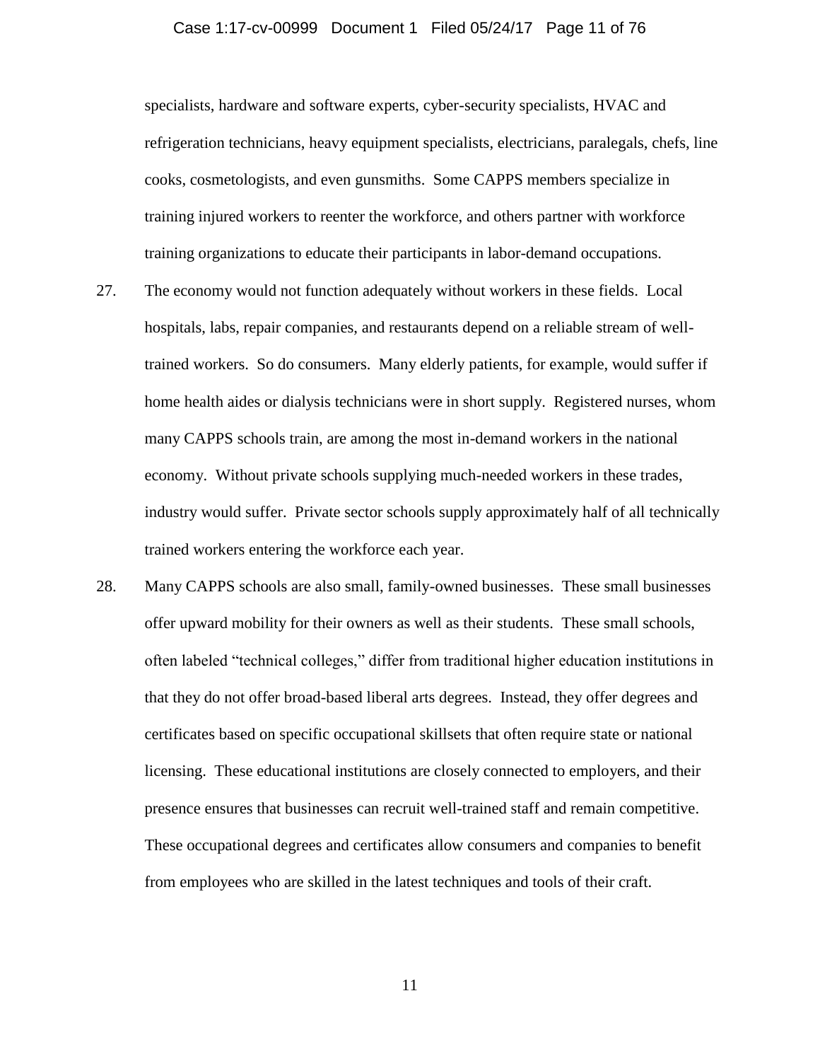specialists, hardware and software experts, cyber-security specialists, HVAC and refrigeration technicians, heavy equipment specialists, electricians, paralegals, chefs, line cooks, cosmetologists, and even gunsmiths. Some CAPPS members specialize in training injured workers to reenter the workforce, and others partner with workforce training organizations to educate their participants in labor-demand occupations.

27. The economy would not function adequately without workers in these fields. Local hospitals, labs, repair companies, and restaurants depend on a reliable stream of well-trained workers. So do consumers. Many elderly patients, for example, would suffer if home health aides or dialysis technicians were in short supply. Registered nurses, whom many CAPPS schools train, are among the most in-demand workers in the national economy. Without private schools supplying much-needed workers in these trades, industry would suffer. Private sector schools supply approximately half of all technically trained workers entering the workforce each year.

28. Many CAPPS schools are also small, family-owned businesses. These small businesses offer upward mobility for their owners as well as their students. These small schools, often labeled "technical colleges," differ from traditional higher education institutions in that they do not offer broad-based liberal arts degrees. Instead, they offer degrees and certificates based on specific occupational skillsets that often require state or national licensing. These educational institutions are closely connected to employers, and their presence ensures that businesses can recruit well-trained staff and remain competitive. These occupational degrees and certificates allow consumers and companies to benefit from employees who are skilled in the latest techniques and tools of their craft.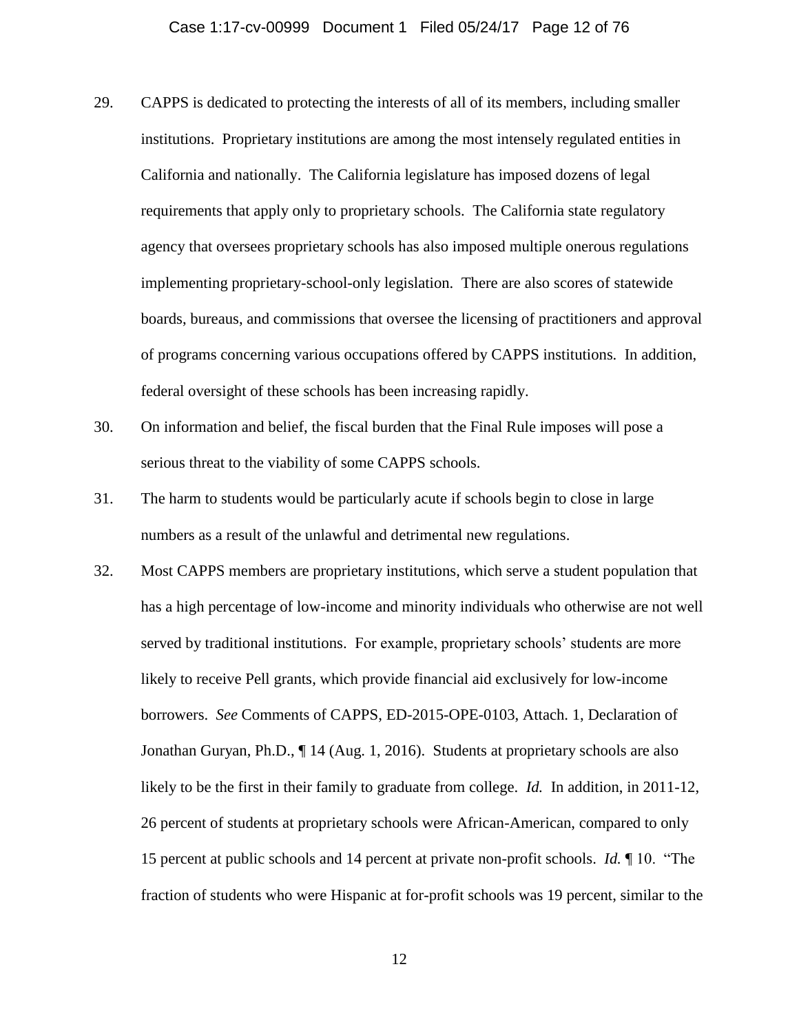29. CAPPS is dedicated to protecting the interests of all of its members, including smaller institutions. Proprietary institutions are among the most intensely regulated entities in California and nationally. The California legislature has imposed dozens of legal requirements that apply only to proprietary schools. The California state regulatory agency that oversees proprietary schools has also imposed multiple onerous regulations implementing proprietary-school-only legislation. There are also scores of statewide boards, bureaus, and commissions that oversee the licensing of practitioners and approval of programs concerning various occupations offered by CAPPS institutions. In addition, federal oversight of these schools has been increasing rapidly.

30. On information and belief, the fiscal burden that the Final Rule imposes will pose a serious threat to the viability of some CAPPS schools.

31. The harm to students would be particularly acute if schools begin to close in large numbers as a result of the unlawful and detrimental new regulations.

32. Most CAPPS members are proprietary institutions, which serve a student population that has a high percentage of low-income and minority individuals who otherwise are not well served by traditional institutions. For example, proprietary schools' students are more likely to receive Pell grants, which provide financial aid exclusively for low-income borrowers. *See* Comments of CAPPS, ED-2015-OPE-0103, Attach. 1, Declaration of Jonathan Guryan, Ph.D., ¶ 14 (Aug. 1, 2016). Students at proprietary schools are also likely to be the first in their family to graduate from college. *Id.* In addition, in 2011-12, 26 percent of students at proprietary schools were African-American, compared to only 15 percent at public schools and 14 percent at private non-profit schools. *Id.* ¶ 10. "The fraction of students who were Hispanic at for-profit schools was 19 percent, similar to the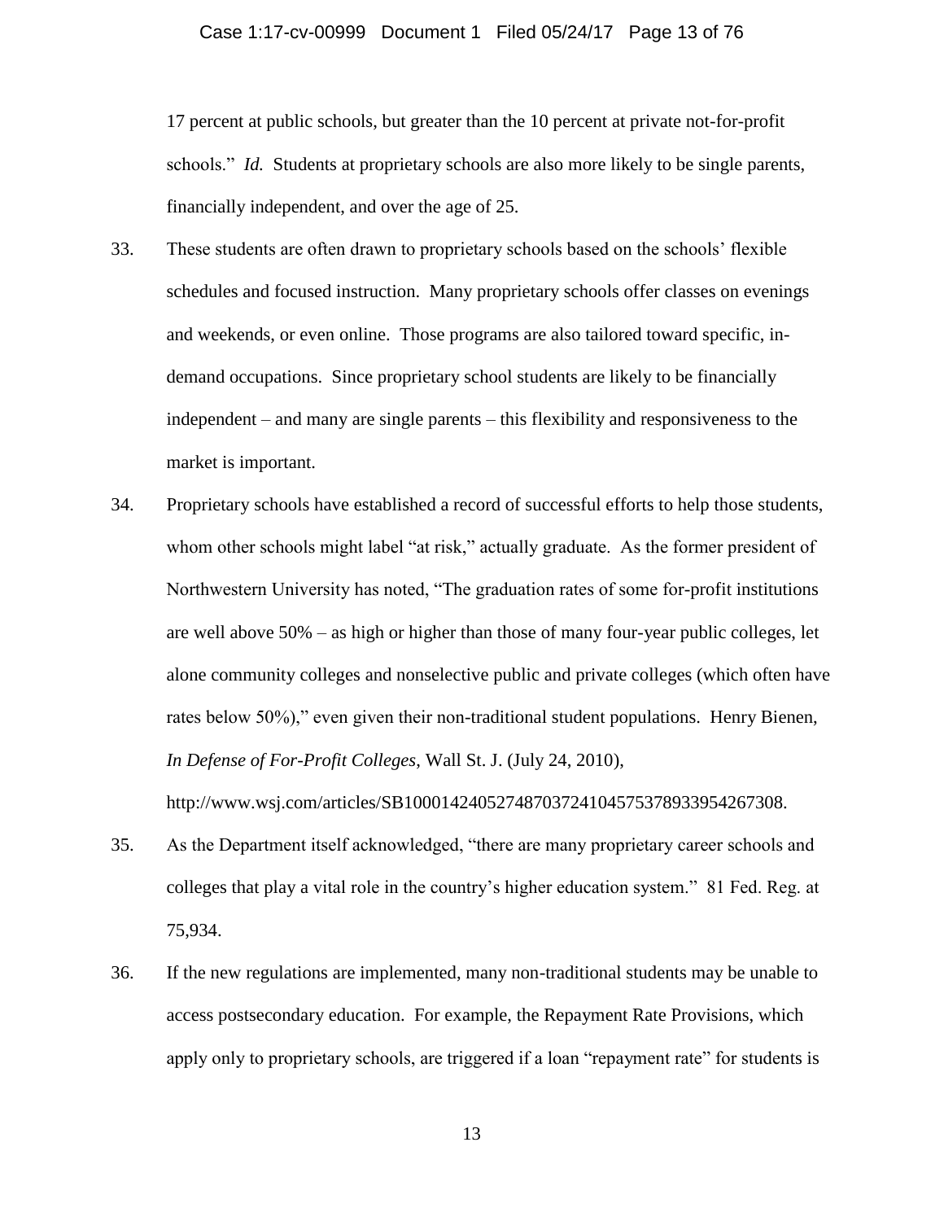17 percent at public schools, but greater than the 10 percent at private not-for-profit schools." *Id.* Students at proprietary schools are also more likely to be single parents, financially independent, and over the age of 25.

33. These students are often drawn to proprietary schools based on the schools' flexible schedules and focused instruction. Many proprietary schools offer classes on evenings and weekends, or even online. Those programs are also tailored toward specific, in-demand occupations. Since proprietary school students are likely to be financially independent – and many are single parents – this flexibility and responsiveness to the market is important.

34. Proprietary schools have established a record of successful efforts to help those students, whom other schools might label "at risk," actually graduate. As the former president of Northwestern University has noted, "The graduation rates of some for-profit institutions are well above 50% – as high or higher than those of many four-year public colleges, let alone community colleges and nonselective public and private colleges (which often have rates below 50%)," even given their non-traditional student populations. Henry Bienen, *In Defense of For-Profit Colleges*, Wall St. J. (July 24, 2010), http://www.wsj.com/articles/SB10001424052748703724104575378933954267308.

35. As the Department itself acknowledged, "there are many proprietary career schools and colleges that play a vital role in the country's higher education system." 81 Fed. Reg. at 75,934.

36. If the new regulations are implemented, many non-traditional students may be unable to access postsecondary education. For example, the Repayment Rate Provisions, which apply only to proprietary schools, are triggered if a loan "repayment rate" for students is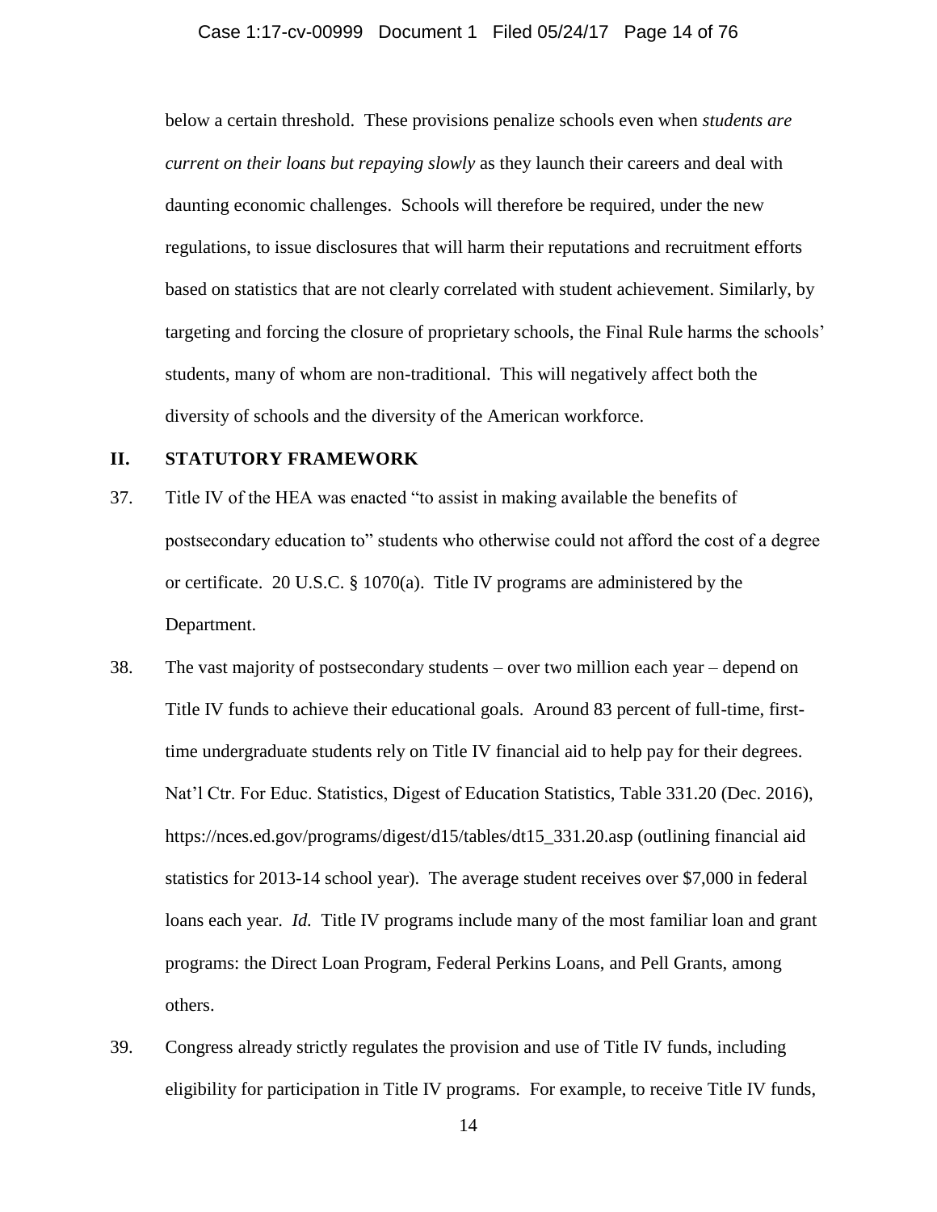below a certain threshold. These provisions penalize schools even when *students are current on their loans but repaying slowly* as they launch their careers and deal with daunting economic challenges. Schools will therefore be required, under the new regulations, to issue disclosures that will harm their reputations and recruitment efforts based on statistics that are not clearly correlated with student achievement. Similarly, by targeting and forcing the closure of proprietary schools, the Final Rule harms the schools' students, many of whom are non-traditional. This will negatively affect both the diversity of schools and the diversity of the American workforce.

## II. STATUTORY FRAMEWORK

37. Title IV of the HEA was enacted "to assist in making available the benefits of postsecondary education to" students who otherwise could not afford the cost of a degree or certificate. 20 U.S.C. § 1070(a). Title IV programs are administered by the Department.

38. The vast majority of postsecondary students – over two million each year – depend on Title IV funds to achieve their educational goals. Around 83 percent of full-time, first-time undergraduate students rely on Title IV financial aid to help pay for their degrees. Nat'l Ctr. For Educ. Statistics, Digest of Education Statistics, Table 331.20 (Dec. 2016), https://nces.ed.gov/programs/digest/d15/tables/dt15_331.20.asp (outlining financial aid statistics for 2013-14 school year). The average student receives over $7,000 in federal loans each year. *Id.* Title IV programs include many of the most familiar loan and grant programs: the Direct Loan Program, Federal Perkins Loans, and Pell Grants, among others.

39. Congress already strictly regulates the provision and use of Title IV funds, including eligibility for participation in Title IV programs. For example, to receive Title IV funds,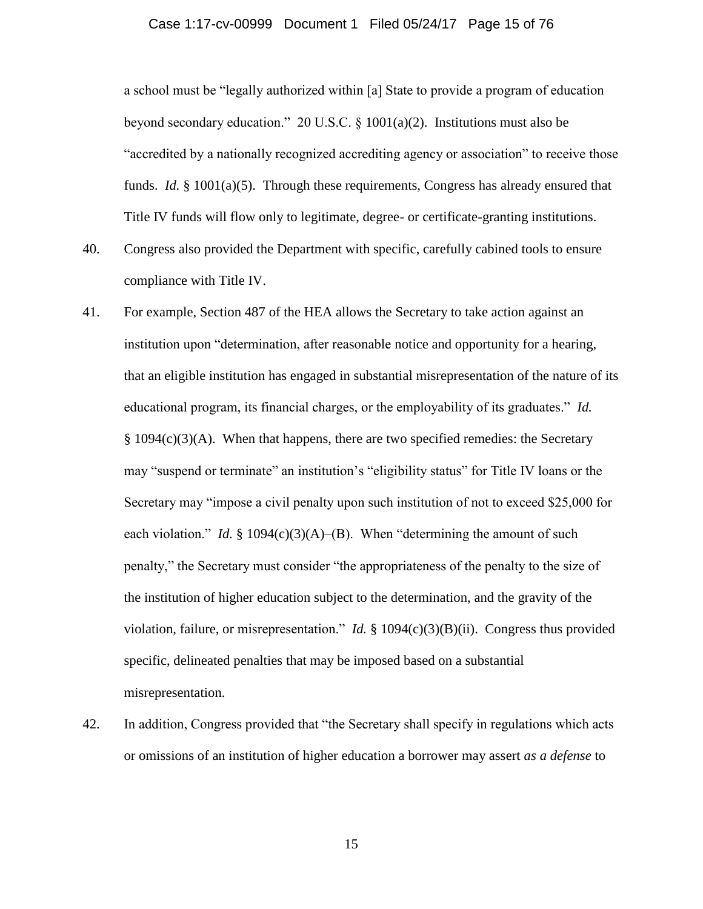a school must be "legally authorized within [a] State to provide a program of education beyond secondary education." 20 U.S.C. § 1001(a)(2). Institutions must also be "accredited by a nationally recognized accrediting agency or association" to receive those funds. *Id.* § 1001(a)(5). Through these requirements, Congress has already ensured that Title IV funds will flow only to legitimate, degree- or certificate-granting institutions.

40. Congress also provided the Department with specific, carefully cabined tools to ensure compliance with Title IV.

41. For example, Section 487 of the HEA allows the Secretary to take action against an institution upon "determination, after reasonable notice and opportunity for a hearing, that an eligible institution has engaged in substantial misrepresentation of the nature of its educational program, its financial charges, or the employability of its graduates." *Id.* § 1094(c)(3)(A). When that happens, there are two specified remedies: the Secretary may "suspend or terminate" an institution's "eligibility status" for Title IV loans or the Secretary may "impose a civil penalty upon such institution of not to exceed $25,000 for each violation." *Id.* § 1094(c)(3)(A)–(B). When "determining the amount of such penalty," the Secretary must consider "the appropriateness of the penalty to the size of the institution of higher education subject to the determination, and the gravity of the violation, failure, or misrepresentation." *Id.* § 1094(c)(3)(B)(ii). Congress thus provided specific, delineated penalties that may be imposed based on a substantial misrepresentation.

42. In addition, Congress provided that "the Secretary shall specify in regulations which acts or omissions of an institution of higher education a borrower may assert *as a defense* to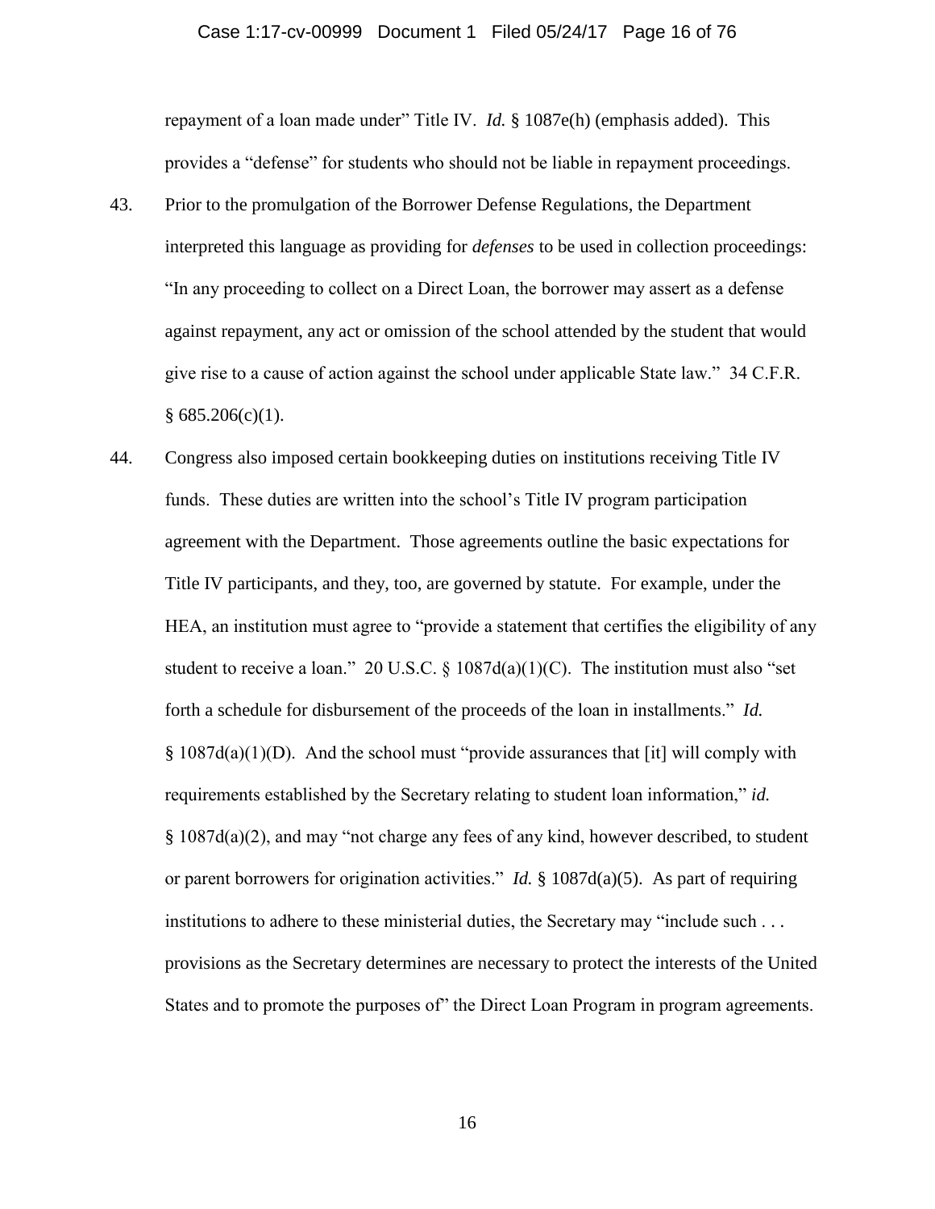repayment of a loan made under" Title IV. *Id.* § 1087e(h) (emphasis added). This provides a "defense" for students who should not be liable in repayment proceedings.

43. Prior to the promulgation of the Borrower Defense Regulations, the Department interpreted this language as providing for *defenses* to be used in collection proceedings: "In any proceeding to collect on a Direct Loan, the borrower may assert as a defense against repayment, any act or omission of the school attended by the student that would give rise to a cause of action against the school under applicable State law." 34 C.F.R. § 685.206(c)(1).

44. Congress also imposed certain bookkeeping duties on institutions receiving Title IV funds. These duties are written into the school's Title IV program participation agreement with the Department. Those agreements outline the basic expectations for Title IV participants, and they, too, are governed by statute. For example, under the HEA, an institution must agree to "provide a statement that certifies the eligibility of any student to receive a loan." 20 U.S.C. § 1087d(a)(1)(C). The institution must also "set forth a schedule for disbursement of the proceeds of the loan in installments." *Id.* § 1087d(a)(1)(D). And the school must "provide assurances that [it] will comply with requirements established by the Secretary relating to student loan information," *id.* § 1087d(a)(2), and may "not charge any fees of any kind, however described, to student or parent borrowers for origination activities." *Id.* § 1087d(a)(5). As part of requiring institutions to adhere to these ministerial duties, the Secretary may "include such . . . provisions as the Secretary determines are necessary to protect the interests of the United States and to promote the purposes of" the Direct Loan Program in program agreements.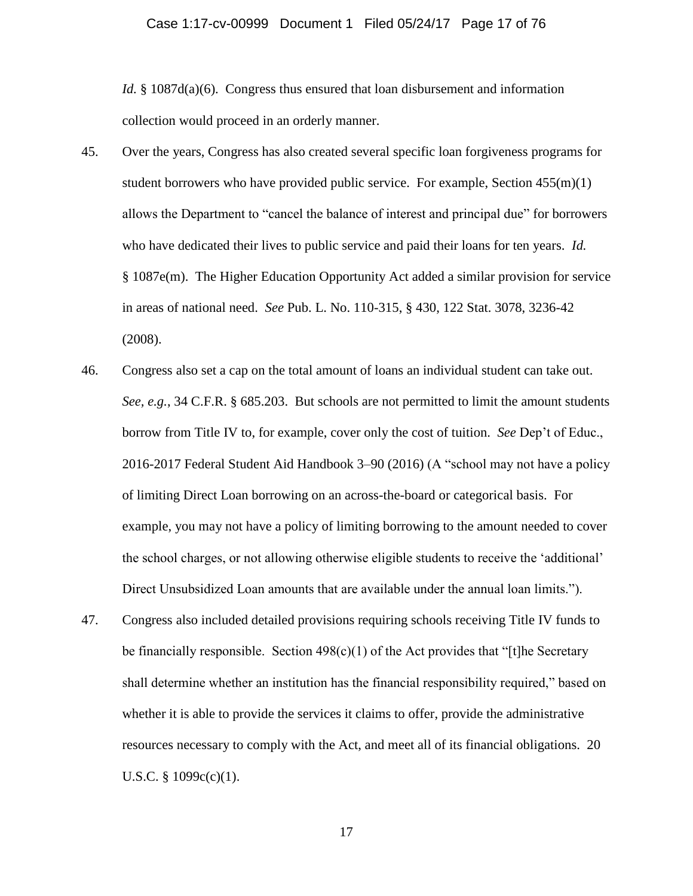*Id.* § 1087d(a)(6). Congress thus ensured that loan disbursement and information collection would proceed in an orderly manner.

45. Over the years, Congress has also created several specific loan forgiveness programs for student borrowers who have provided public service. For example, Section 455(m)(1) allows the Department to "cancel the balance of interest and principal due" for borrowers who have dedicated their lives to public service and paid their loans for ten years. *Id.* § 1087e(m). The Higher Education Opportunity Act added a similar provision for service in areas of national need. *See* Pub. L. No. 110-315, § 430, 122 Stat. 3078, 3236-42 (2008).

46. Congress also set a cap on the total amount of loans an individual student can take out. *See, e.g.*, 34 C.F.R. § 685.203. But schools are not permitted to limit the amount students borrow from Title IV to, for example, cover only the cost of tuition. *See* Dep't of Educ., 2016-2017 Federal Student Aid Handbook 3–90 (2016) (A "school may not have a policy of limiting Direct Loan borrowing on an across-the-board or categorical basis. For example, you may not have a policy of limiting borrowing to the amount needed to cover the school charges, or not allowing otherwise eligible students to receive the 'additional' Direct Unsubsidized Loan amounts that are available under the annual loan limits.").

47. Congress also included detailed provisions requiring schools receiving Title IV funds to be financially responsible. Section 498(c)(1) of the Act provides that "[t]he Secretary shall determine whether an institution has the financial responsibility required," based on whether it is able to provide the services it claims to offer, provide the administrative resources necessary to comply with the Act, and meet all of its financial obligations. 20 U.S.C. § 1099c(c)(1).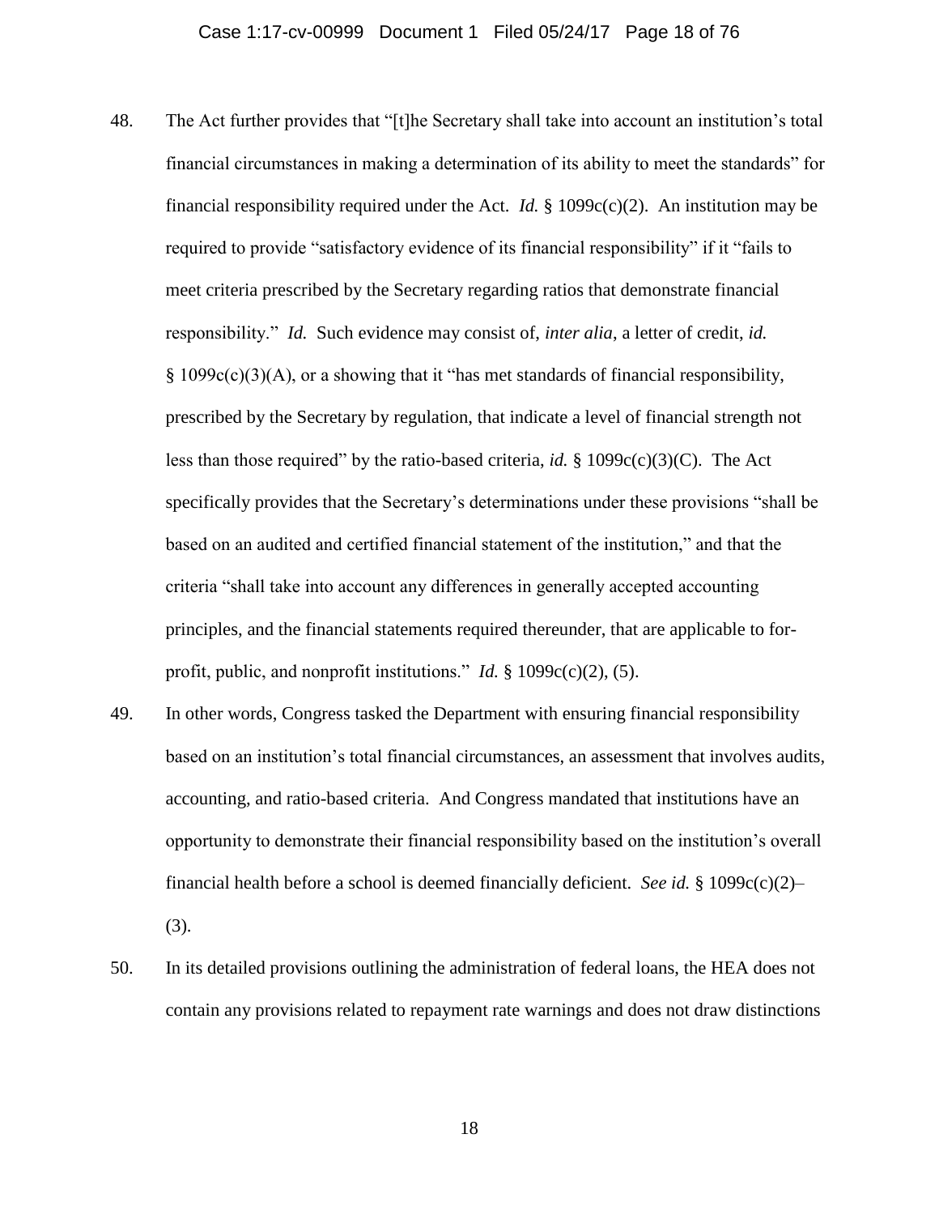48. The Act further provides that "[t]he Secretary shall take into account an institution's total financial circumstances in making a determination of its ability to meet the standards" for financial responsibility required under the Act. *Id.* § 1099c(c)(2). An institution may be required to provide "satisfactory evidence of its financial responsibility" if it "fails to meet criteria prescribed by the Secretary regarding ratios that demonstrate financial responsibility." *Id.* Such evidence may consist of, *inter alia*, a letter of credit, *id.* § 1099c(c)(3)(A), or a showing that it "has met standards of financial responsibility, prescribed by the Secretary by regulation, that indicate a level of financial strength not less than those required" by the ratio-based criteria, *id.* § 1099c(c)(3)(C). The Act specifically provides that the Secretary's determinations under these provisions "shall be based on an audited and certified financial statement of the institution," and that the criteria "shall take into account any differences in generally accepted accounting principles, and the financial statements required thereunder, that are applicable to for-profit, public, and nonprofit institutions." *Id.* § 1099c(c)(2), (5).

49. In other words, Congress tasked the Department with ensuring financial responsibility based on an institution's total financial circumstances, an assessment that involves audits, accounting, and ratio-based criteria. And Congress mandated that institutions have an opportunity to demonstrate their financial responsibility based on the institution's overall financial health before a school is deemed financially deficient. *See id.* § 1099c(c)(2)–(3).

50. In its detailed provisions outlining the administration of federal loans, the HEA does not contain any provisions related to repayment rate warnings and does not draw distinctions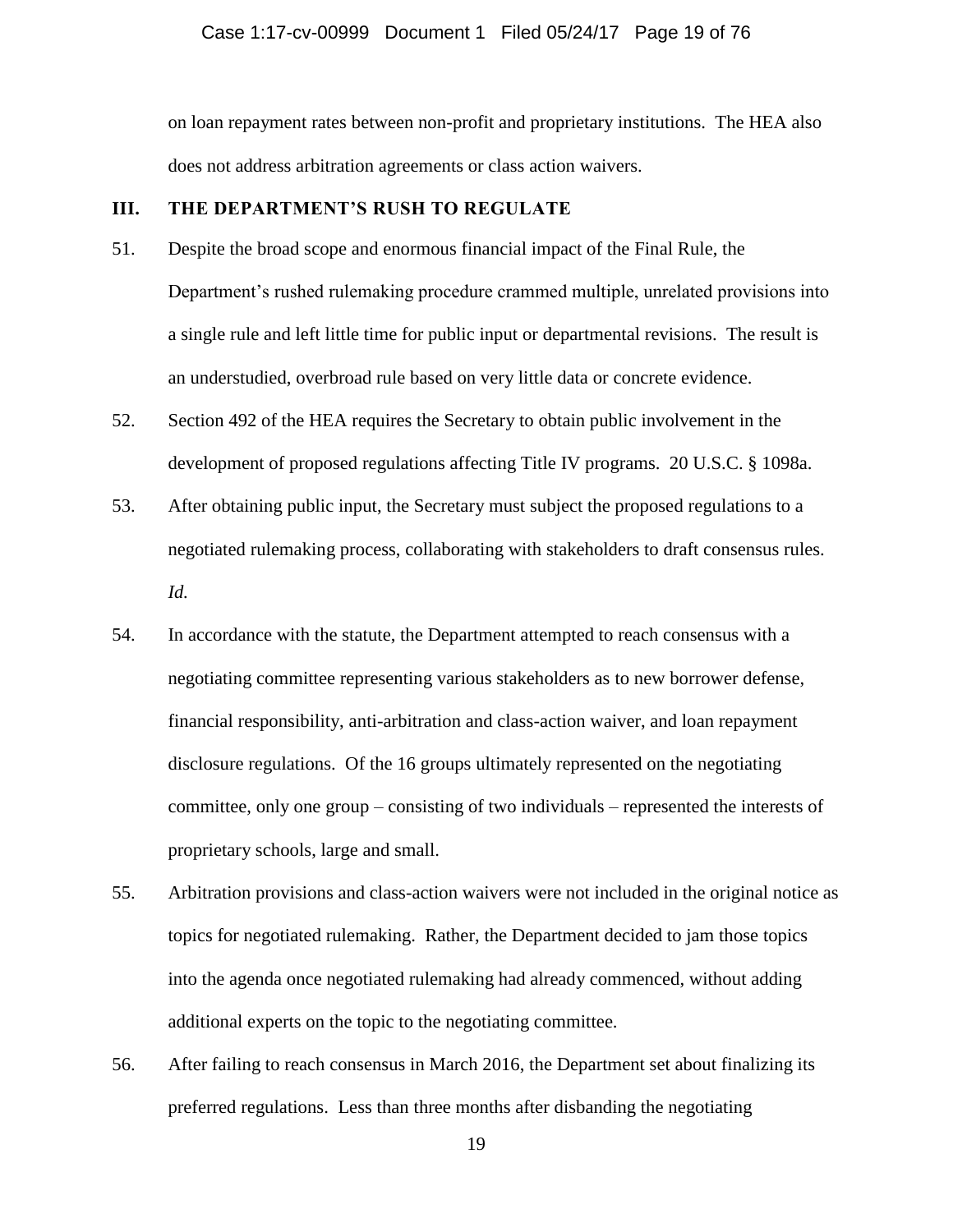on loan repayment rates between non-profit and proprietary institutions. The HEA also does not address arbitration agreements or class action waivers.

## III. THE DEPARTMENT'S RUSH TO REGULATE

51. Despite the broad scope and enormous financial impact of the Final Rule, the Department's rushed rulemaking procedure crammed multiple, unrelated provisions into a single rule and left little time for public input or departmental revisions. The result is an understudied, overbroad rule based on very little data or concrete evidence.

52. Section 492 of the HEA requires the Secretary to obtain public involvement in the development of proposed regulations affecting Title IV programs. 20 U.S.C. § 1098a.

53. After obtaining public input, the Secretary must subject the proposed regulations to a negotiated rulemaking process, collaborating with stakeholders to draft consensus rules. *Id.*

54. In accordance with the statute, the Department attempted to reach consensus with a negotiating committee representing various stakeholders as to new borrower defense, financial responsibility, anti-arbitration and class-action waiver, and loan repayment disclosure regulations. Of the 16 groups ultimately represented on the negotiating committee, only one group – consisting of two individuals – represented the interests of proprietary schools, large and small.

55. Arbitration provisions and class-action waivers were not included in the original notice as topics for negotiated rulemaking. Rather, the Department decided to jam those topics into the agenda once negotiated rulemaking had already commenced, without adding additional experts on the topic to the negotiating committee.

56. After failing to reach consensus in March 2016, the Department set about finalizing its preferred regulations. Less than three months after disbanding the negotiating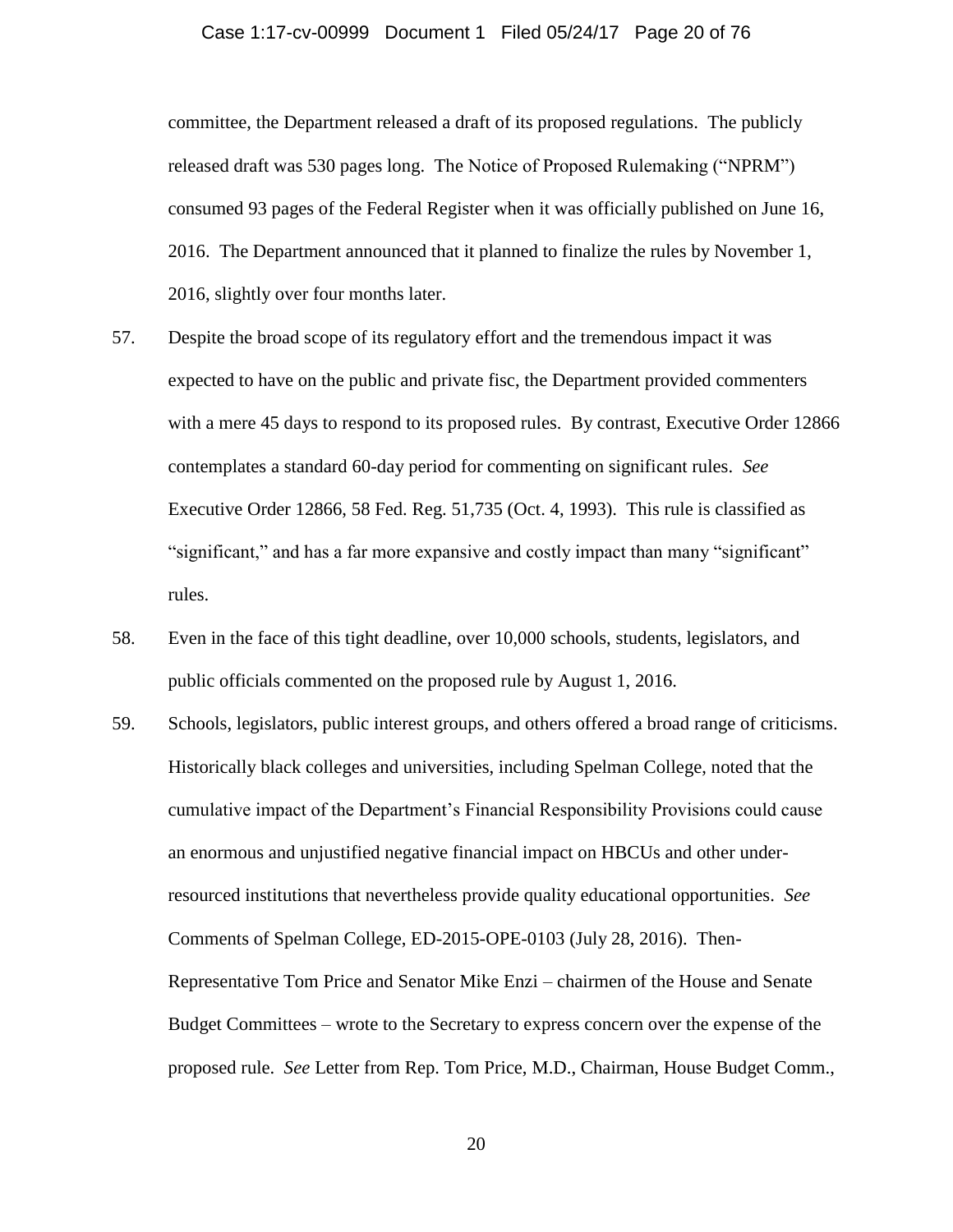committee, the Department released a draft of its proposed regulations. The publicly released draft was 530 pages long. The Notice of Proposed Rulemaking ("NPRM") consumed 93 pages of the Federal Register when it was officially published on June 16, 2016. The Department announced that it planned to finalize the rules by November 1, 2016, slightly over four months later.

57. Despite the broad scope of its regulatory effort and the tremendous impact it was expected to have on the public and private fisc, the Department provided commenters with a mere 45 days to respond to its proposed rules. By contrast, Executive Order 12866 contemplates a standard 60-day period for commenting on significant rules. *See* Executive Order 12866, 58 Fed. Reg. 51,735 (Oct. 4, 1993). This rule is classified as "significant," and has a far more expansive and costly impact than many "significant" rules.

58. Even in the face of this tight deadline, over 10,000 schools, students, legislators, and public officials commented on the proposed rule by August 1, 2016.

59. Schools, legislators, public interest groups, and others offered a broad range of criticisms. Historically black colleges and universities, including Spelman College, noted that the cumulative impact of the Department's Financial Responsibility Provisions could cause an enormous and unjustified negative financial impact on HBCUs and other under-resourced institutions that nevertheless provide quality educational opportunities. *See* Comments of Spelman College, ED-2015-OPE-0103 (July 28, 2016). Then-Representative Tom Price and Senator Mike Enzi – chairmen of the House and Senate Budget Committees – wrote to the Secretary to express concern over the expense of the proposed rule. *See* Letter from Rep. Tom Price, M.D., Chairman, House Budget Comm.,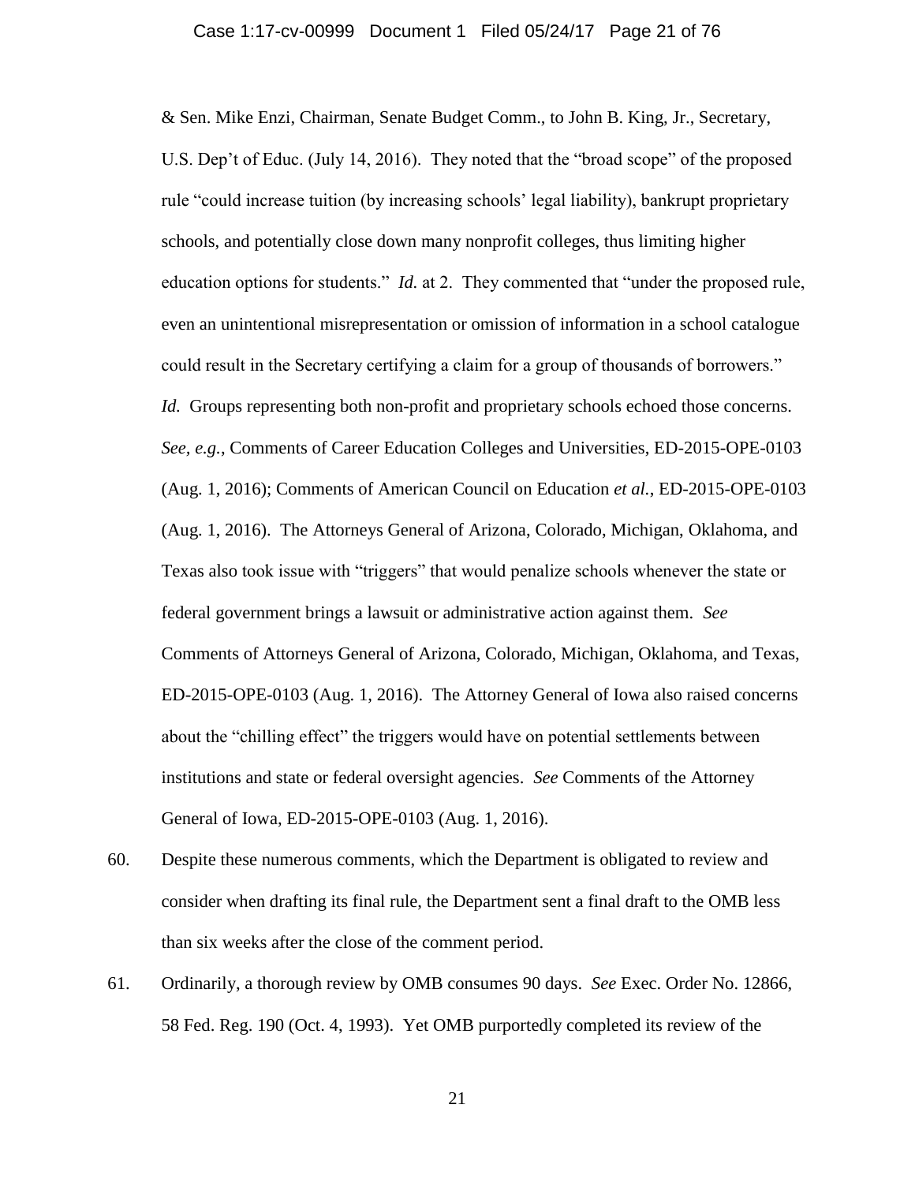& Sen. Mike Enzi, Chairman, Senate Budget Comm., to John B. King, Jr., Secretary, U.S. Dep't of Educ. (July 14, 2016). They noted that the "broad scope" of the proposed rule "could increase tuition (by increasing schools' legal liability), bankrupt proprietary schools, and potentially close down many nonprofit colleges, thus limiting higher education options for students." *Id.* at 2. They commented that "under the proposed rule, even an unintentional misrepresentation or omission of information in a school catalogue could result in the Secretary certifying a claim for a group of thousands of borrowers." *Id.* Groups representing both non-profit and proprietary schools echoed those concerns. *See, e.g.*, Comments of Career Education Colleges and Universities, ED-2015-OPE-0103 (Aug. 1, 2016); Comments of American Council on Education *et al.*, ED-2015-OPE-0103 (Aug. 1, 2016). The Attorneys General of Arizona, Colorado, Michigan, Oklahoma, and Texas also took issue with "triggers" that would penalize schools whenever the state or federal government brings a lawsuit or administrative action against them. *See* Comments of Attorneys General of Arizona, Colorado, Michigan, Oklahoma, and Texas, ED-2015-OPE-0103 (Aug. 1, 2016). The Attorney General of Iowa also raised concerns about the "chilling effect" the triggers would have on potential settlements between institutions and state or federal oversight agencies. *See* Comments of the Attorney General of Iowa, ED-2015-OPE-0103 (Aug. 1, 2016).

60. Despite these numerous comments, which the Department is obligated to review and consider when drafting its final rule, the Department sent a final draft to the OMB less than six weeks after the close of the comment period.

61. Ordinarily, a thorough review by OMB consumes 90 days. *See* Exec. Order No. 12866, 58 Fed. Reg. 190 (Oct. 4, 1993). Yet OMB purportedly completed its review of the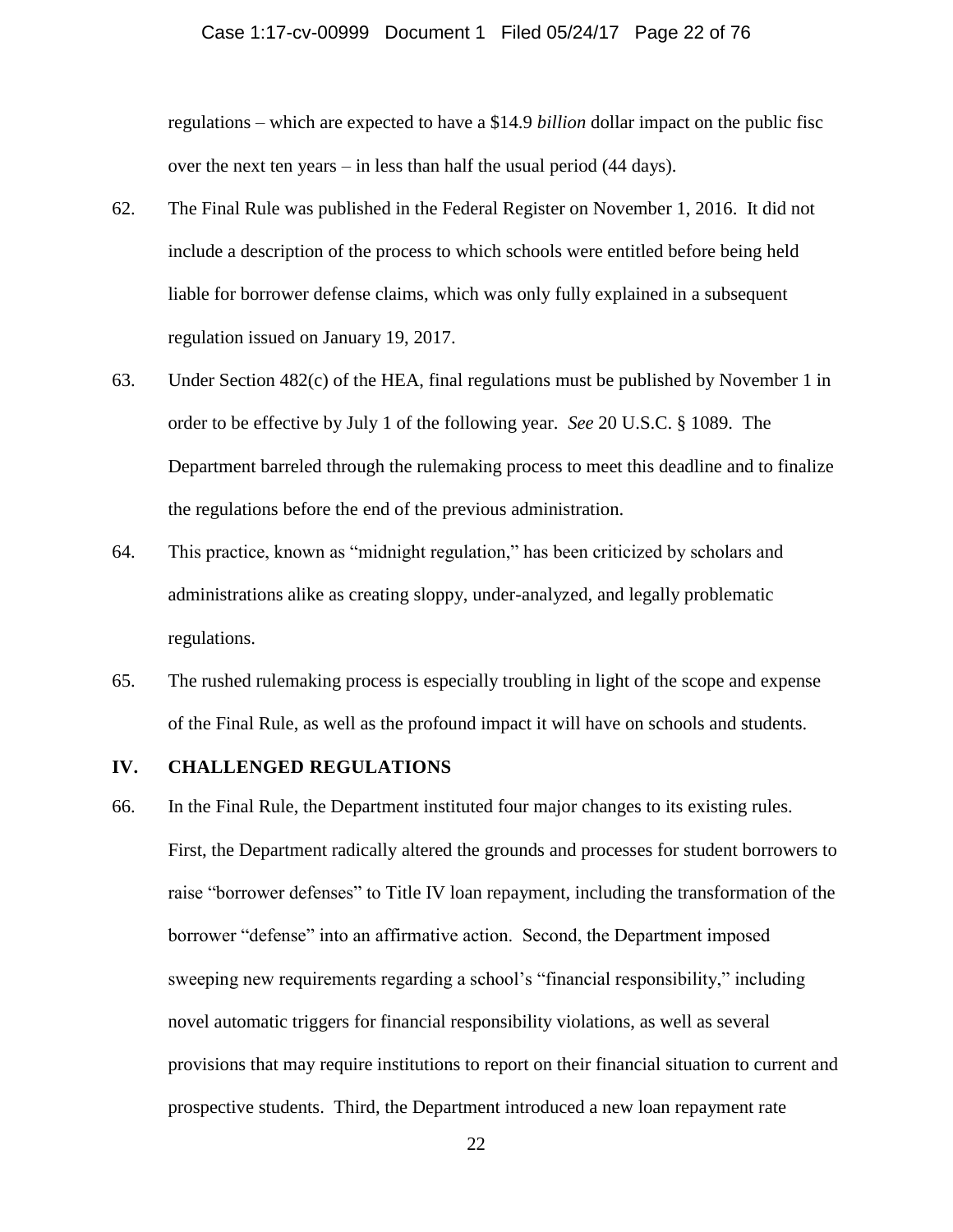regulations – which are expected to have a $14.9 *billion* dollar impact on the public fisc over the next ten years – in less than half the usual period (44 days).

62. The Final Rule was published in the Federal Register on November 1, 2016. It did not include a description of the process to which schools were entitled before being held liable for borrower defense claims, which was only fully explained in a subsequent regulation issued on January 19, 2017.

63. Under Section 482(c) of the HEA, final regulations must be published by November 1 in order to be effective by July 1 of the following year. *See* 20 U.S.C. § 1089. The Department barreled through the rulemaking process to meet this deadline and to finalize the regulations before the end of the previous administration.

64. This practice, known as "midnight regulation," has been criticized by scholars and administrations alike as creating sloppy, under-analyzed, and legally problematic regulations.

65. The rushed rulemaking process is especially troubling in light of the scope and expense of the Final Rule, as well as the profound impact it will have on schools and students.

## IV. CHALLENGED REGULATIONS

66. In the Final Rule, the Department instituted four major changes to its existing rules. First, the Department radically altered the grounds and processes for student borrowers to raise "borrower defenses" to Title IV loan repayment, including the transformation of the borrower "defense" into an affirmative action. Second, the Department imposed sweeping new requirements regarding a school's "financial responsibility," including novel automatic triggers for financial responsibility violations, as well as several provisions that may require institutions to report on their financial situation to current and prospective students. Third, the Department introduced a new loan repayment rate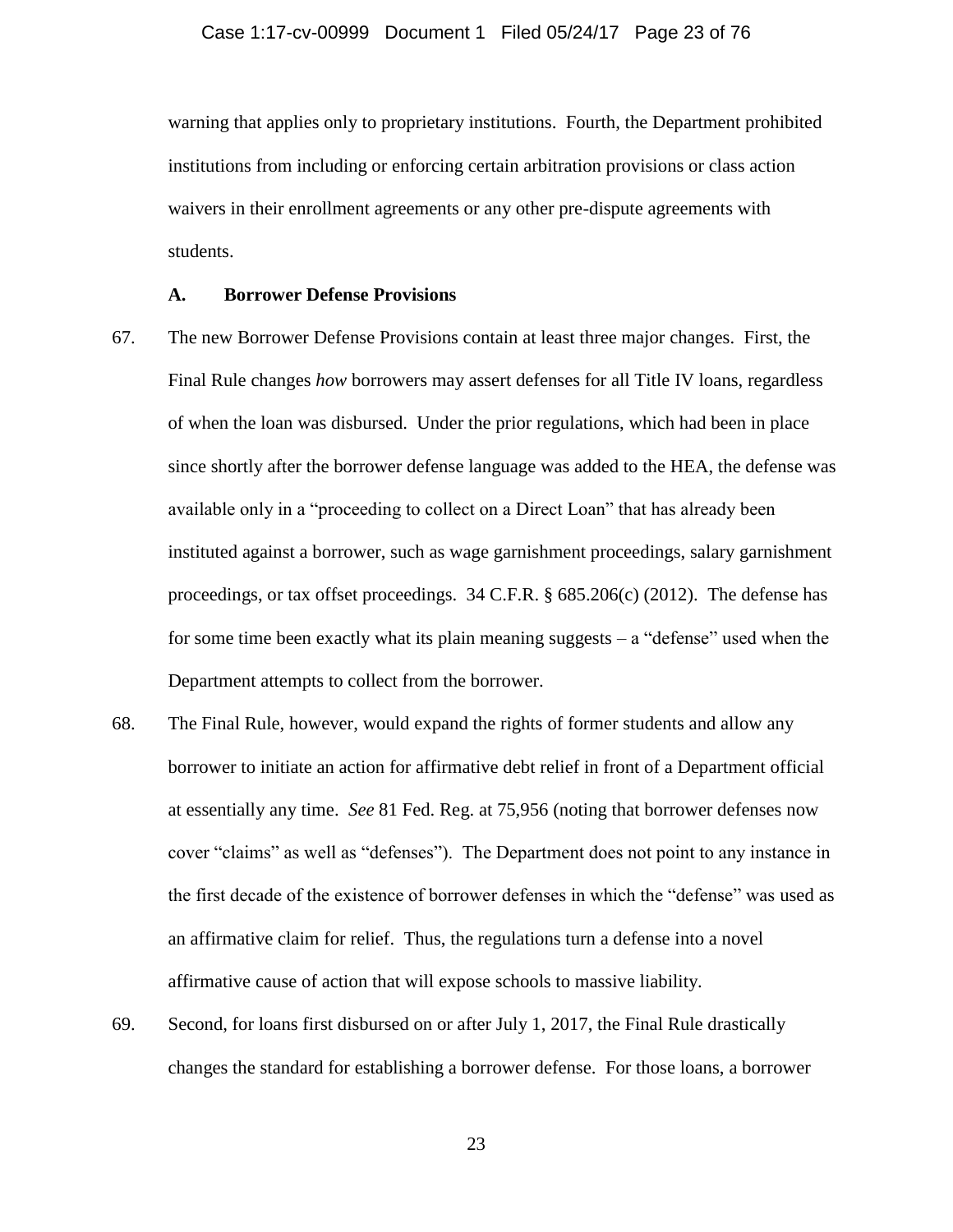warning that applies only to proprietary institutions. Fourth, the Department prohibited institutions from including or enforcing certain arbitration provisions or class action waivers in their enrollment agreements or any other pre-dispute agreements with students.

### A. Borrower Defense Provisions

67. The new Borrower Defense Provisions contain at least three major changes. First, the Final Rule changes *how* borrowers may assert defenses for all Title IV loans, regardless of when the loan was disbursed. Under the prior regulations, which had been in place since shortly after the borrower defense language was added to the HEA, the defense was available only in a "proceeding to collect on a Direct Loan" that has already been instituted against a borrower, such as wage garnishment proceedings, salary garnishment proceedings, or tax offset proceedings. 34 C.F.R. § 685.206(c) (2012). The defense has for some time been exactly what its plain meaning suggests – a "defense" used when the Department attempts to collect from the borrower.

68. The Final Rule, however, would expand the rights of former students and allow any borrower to initiate an action for affirmative debt relief in front of a Department official at essentially any time. *See* 81 Fed. Reg. at 75,956 (noting that borrower defenses now cover "claims" as well as "defenses"). The Department does not point to any instance in the first decade of the existence of borrower defenses in which the "defense" was used as an affirmative claim for relief. Thus, the regulations turn a defense into a novel affirmative cause of action that will expose schools to massive liability.

69. Second, for loans first disbursed on or after July 1, 2017, the Final Rule drastically changes the standard for establishing a borrower defense. For those loans, a borrower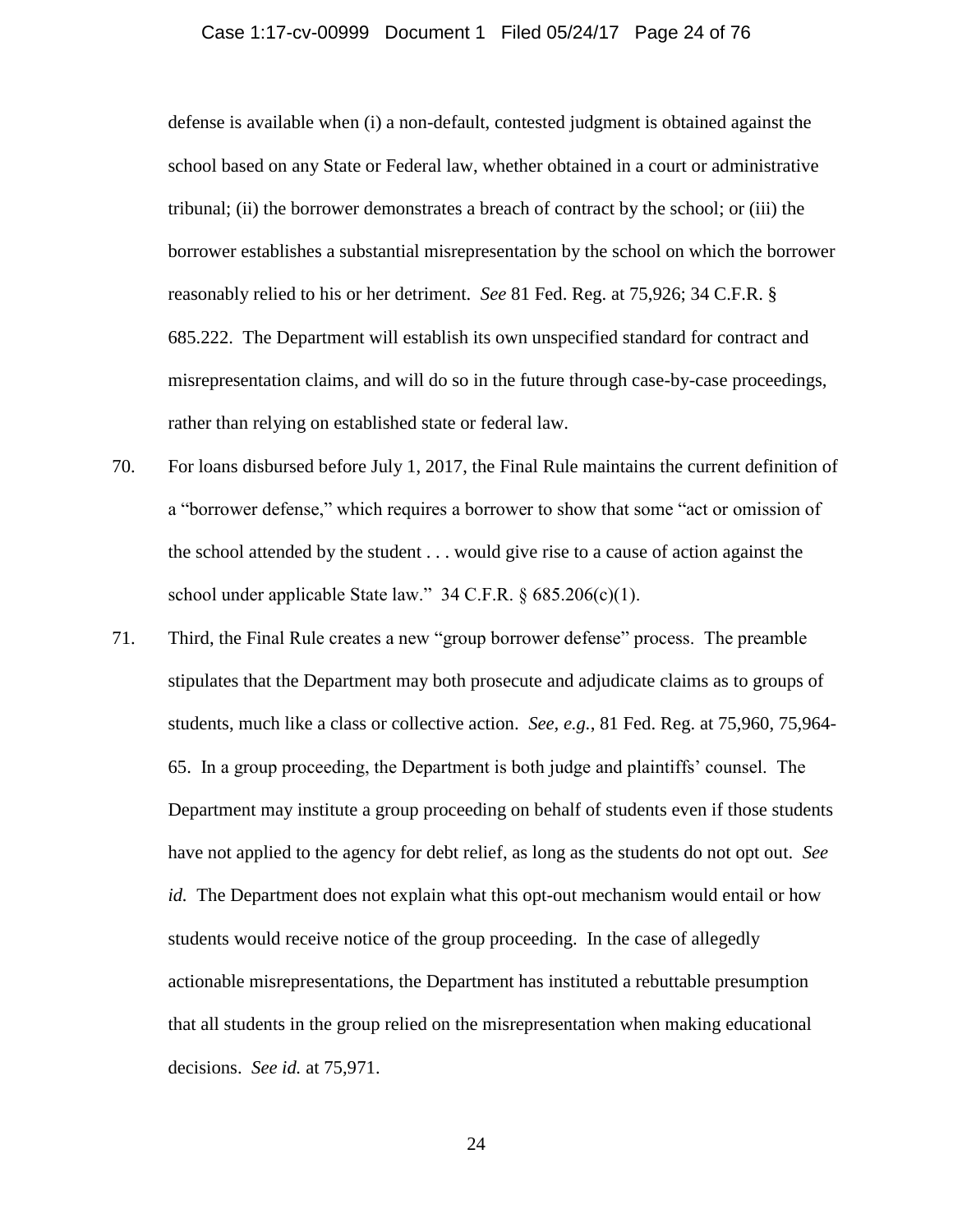defense is available when (i) a non-default, contested judgment is obtained against the school based on any State or Federal law, whether obtained in a court or administrative tribunal; (ii) the borrower demonstrates a breach of contract by the school; or (iii) the borrower establishes a substantial misrepresentation by the school on which the borrower reasonably relied to his or her detriment. *See* 81 Fed. Reg. at 75,926; 34 C.F.R. § 685.222. The Department will establish its own unspecified standard for contract and misrepresentation claims, and will do so in the future through case-by-case proceedings, rather than relying on established state or federal law.

70. For loans disbursed before July 1, 2017, the Final Rule maintains the current definition of a "borrower defense," which requires a borrower to show that some "act or omission of the school attended by the student . . . would give rise to a cause of action against the school under applicable State law." 34 C.F.R. § 685.206(c)(1).

71. Third, the Final Rule creates a new "group borrower defense" process. The preamble stipulates that the Department may both prosecute and adjudicate claims as to groups of students, much like a class or collective action. *See, e.g.*, 81 Fed. Reg. at 75,960, 75,964-65. In a group proceeding, the Department is both judge and plaintiffs' counsel. The Department may institute a group proceeding on behalf of students even if those students have not applied to the agency for debt relief, as long as the students do not opt out. *See id.* The Department does not explain what this opt-out mechanism would entail or how students would receive notice of the group proceeding. In the case of allegedly actionable misrepresentations, the Department has instituted a rebuttable presumption that all students in the group relied on the misrepresentation when making educational decisions. *See id.* at 75,971.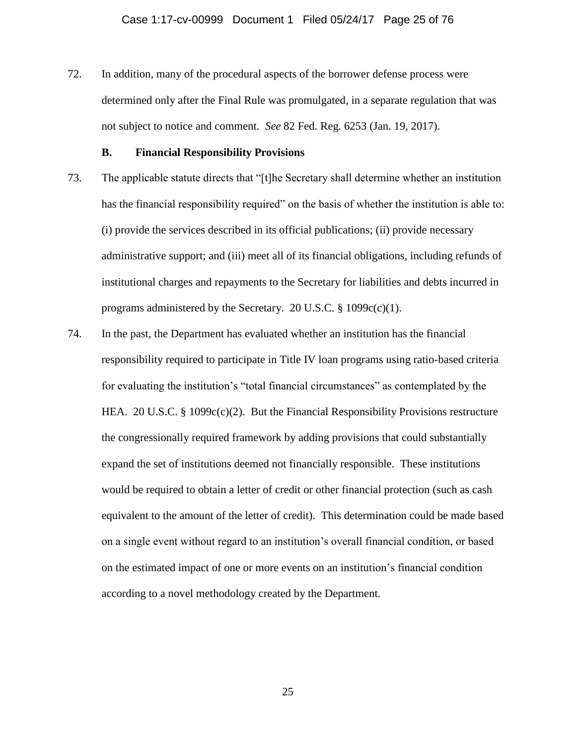72. In addition, many of the procedural aspects of the borrower defense process were determined only after the Final Rule was promulgated, in a separate regulation that was not subject to notice and comment. *See* 82 Fed. Reg. 6253 (Jan. 19, 2017).

### B. Financial Responsibility Provisions

73. The applicable statute directs that "[t]he Secretary shall determine whether an institution has the financial responsibility required" on the basis of whether the institution is able to: (i) provide the services described in its official publications; (ii) provide necessary administrative support; and (iii) meet all of its financial obligations, including refunds of institutional charges and repayments to the Secretary for liabilities and debts incurred in programs administered by the Secretary. 20 U.S.C. § 1099c(c)(1).

74. In the past, the Department has evaluated whether an institution has the financial responsibility required to participate in Title IV loan programs using ratio-based criteria for evaluating the institution's "total financial circumstances" as contemplated by the HEA. 20 U.S.C. § 1099c(c)(2). But the Financial Responsibility Provisions restructure the congressionally required framework by adding provisions that could substantially expand the set of institutions deemed not financially responsible. These institutions would be required to obtain a letter of credit or other financial protection (such as cash equivalent to the amount of the letter of credit). This determination could be made based on a single event without regard to an institution's overall financial condition, or based on the estimated impact of one or more events on an institution's financial condition according to a novel methodology created by the Department.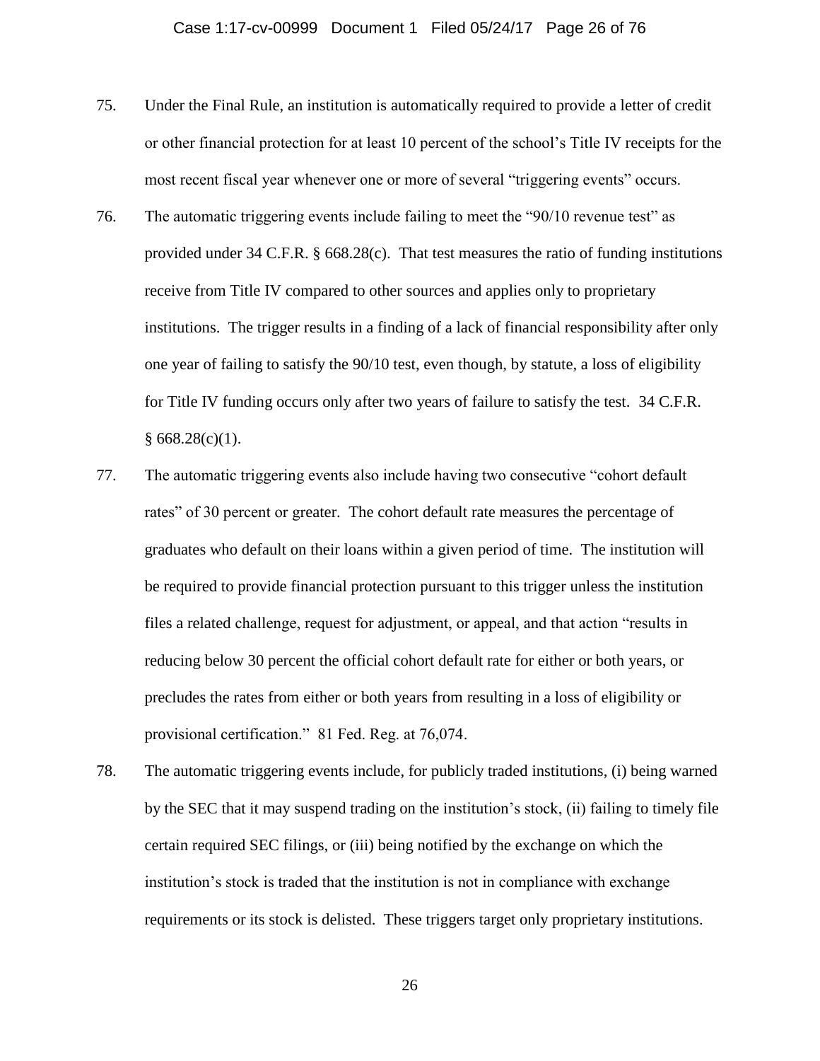75. Under the Final Rule, an institution is automatically required to provide a letter of credit or other financial protection for at least 10 percent of the school's Title IV receipts for the most recent fiscal year whenever one or more of several "triggering events" occurs.

76. The automatic triggering events include failing to meet the "90/10 revenue test" as provided under 34 C.F.R. § 668.28(c). That test measures the ratio of funding institutions receive from Title IV compared to other sources and applies only to proprietary institutions. The trigger results in a finding of a lack of financial responsibility after only one year of failing to satisfy the 90/10 test, even though, by statute, a loss of eligibility for Title IV funding occurs only after two years of failure to satisfy the test. 34 C.F.R. § 668.28(c)(1).

77. The automatic triggering events also include having two consecutive "cohort default rates" of 30 percent or greater. The cohort default rate measures the percentage of graduates who default on their loans within a given period of time. The institution will be required to provide financial protection pursuant to this trigger unless the institution files a related challenge, request for adjustment, or appeal, and that action "results in reducing below 30 percent the official cohort default rate for either or both years, or precludes the rates from either or both years from resulting in a loss of eligibility or provisional certification." 81 Fed. Reg. at 76,074.

78. The automatic triggering events include, for publicly traded institutions, (i) being warned by the SEC that it may suspend trading on the institution's stock, (ii) failing to timely file certain required SEC filings, or (iii) being notified by the exchange on which the institution's stock is traded that the institution is not in compliance with exchange requirements or its stock is delisted. These triggers target only proprietary institutions.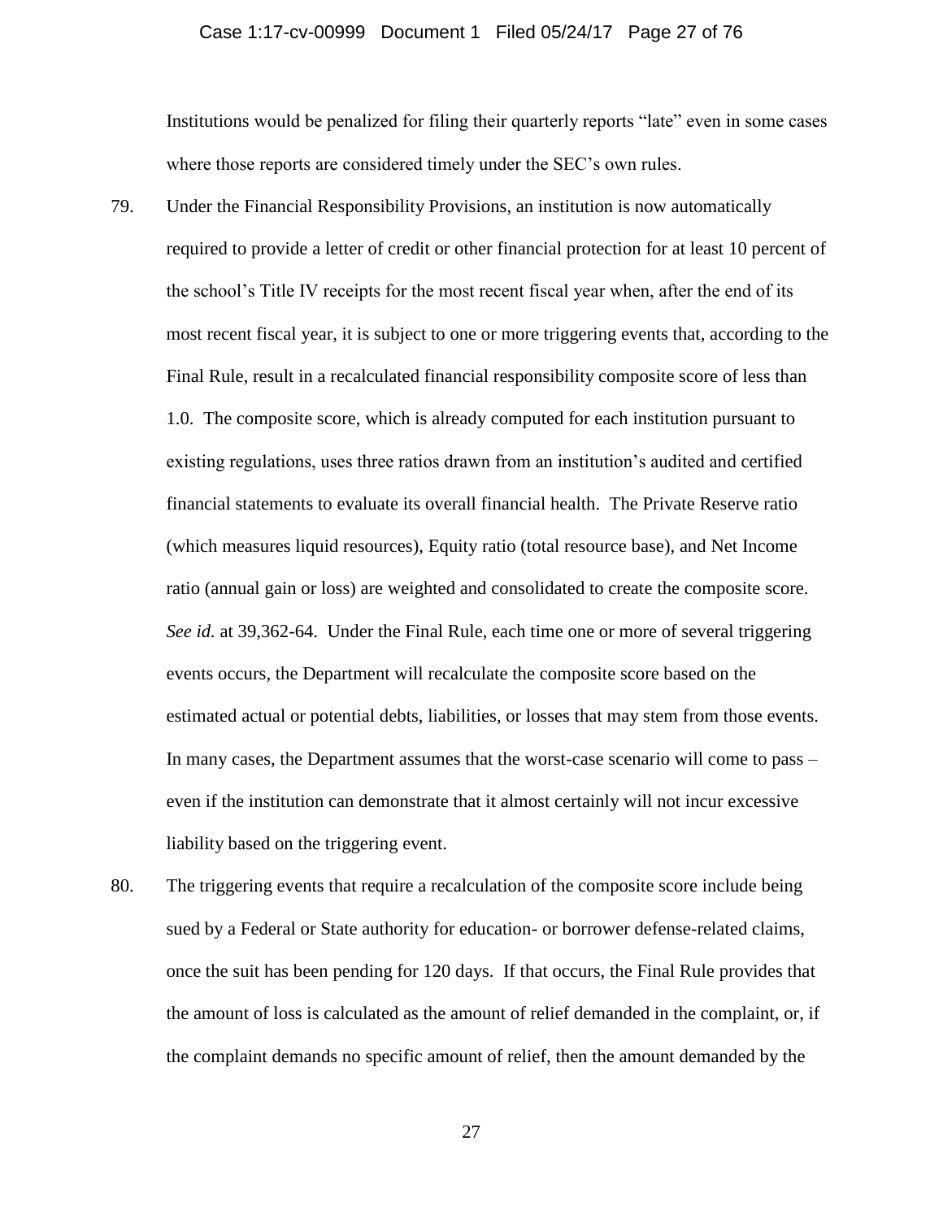Institutions would be penalized for filing their quarterly reports "late" even in some cases where those reports are considered timely under the SEC's own rules.

79. Under the Financial Responsibility Provisions, an institution is now automatically required to provide a letter of credit or other financial protection for at least 10 percent of the school's Title IV receipts for the most recent fiscal year when, after the end of its most recent fiscal year, it is subject to one or more triggering events that, according to the Final Rule, result in a recalculated financial responsibility composite score of less than 1.0. The composite score, which is already computed for each institution pursuant to existing regulations, uses three ratios drawn from an institution's audited and certified financial statements to evaluate its overall financial health. The Private Reserve ratio (which measures liquid resources), Equity ratio (total resource base), and Net Income ratio (annual gain or loss) are weighted and consolidated to create the composite score. *See id.* at 39,362-64. Under the Final Rule, each time one or more of several triggering events occurs, the Department will recalculate the composite score based on the estimated actual or potential debts, liabilities, or losses that may stem from those events. In many cases, the Department assumes that the worst-case scenario will come to pass – even if the institution can demonstrate that it almost certainly will not incur excessive liability based on the triggering event.

80. The triggering events that require a recalculation of the composite score include being sued by a Federal or State authority for education- or borrower defense-related claims, once the suit has been pending for 120 days. If that occurs, the Final Rule provides that the amount of loss is calculated as the amount of relief demanded in the complaint, or, if the complaint demands no specific amount of relief, then the amount demanded by the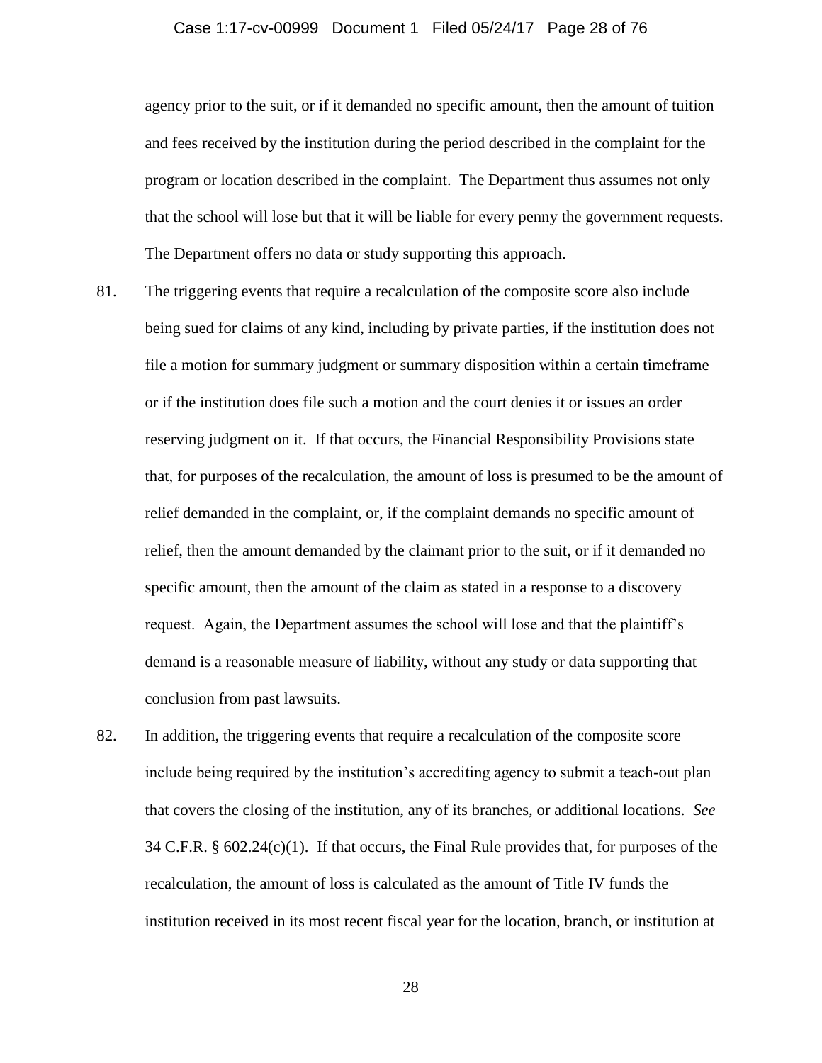agency prior to the suit, or if it demanded no specific amount, then the amount of tuition and fees received by the institution during the period described in the complaint for the program or location described in the complaint. The Department thus assumes not only that the school will lose but that it will be liable for every penny the government requests. The Department offers no data or study supporting this approach.

81. The triggering events that require a recalculation of the composite score also include being sued for claims of any kind, including by private parties, if the institution does not file a motion for summary judgment or summary disposition within a certain timeframe or if the institution does file such a motion and the court denies it or issues an order reserving judgment on it. If that occurs, the Financial Responsibility Provisions state that, for purposes of the recalculation, the amount of loss is presumed to be the amount of relief demanded in the complaint, or, if the complaint demands no specific amount of relief, then the amount demanded by the claimant prior to the suit, or if it demanded no specific amount, then the amount of the claim as stated in a response to a discovery request. Again, the Department assumes the school will lose and that the plaintiff's demand is a reasonable measure of liability, without any study or data supporting that conclusion from past lawsuits.

82. In addition, the triggering events that require a recalculation of the composite score include being required by the institution's accrediting agency to submit a teach-out plan that covers the closing of the institution, any of its branches, or additional locations. *See* 34 C.F.R. § 602.24(c)(1). If that occurs, the Final Rule provides that, for purposes of the recalculation, the amount of loss is calculated as the amount of Title IV funds the institution received in its most recent fiscal year for the location, branch, or institution at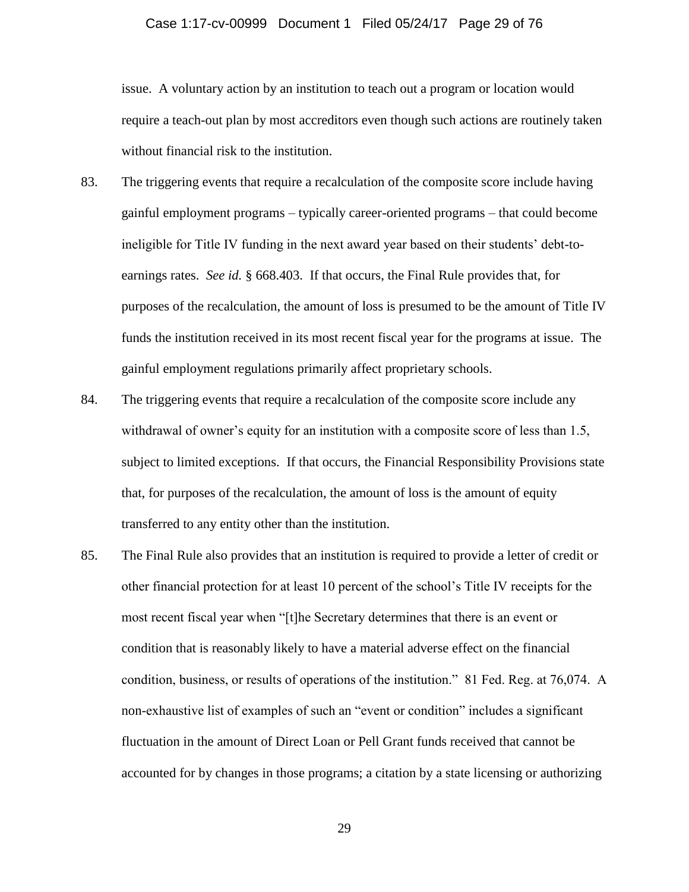issue. A voluntary action by an institution to teach out a program or location would require a teach-out plan by most accreditors even though such actions are routinely taken without financial risk to the institution.

83. The triggering events that require a recalculation of the composite score include having gainful employment programs – typically career-oriented programs – that could become ineligible for Title IV funding in the next award year based on their students' debt-to-earnings rates. *See id.* § 668.403. If that occurs, the Final Rule provides that, for purposes of the recalculation, the amount of loss is presumed to be the amount of Title IV funds the institution received in its most recent fiscal year for the programs at issue. The gainful employment regulations primarily affect proprietary schools.

84. The triggering events that require a recalculation of the composite score include any withdrawal of owner's equity for an institution with a composite score of less than 1.5, subject to limited exceptions. If that occurs, the Financial Responsibility Provisions state that, for purposes of the recalculation, the amount of loss is the amount of equity transferred to any entity other than the institution.

85. The Final Rule also provides that an institution is required to provide a letter of credit or other financial protection for at least 10 percent of the school's Title IV receipts for the most recent fiscal year when "[t]he Secretary determines that there is an event or condition that is reasonably likely to have a material adverse effect on the financial condition, business, or results of operations of the institution." 81 Fed. Reg. at 76,074. A non-exhaustive list of examples of such an "event or condition" includes a significant fluctuation in the amount of Direct Loan or Pell Grant funds received that cannot be accounted for by changes in those programs; a citation by a state licensing or authorizing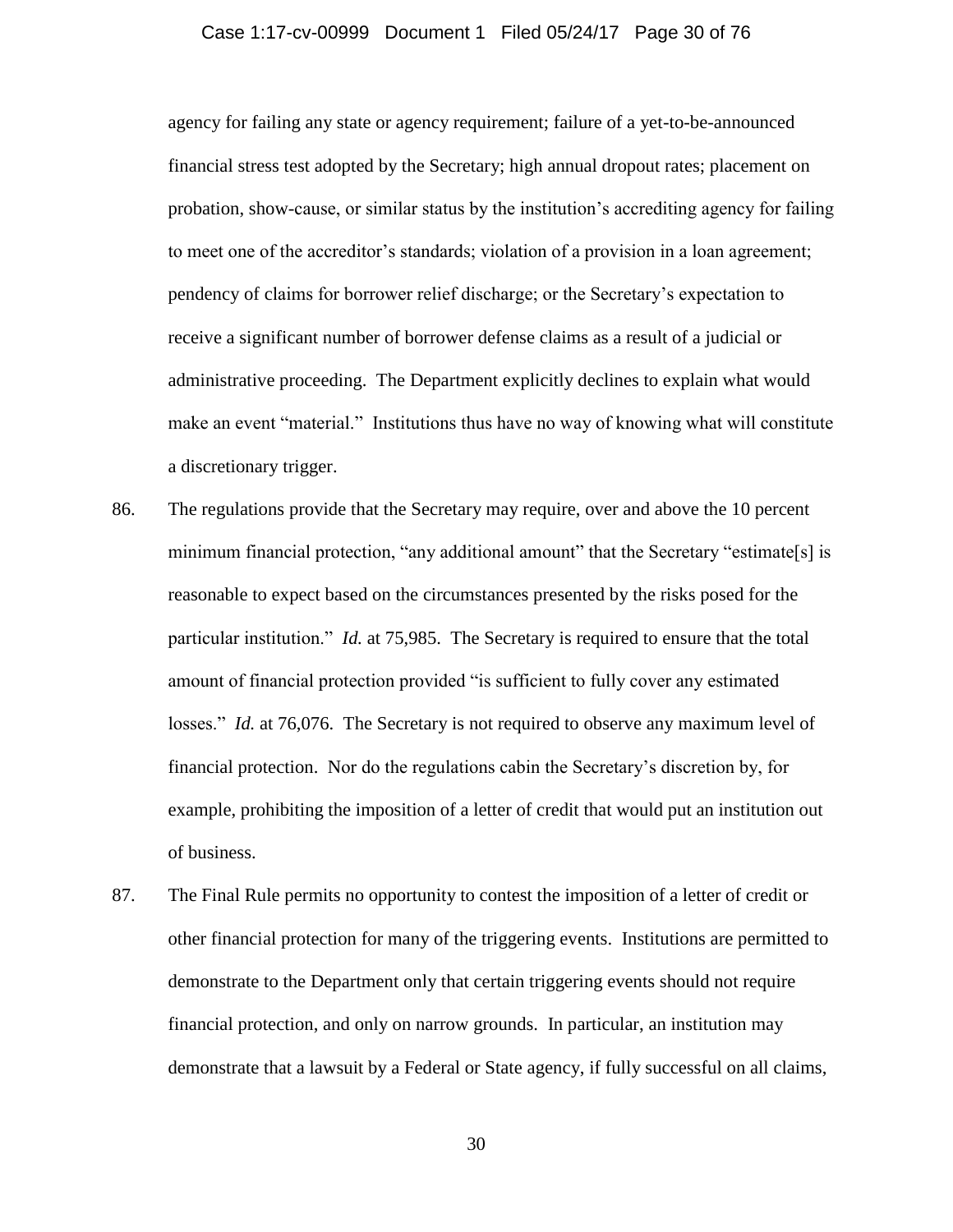agency for failing any state or agency requirement; failure of a yet-to-be-announced financial stress test adopted by the Secretary; high annual dropout rates; placement on probation, show-cause, or similar status by the institution's accrediting agency for failing to meet one of the accreditor's standards; violation of a provision in a loan agreement; pendency of claims for borrower relief discharge; or the Secretary's expectation to receive a significant number of borrower defense claims as a result of a judicial or administrative proceeding. The Department explicitly declines to explain what would make an event "material." Institutions thus have no way of knowing what will constitute a discretionary trigger.

86. The regulations provide that the Secretary may require, over and above the 10 percent minimum financial protection, "any additional amount" that the Secretary "estimate[s] is reasonable to expect based on the circumstances presented by the risks posed for the particular institution." *Id.* at 75,985. The Secretary is required to ensure that the total amount of financial protection provided "is sufficient to fully cover any estimated losses." *Id.* at 76,076. The Secretary is not required to observe any maximum level of financial protection. Nor do the regulations cabin the Secretary's discretion by, for example, prohibiting the imposition of a letter of credit that would put an institution out of business.

87. The Final Rule permits no opportunity to contest the imposition of a letter of credit or other financial protection for many of the triggering events. Institutions are permitted to demonstrate to the Department only that certain triggering events should not require financial protection, and only on narrow grounds. In particular, an institution may demonstrate that a lawsuit by a Federal or State agency, if fully successful on all claims,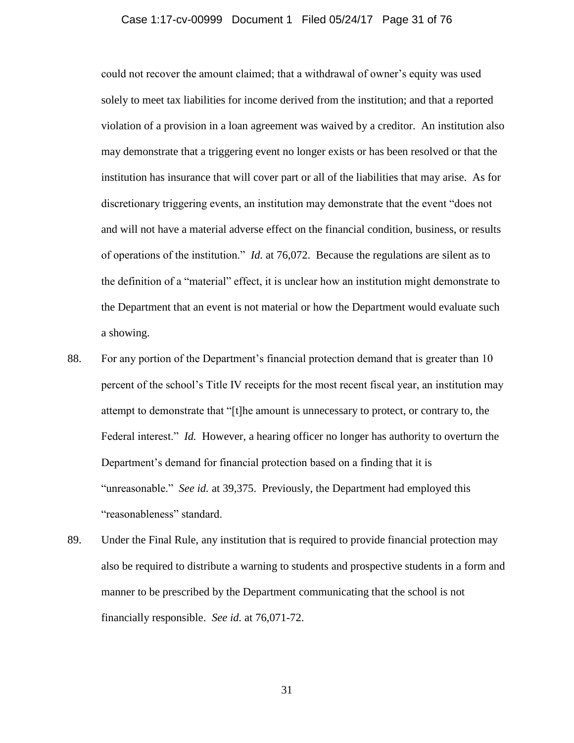could not recover the amount claimed; that a withdrawal of owner's equity was used solely to meet tax liabilities for income derived from the institution; and that a reported violation of a provision in a loan agreement was waived by a creditor. An institution also may demonstrate that a triggering event no longer exists or has been resolved or that the institution has insurance that will cover part or all of the liabilities that may arise. As for discretionary triggering events, an institution may demonstrate that the event "does not and will not have a material adverse effect on the financial condition, business, or results of operations of the institution." *Id.* at 76,072. Because the regulations are silent as to the definition of a "material" effect, it is unclear how an institution might demonstrate to the Department that an event is not material or how the Department would evaluate such a showing.

88. For any portion of the Department's financial protection demand that is greater than 10 percent of the school's Title IV receipts for the most recent fiscal year, an institution may attempt to demonstrate that "[t]he amount is unnecessary to protect, or contrary to, the Federal interest." *Id.* However, a hearing officer no longer has authority to overturn the Department's demand for financial protection based on a finding that it is "unreasonable." *See id.* at 39,375. Previously, the Department had employed this "reasonableness" standard.

89. Under the Final Rule, any institution that is required to provide financial protection may also be required to distribute a warning to students and prospective students in a form and manner to be prescribed by the Department communicating that the school is not financially responsible. *See id.* at 76,071-72.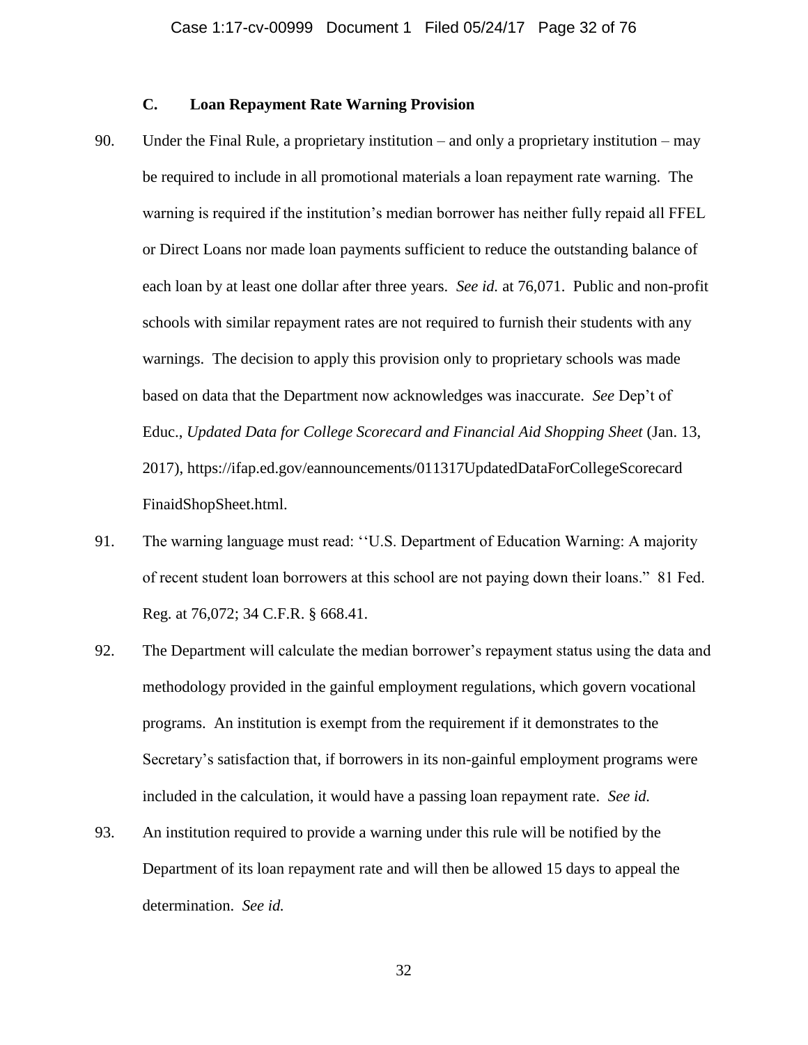### C. Loan Repayment Rate Warning Provision

90. Under the Final Rule, a proprietary institution – and only a proprietary institution – may be required to include in all promotional materials a loan repayment rate warning. The warning is required if the institution's median borrower has neither fully repaid all FFEL or Direct Loans nor made loan payments sufficient to reduce the outstanding balance of each loan by at least one dollar after three years. *See id.* at 76,071. Public and non-profit schools with similar repayment rates are not required to furnish their students with any warnings. The decision to apply this provision only to proprietary schools was made based on data that the Department now acknowledges was inaccurate. *See* Dep't of Educ., *Updated Data for College Scorecard and Financial Aid Shopping Sheet* (Jan. 13, 2017), https://ifap.ed.gov/eannouncements/011317UpdatedDataForCollegeScorecard FinaidShopSheet.html.

91. The warning language must read: ''U.S. Department of Education Warning: A majority of recent student loan borrowers at this school are not paying down their loans." 81 Fed. Reg. at 76,072; 34 C.F.R. § 668.41.

92. The Department will calculate the median borrower's repayment status using the data and methodology provided in the gainful employment regulations, which govern vocational programs. An institution is exempt from the requirement if it demonstrates to the Secretary's satisfaction that, if borrowers in its non-gainful employment programs were included in the calculation, it would have a passing loan repayment rate. *See id.*

93. An institution required to provide a warning under this rule will be notified by the Department of its loan repayment rate and will then be allowed 15 days to appeal the determination. *See id.*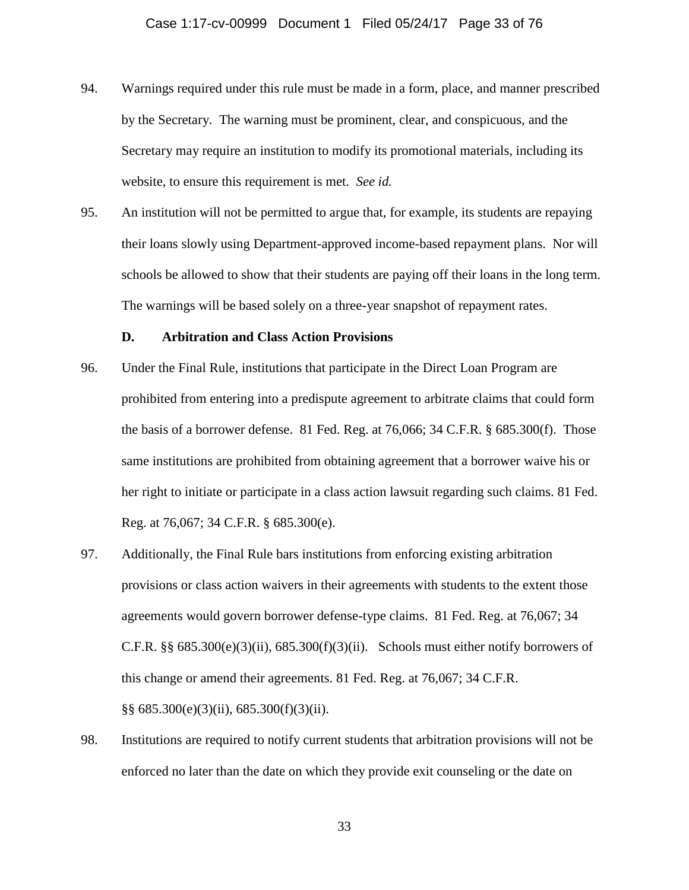94. Warnings required under this rule must be made in a form, place, and manner prescribed by the Secretary. The warning must be prominent, clear, and conspicuous, and the Secretary may require an institution to modify its promotional materials, including its website, to ensure this requirement is met. *See id.*

95. An institution will not be permitted to argue that, for example, its students are repaying their loans slowly using Department-approved income-based repayment plans. Nor will schools be allowed to show that their students are paying off their loans in the long term. The warnings will be based solely on a three-year snapshot of repayment rates.

### D. Arbitration and Class Action Provisions

96. Under the Final Rule, institutions that participate in the Direct Loan Program are prohibited from entering into a predispute agreement to arbitrate claims that could form the basis of a borrower defense. 81 Fed. Reg. at 76,066; 34 C.F.R. § 685.300(f). Those same institutions are prohibited from obtaining agreement that a borrower waive his or her right to initiate or participate in a class action lawsuit regarding such claims. 81 Fed. Reg. at 76,067; 34 C.F.R. § 685.300(e).

97. Additionally, the Final Rule bars institutions from enforcing existing arbitration provisions or class action waivers in their agreements with students to the extent those agreements would govern borrower defense-type claims. 81 Fed. Reg. at 76,067; 34 C.F.R. §§ 685.300(e)(3)(ii), 685.300(f)(3)(ii). Schools must either notify borrowers of this change or amend their agreements. 81 Fed. Reg. at 76,067; 34 C.F.R. §§ 685.300(e)(3)(ii), 685.300(f)(3)(ii).

98. Institutions are required to notify current students that arbitration provisions will not be enforced no later than the date on which they provide exit counseling or the date on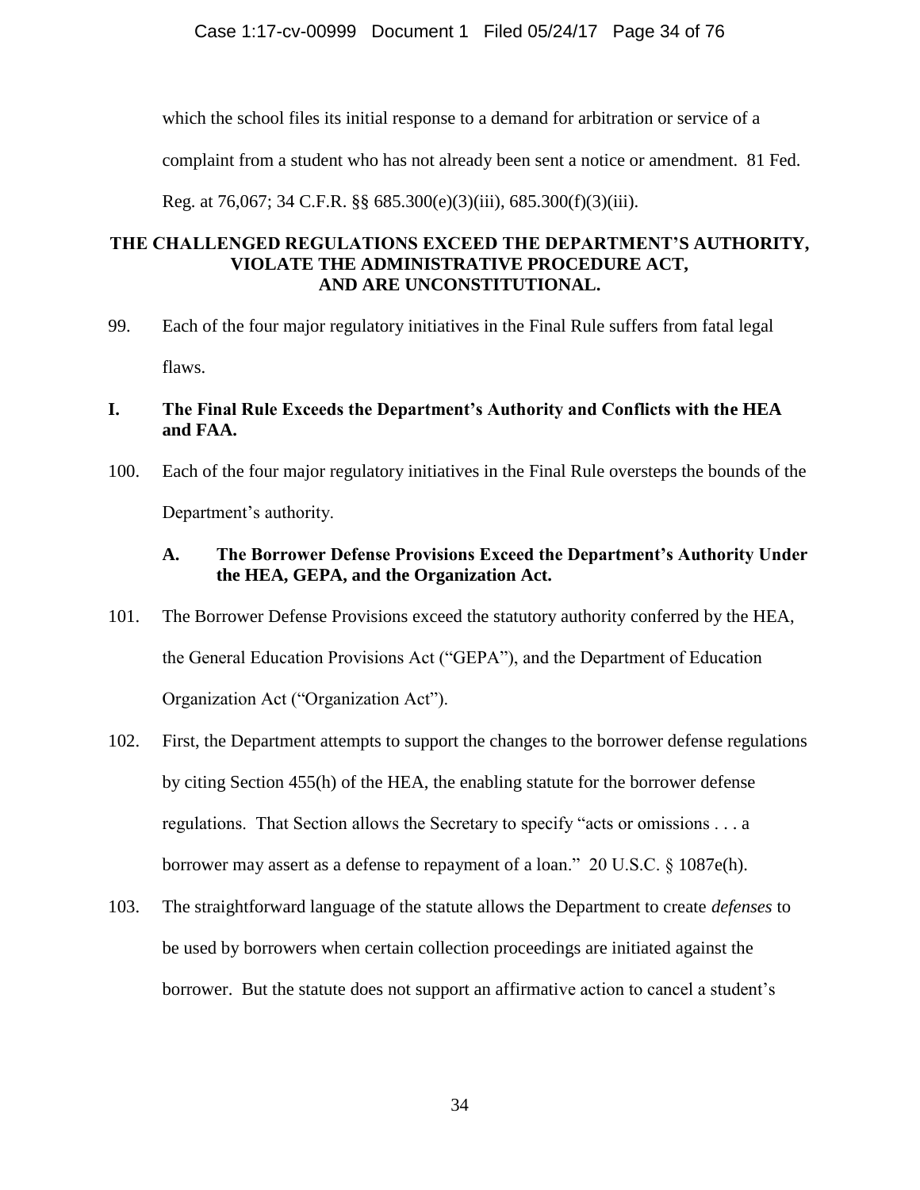which the school files its initial response to a demand for arbitration or service of a complaint from a student who has not already been sent a notice or amendment. 81 Fed. Reg. at 76,067; 34 C.F.R. §§ 685.300(e)(3)(iii), 685.300(f)(3)(iii).

## THE CHALLENGED REGULATIONS EXCEED THE DEPARTMENT'S AUTHORITY, VIOLATE THE ADMINISTRATIVE PROCEDURE ACT, AND ARE UNCONSTITUTIONAL.

99. Each of the four major regulatory initiatives in the Final Rule suffers from fatal legal flaws.

### I. The Final Rule Exceeds the Department's Authority and Conflicts with the HEA and FAA.

100. Each of the four major regulatory initiatives in the Final Rule oversteps the bounds of the Department's authority.

#### A. The Borrower Defense Provisions Exceed the Department's Authority Under the HEA, GEPA, and the Organization Act.

101. The Borrower Defense Provisions exceed the statutory authority conferred by the HEA, the General Education Provisions Act ("GEPA"), and the Department of Education Organization Act ("Organization Act").

102. First, the Department attempts to support the changes to the borrower defense regulations by citing Section 455(h) of the HEA, the enabling statute for the borrower defense regulations. That Section allows the Secretary to specify "acts or omissions . . . a borrower may assert as a defense to repayment of a loan." 20 U.S.C. § 1087e(h).

103. The straightforward language of the statute allows the Department to create *defenses* to be used by borrowers when certain collection proceedings are initiated against the borrower. But the statute does not support an affirmative action to cancel a student's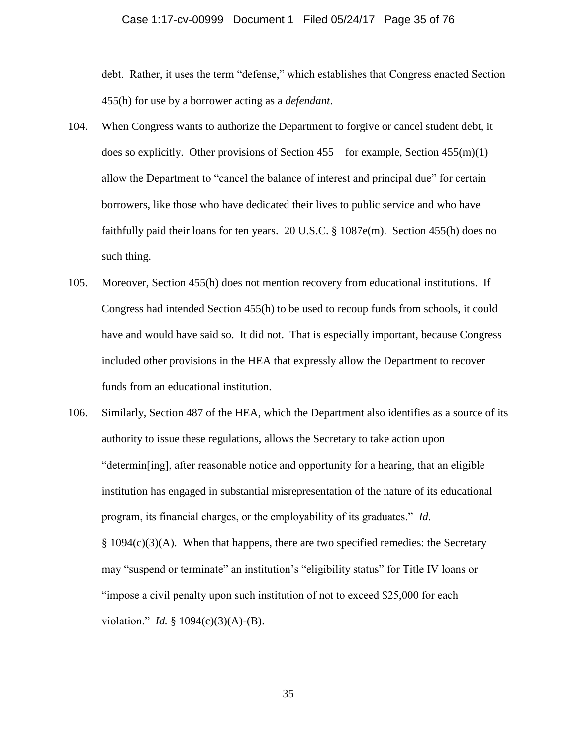debt. Rather, it uses the term "defense," which establishes that Congress enacted Section 455(h) for use by a borrower acting as a *defendant*.

104. When Congress wants to authorize the Department to forgive or cancel student debt, it does so explicitly. Other provisions of Section 455 – for example, Section 455(m)(1) – allow the Department to "cancel the balance of interest and principal due" for certain borrowers, like those who have dedicated their lives to public service and who have faithfully paid their loans for ten years. 20 U.S.C. § 1087e(m). Section 455(h) does no such thing.

105. Moreover, Section 455(h) does not mention recovery from educational institutions. If Congress had intended Section 455(h) to be used to recoup funds from schools, it could have and would have said so. It did not. That is especially important, because Congress included other provisions in the HEA that expressly allow the Department to recover funds from an educational institution.

106. Similarly, Section 487 of the HEA, which the Department also identifies as a source of its authority to issue these regulations, allows the Secretary to take action upon "determin[ing], after reasonable notice and opportunity for a hearing, that an eligible institution has engaged in substantial misrepresentation of the nature of its educational program, its financial charges, or the employability of its graduates." *Id.* § 1094(c)(3)(A). When that happens, there are two specified remedies: the Secretary may "suspend or terminate" an institution's "eligibility status" for Title IV loans or "impose a civil penalty upon such institution of not to exceed $25,000 for each violation." *Id.* § 1094(c)(3)(A)-(B).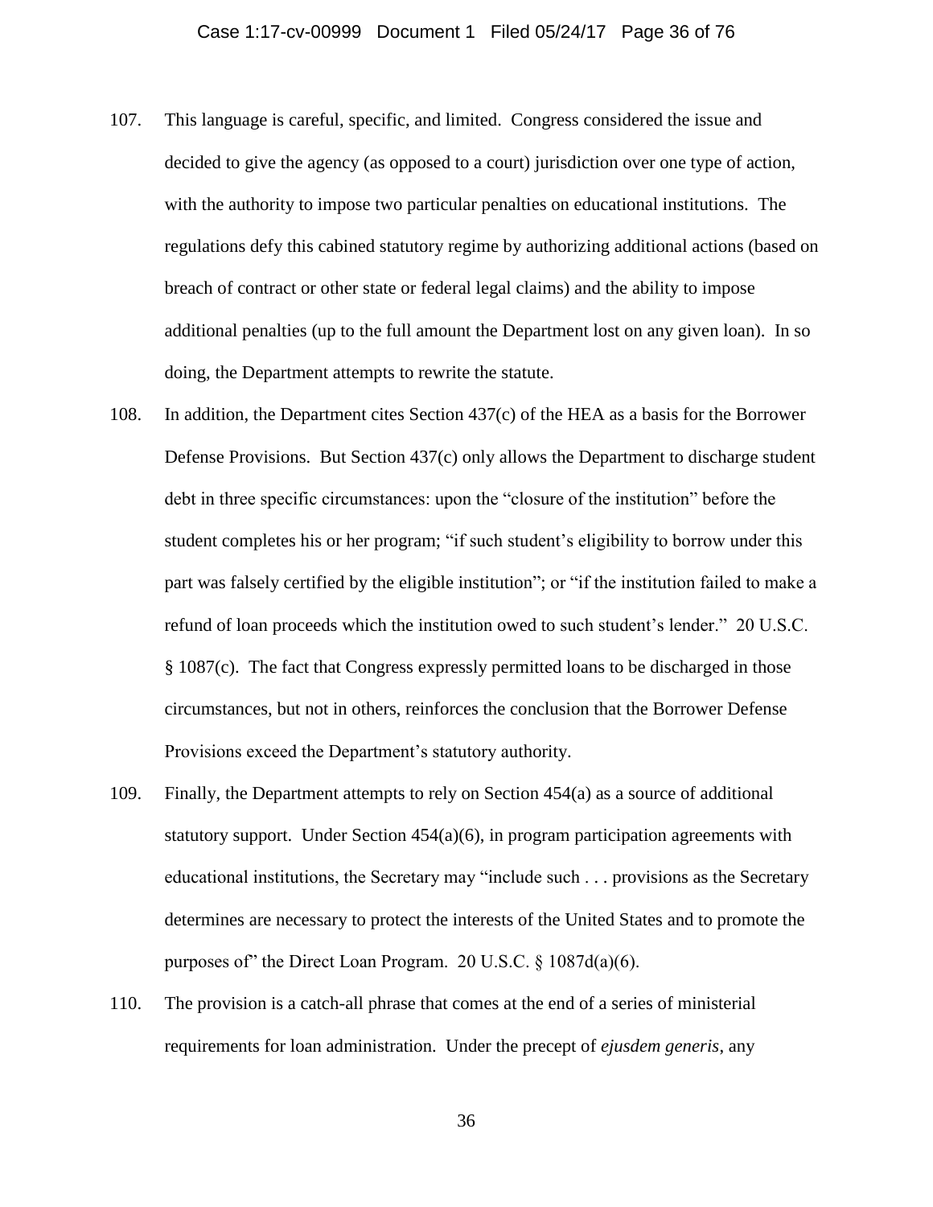107. This language is careful, specific, and limited. Congress considered the issue and decided to give the agency (as opposed to a court) jurisdiction over one type of action, with the authority to impose two particular penalties on educational institutions. The regulations defy this cabined statutory regime by authorizing additional actions (based on breach of contract or other state or federal legal claims) and the ability to impose additional penalties (up to the full amount the Department lost on any given loan). In so doing, the Department attempts to rewrite the statute.

108. In addition, the Department cites Section 437(c) of the HEA as a basis for the Borrower Defense Provisions. But Section 437(c) only allows the Department to discharge student debt in three specific circumstances: upon the "closure of the institution" before the student completes his or her program; "if such student's eligibility to borrow under this part was falsely certified by the eligible institution"; or "if the institution failed to make a refund of loan proceeds which the institution owed to such student's lender." 20 U.S.C. § 1087(c). The fact that Congress expressly permitted loans to be discharged in those circumstances, but not in others, reinforces the conclusion that the Borrower Defense Provisions exceed the Department's statutory authority.

109. Finally, the Department attempts to rely on Section 454(a) as a source of additional statutory support. Under Section 454(a)(6), in program participation agreements with educational institutions, the Secretary may "include such . . . provisions as the Secretary determines are necessary to protect the interests of the United States and to promote the purposes of" the Direct Loan Program. 20 U.S.C. § 1087d(a)(6).

110. The provision is a catch-all phrase that comes at the end of a series of ministerial requirements for loan administration. Under the precept of *ejusdem generis*, any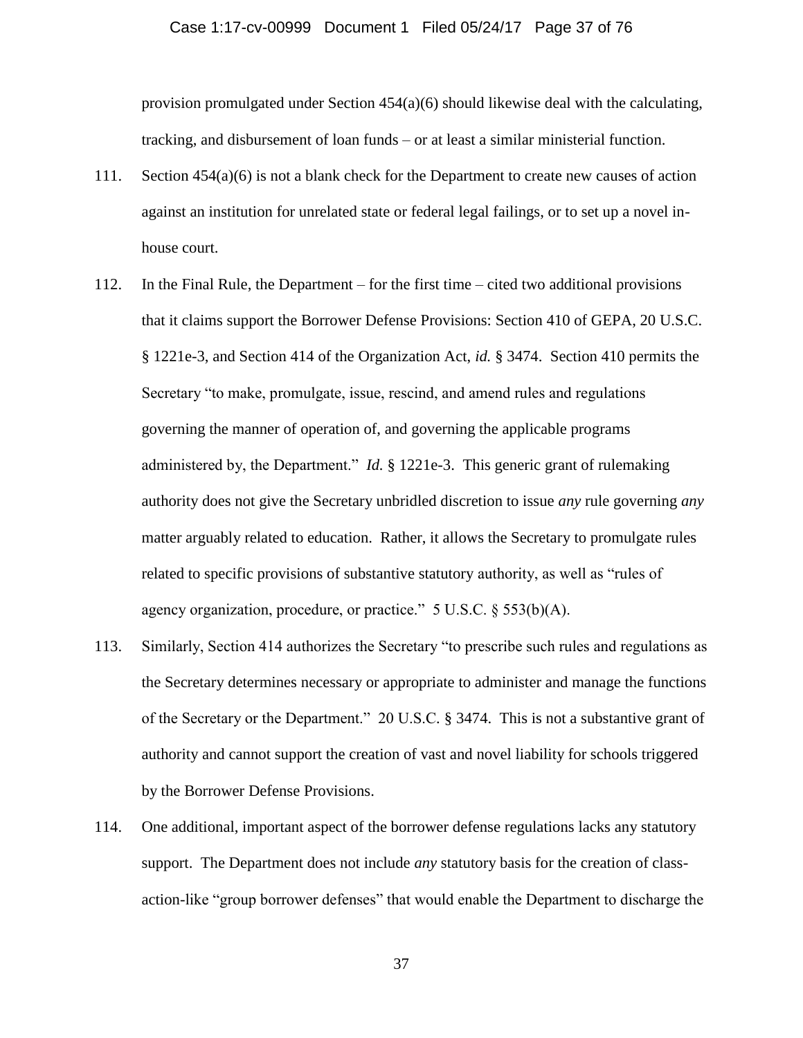provision promulgated under Section 454(a)(6) should likewise deal with the calculating, tracking, and disbursement of loan funds – or at least a similar ministerial function.

111. Section 454(a)(6) is not a blank check for the Department to create new causes of action against an institution for unrelated state or federal legal failings, or to set up a novel in-house court.

112. In the Final Rule, the Department – for the first time – cited two additional provisions that it claims support the Borrower Defense Provisions: Section 410 of GEPA, 20 U.S.C. § 1221e-3, and Section 414 of the Organization Act, *id.* § 3474. Section 410 permits the Secretary "to make, promulgate, issue, rescind, and amend rules and regulations governing the manner of operation of, and governing the applicable programs administered by, the Department." *Id.* § 1221e-3. This generic grant of rulemaking authority does not give the Secretary unbridled discretion to issue *any* rule governing *any* matter arguably related to education. Rather, it allows the Secretary to promulgate rules related to specific provisions of substantive statutory authority, as well as "rules of agency organization, procedure, or practice." 5 U.S.C. § 553(b)(A).

113. Similarly, Section 414 authorizes the Secretary "to prescribe such rules and regulations as the Secretary determines necessary or appropriate to administer and manage the functions of the Secretary or the Department." 20 U.S.C. § 3474. This is not a substantive grant of authority and cannot support the creation of vast and novel liability for schools triggered by the Borrower Defense Provisions.

114. One additional, important aspect of the borrower defense regulations lacks any statutory support. The Department does not include *any* statutory basis for the creation of class-action-like "group borrower defenses" that would enable the Department to discharge the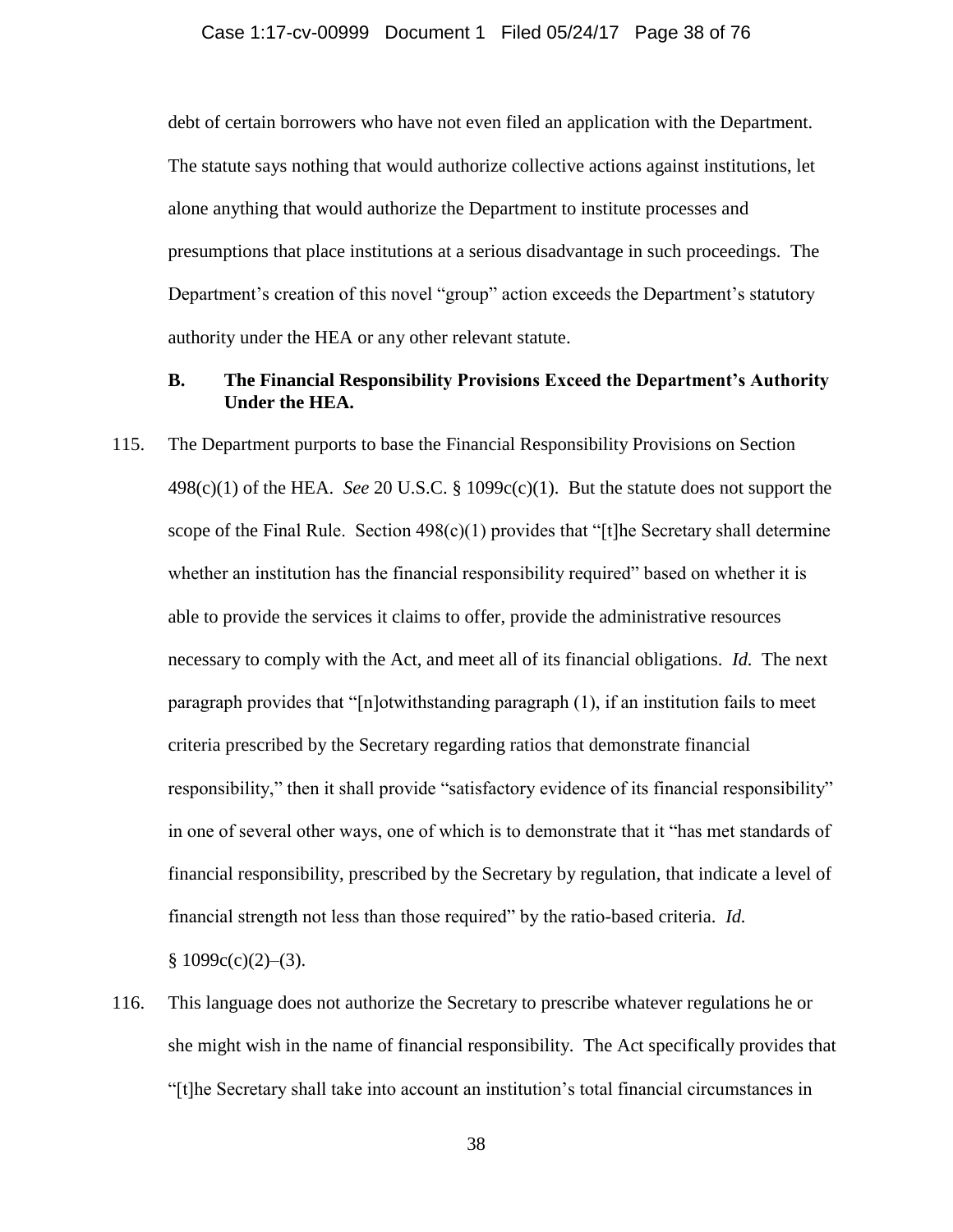debt of certain borrowers who have not even filed an application with the Department. The statute says nothing that would authorize collective actions against institutions, let alone anything that would authorize the Department to institute processes and presumptions that place institutions at a serious disadvantage in such proceedings. The Department's creation of this novel "group" action exceeds the Department's statutory authority under the HEA or any other relevant statute.

### B. The Financial Responsibility Provisions Exceed the Department's Authority Under the HEA.

115. The Department purports to base the Financial Responsibility Provisions on Section 498(c)(1) of the HEA. *See* 20 U.S.C. § 1099c(c)(1). But the statute does not support the scope of the Final Rule. Section 498(c)(1) provides that "[t]he Secretary shall determine whether an institution has the financial responsibility required" based on whether it is able to provide the services it claims to offer, provide the administrative resources necessary to comply with the Act, and meet all of its financial obligations. *Id.* The next paragraph provides that "[n]otwithstanding paragraph (1), if an institution fails to meet criteria prescribed by the Secretary regarding ratios that demonstrate financial responsibility," then it shall provide "satisfactory evidence of its financial responsibility" in one of several other ways, one of which is to demonstrate that it "has met standards of financial responsibility, prescribed by the Secretary by regulation, that indicate a level of financial strength not less than those required" by the ratio-based criteria. *Id.* § 1099c(c)(2)–(3).

116. This language does not authorize the Secretary to prescribe whatever regulations he or she might wish in the name of financial responsibility. The Act specifically provides that "[t]he Secretary shall take into account an institution's total financial circumstances in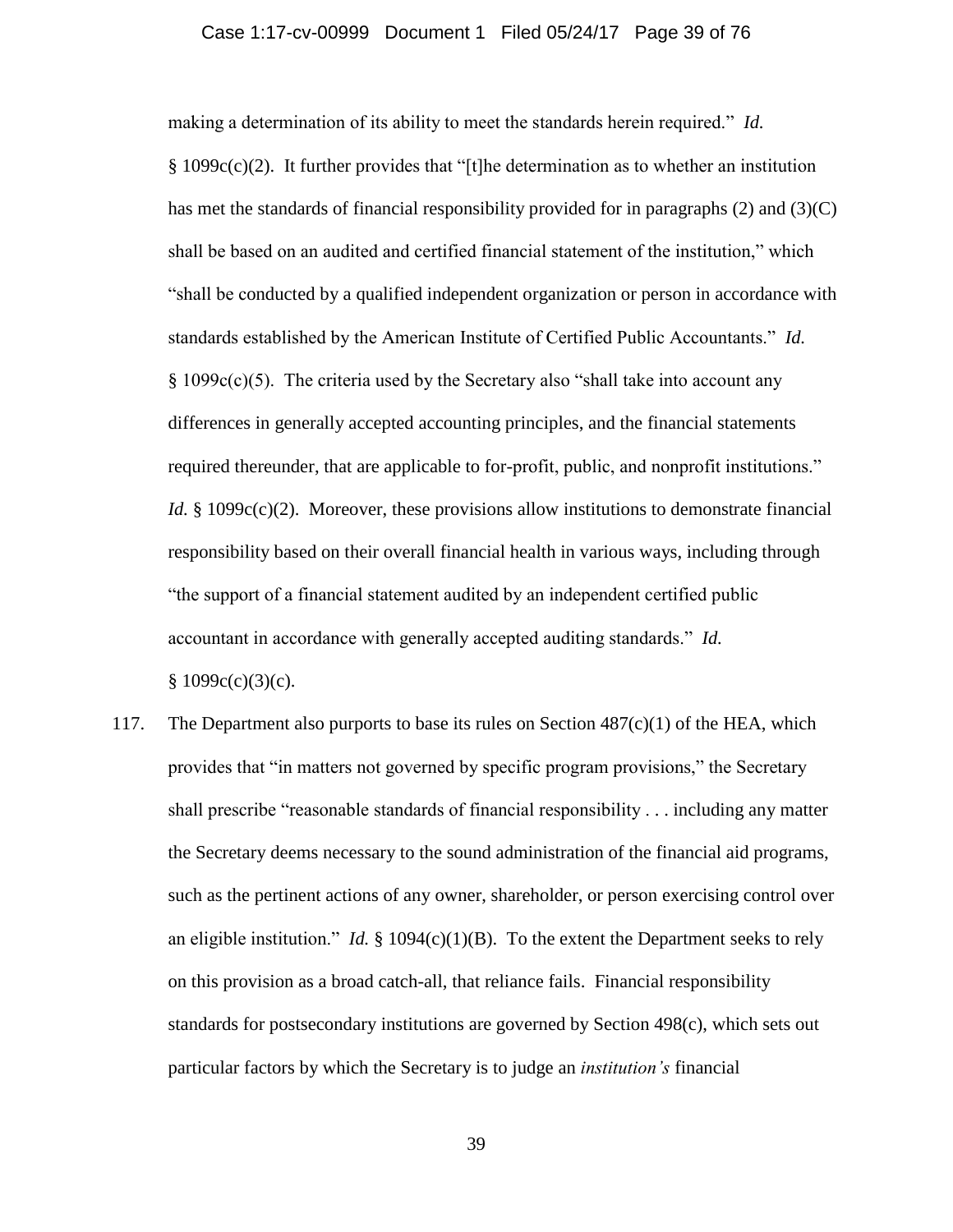making a determination of its ability to meet the standards herein required." *Id.* § 1099c(c)(2). It further provides that "[t]he determination as to whether an institution has met the standards of financial responsibility provided for in paragraphs (2) and (3)(C) shall be based on an audited and certified financial statement of the institution," which "shall be conducted by a qualified independent organization or person in accordance with standards established by the American Institute of Certified Public Accountants." *Id.* § 1099c(c)(5). The criteria used by the Secretary also "shall take into account any differences in generally accepted accounting principles, and the financial statements required thereunder, that are applicable to for-profit, public, and nonprofit institutions." *Id.* § 1099c(c)(2). Moreover, these provisions allow institutions to demonstrate financial responsibility based on their overall financial health in various ways, including through "the support of a financial statement audited by an independent certified public accountant in accordance with generally accepted auditing standards." *Id.* § 1099c(c)(3)(c).

117. The Department also purports to base its rules on Section 487(c)(1) of the HEA, which provides that "in matters not governed by specific program provisions," the Secretary shall prescribe "reasonable standards of financial responsibility . . . including any matter the Secretary deems necessary to the sound administration of the financial aid programs, such as the pertinent actions of any owner, shareholder, or person exercising control over an eligible institution." *Id.* § 1094(c)(1)(B). To the extent the Department seeks to rely on this provision as a broad catch-all, that reliance fails. Financial responsibility standards for postsecondary institutions are governed by Section 498(c), which sets out particular factors by which the Secretary is to judge an *institution's* financial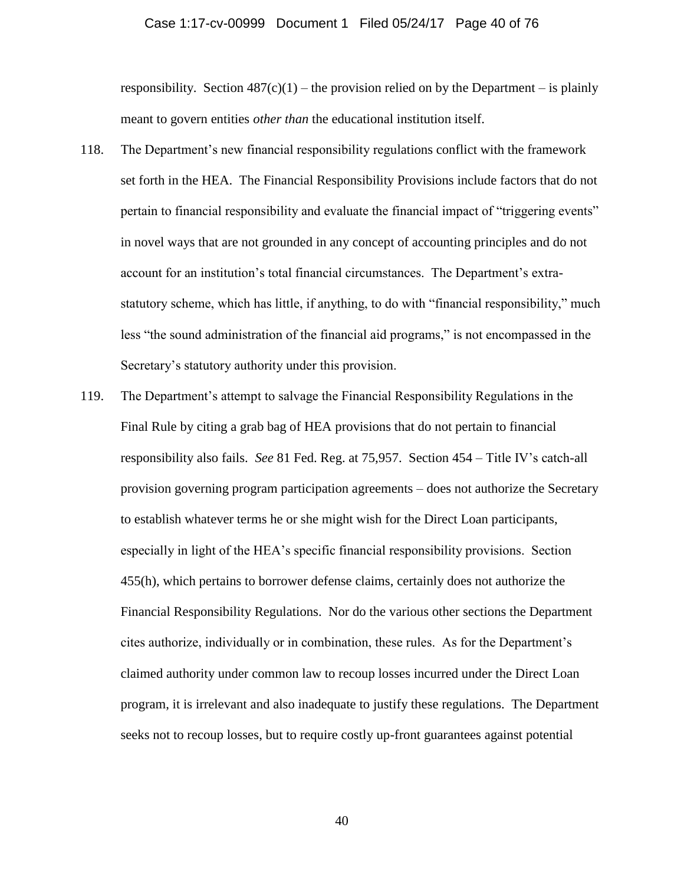responsibility. Section 487(c)(1) – the provision relied on by the Department – is plainly meant to govern entities *other than* the educational institution itself.

118. The Department's new financial responsibility regulations conflict with the framework set forth in the HEA. The Financial Responsibility Provisions include factors that do not pertain to financial responsibility and evaluate the financial impact of "triggering events" in novel ways that are not grounded in any concept of accounting principles and do not account for an institution's total financial circumstances. The Department's extra-statutory scheme, which has little, if anything, to do with "financial responsibility," much less "the sound administration of the financial aid programs," is not encompassed in the Secretary's statutory authority under this provision.

119. The Department's attempt to salvage the Financial Responsibility Regulations in the Final Rule by citing a grab bag of HEA provisions that do not pertain to financial responsibility also fails. *See* 81 Fed. Reg. at 75,957. Section 454 – Title IV's catch-all provision governing program participation agreements – does not authorize the Secretary to establish whatever terms he or she might wish for the Direct Loan participants, especially in light of the HEA's specific financial responsibility provisions. Section 455(h), which pertains to borrower defense claims, certainly does not authorize the Financial Responsibility Regulations. Nor do the various other sections the Department cites authorize, individually or in combination, these rules. As for the Department's claimed authority under common law to recoup losses incurred under the Direct Loan program, it is irrelevant and also inadequate to justify these regulations. The Department seeks not to recoup losses, but to require costly up-front guarantees against potential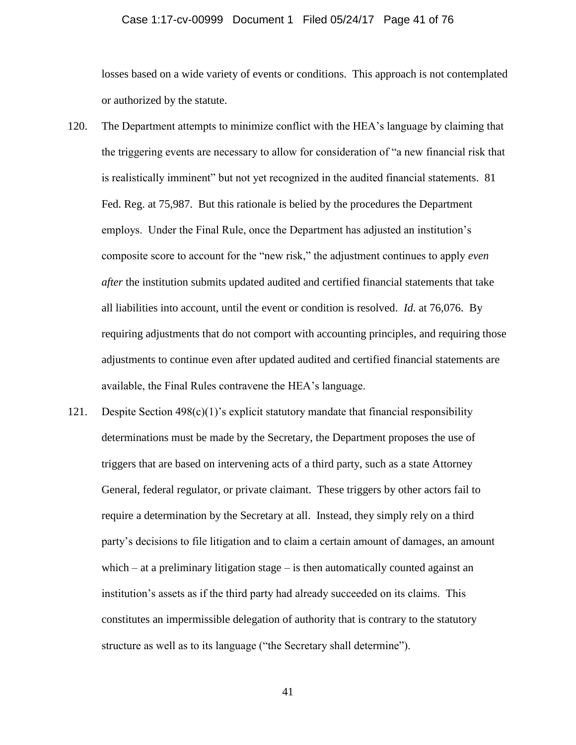losses based on a wide variety of events or conditions. This approach is not contemplated or authorized by the statute.

120. The Department attempts to minimize conflict with the HEA's language by claiming that the triggering events are necessary to allow for consideration of "a new financial risk that is realistically imminent" but not yet recognized in the audited financial statements. 81 Fed. Reg. at 75,987. But this rationale is belied by the procedures the Department employs. Under the Final Rule, once the Department has adjusted an institution's composite score to account for the "new risk," the adjustment continues to apply *even after* the institution submits updated audited and certified financial statements that take all liabilities into account, until the event or condition is resolved. *Id.* at 76,076. By requiring adjustments that do not comport with accounting principles, and requiring those adjustments to continue even after updated audited and certified financial statements are available, the Final Rules contravene the HEA's language.

121. Despite Section 498(c)(1)'s explicit statutory mandate that financial responsibility determinations must be made by the Secretary, the Department proposes the use of triggers that are based on intervening acts of a third party, such as a state Attorney General, federal regulator, or private claimant. These triggers by other actors fail to require a determination by the Secretary at all. Instead, they simply rely on a third party's decisions to file litigation and to claim a certain amount of damages, an amount which – at a preliminary litigation stage – is then automatically counted against an institution's assets as if the third party had already succeeded on its claims. This constitutes an impermissible delegation of authority that is contrary to the statutory structure as well as to its language ("the Secretary shall determine").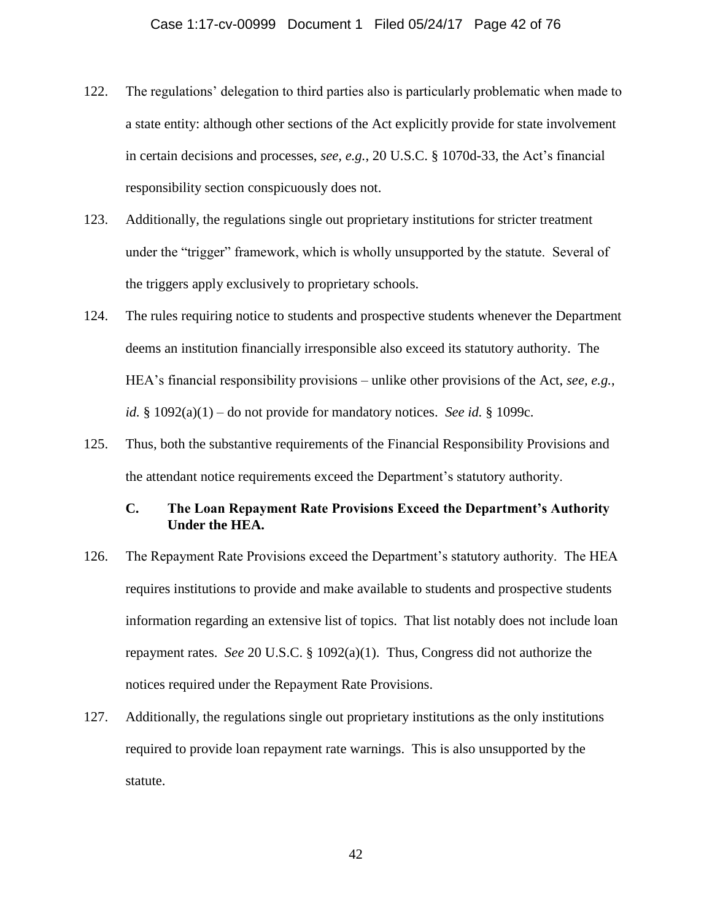122. The regulations' delegation to third parties also is particularly problematic when made to a state entity: although other sections of the Act explicitly provide for state involvement in certain decisions and processes, *see, e.g.*, 20 U.S.C. § 1070d-33, the Act's financial responsibility section conspicuously does not.

123. Additionally, the regulations single out proprietary institutions for stricter treatment under the "trigger" framework, which is wholly unsupported by the statute. Several of the triggers apply exclusively to proprietary schools.

124. The rules requiring notice to students and prospective students whenever the Department deems an institution financially irresponsible also exceed its statutory authority. The HEA's financial responsibility provisions – unlike other provisions of the Act, *see, e.g.*, *id.* § 1092(a)(1) – do not provide for mandatory notices. *See id.* § 1099c.

125. Thus, both the substantive requirements of the Financial Responsibility Provisions and the attendant notice requirements exceed the Department's statutory authority.

### C. The Loan Repayment Rate Provisions Exceed the Department's Authority Under the HEA.

126. The Repayment Rate Provisions exceed the Department's statutory authority. The HEA requires institutions to provide and make available to students and prospective students information regarding an extensive list of topics. That list notably does not include loan repayment rates. *See* 20 U.S.C. § 1092(a)(1). Thus, Congress did not authorize the notices required under the Repayment Rate Provisions.

127. Additionally, the regulations single out proprietary institutions as the only institutions required to provide loan repayment rate warnings. This is also unsupported by the statute.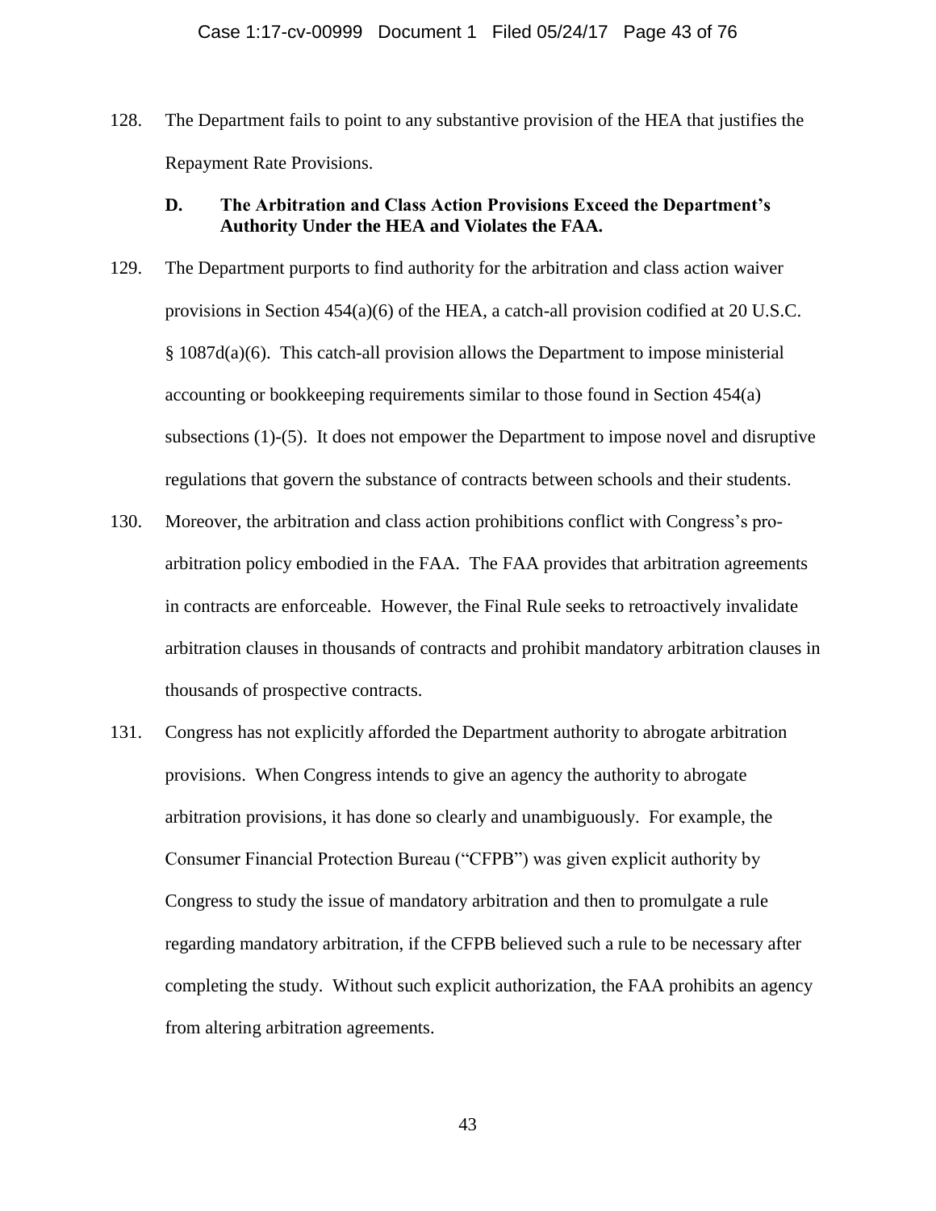128. The Department fails to point to any substantive provision of the HEA that justifies the Repayment Rate Provisions.

### D. The Arbitration and Class Action Provisions Exceed the Department's Authority Under the HEA and Violates the FAA.

129. The Department purports to find authority for the arbitration and class action waiver provisions in Section 454(a)(6) of the HEA, a catch-all provision codified at 20 U.S.C. § 1087d(a)(6). This catch-all provision allows the Department to impose ministerial accounting or bookkeeping requirements similar to those found in Section 454(a) subsections (1)-(5). It does not empower the Department to impose novel and disruptive regulations that govern the substance of contracts between schools and their students.

130. Moreover, the arbitration and class action prohibitions conflict with Congress's pro-arbitration policy embodied in the FAA. The FAA provides that arbitration agreements in contracts are enforceable. However, the Final Rule seeks to retroactively invalidate arbitration clauses in thousands of contracts and prohibit mandatory arbitration clauses in thousands of prospective contracts.

131. Congress has not explicitly afforded the Department authority to abrogate arbitration provisions. When Congress intends to give an agency the authority to abrogate arbitration provisions, it has done so clearly and unambiguously. For example, the Consumer Financial Protection Bureau ("CFPB") was given explicit authority by Congress to study the issue of mandatory arbitration and then to promulgate a rule regarding mandatory arbitration, if the CFPB believed such a rule to be necessary after completing the study. Without such explicit authorization, the FAA prohibits an agency from altering arbitration agreements.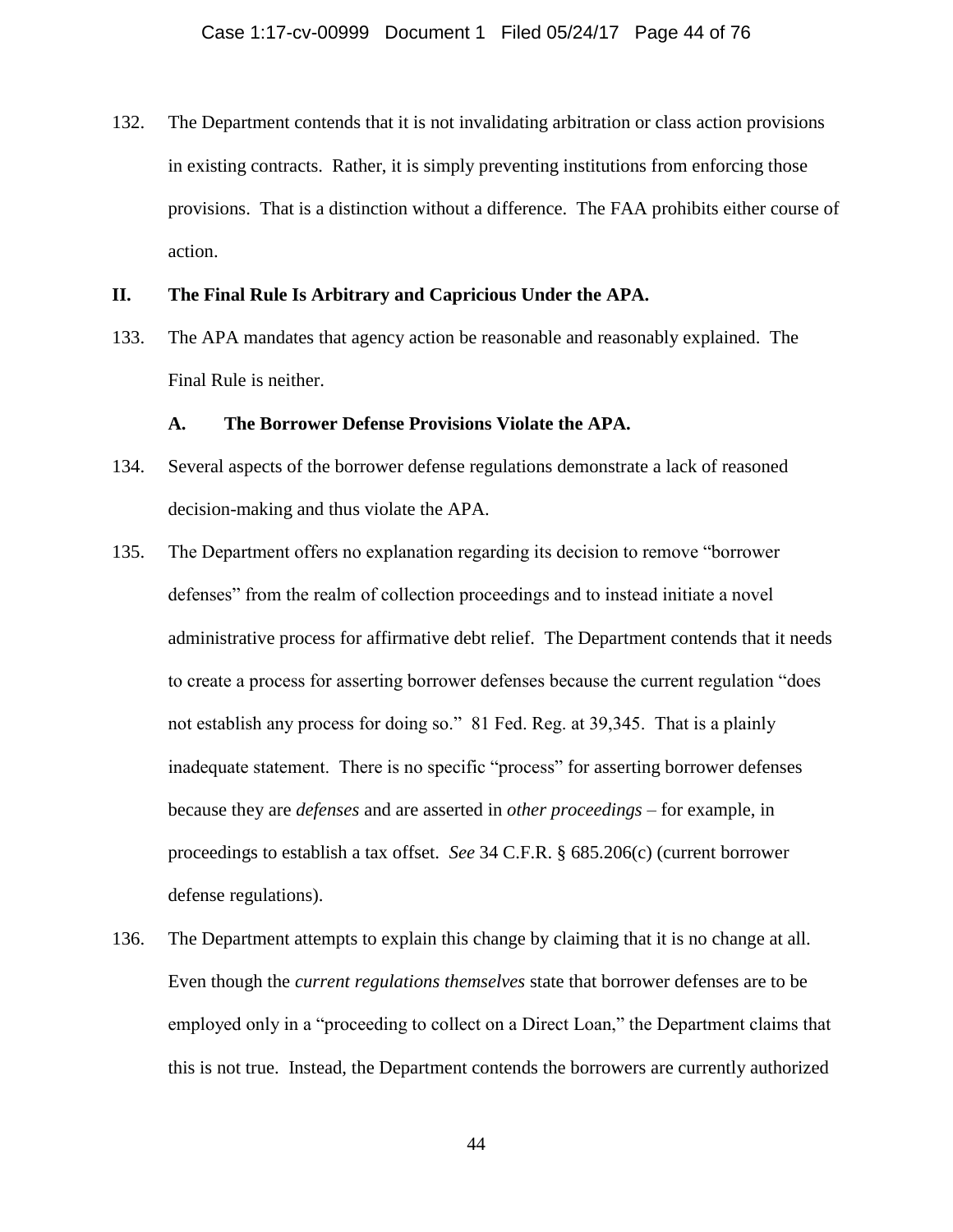132. The Department contends that it is not invalidating arbitration or class action provisions in existing contracts. Rather, it is simply preventing institutions from enforcing those provisions. That is a distinction without a difference. The FAA prohibits either course of action.

## II. The Final Rule Is Arbitrary and Capricious Under the APA.

133. The APA mandates that agency action be reasonable and reasonably explained. The Final Rule is neither.

### A. The Borrower Defense Provisions Violate the APA.

134. Several aspects of the borrower defense regulations demonstrate a lack of reasoned decision-making and thus violate the APA.

135. The Department offers no explanation regarding its decision to remove "borrower defenses" from the realm of collection proceedings and to instead initiate a novel administrative process for affirmative debt relief. The Department contends that it needs to create a process for asserting borrower defenses because the current regulation "does not establish any process for doing so." 81 Fed. Reg. at 39,345. That is a plainly inadequate statement. There is no specific "process" for asserting borrower defenses because they are *defenses* and are asserted in *other proceedings* – for example, in proceedings to establish a tax offset. *See* 34 C.F.R. § 685.206(c) (current borrower defense regulations).

136. The Department attempts to explain this change by claiming that it is no change at all. Even though the *current regulations themselves* state that borrower defenses are to be employed only in a "proceeding to collect on a Direct Loan," the Department claims that this is not true. Instead, the Department contends the borrowers are currently authorized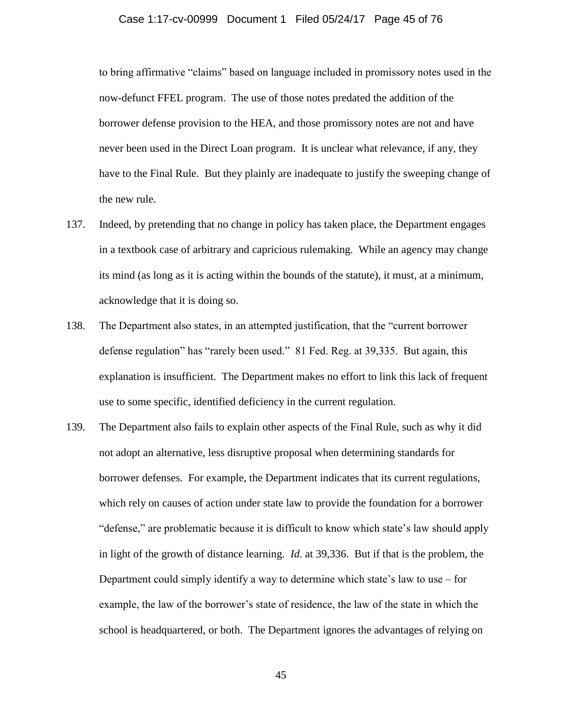to bring affirmative "claims" based on language included in promissory notes used in the now-defunct FFEL program. The use of those notes predated the addition of the borrower defense provision to the HEA, and those promissory notes are not and have never been used in the Direct Loan program. It is unclear what relevance, if any, they have to the Final Rule. But they plainly are inadequate to justify the sweeping change of the new rule.

137. Indeed, by pretending that no change in policy has taken place, the Department engages in a textbook case of arbitrary and capricious rulemaking. While an agency may change its mind (as long as it is acting within the bounds of the statute), it must, at a minimum, acknowledge that it is doing so.

138. The Department also states, in an attempted justification, that the "current borrower defense regulation" has "rarely been used." 81 Fed. Reg. at 39,335. But again, this explanation is insufficient. The Department makes no effort to link this lack of frequent use to some specific, identified deficiency in the current regulation.

139. The Department also fails to explain other aspects of the Final Rule, such as why it did not adopt an alternative, less disruptive proposal when determining standards for borrower defenses. For example, the Department indicates that its current regulations, which rely on causes of action under state law to provide the foundation for a borrower "defense," are problematic because it is difficult to know which state's law should apply in light of the growth of distance learning. *Id.* at 39,336. But if that is the problem, the Department could simply identify a way to determine which state's law to use – for example, the law of the borrower's state of residence, the law of the state in which the school is headquartered, or both. The Department ignores the advantages of relying on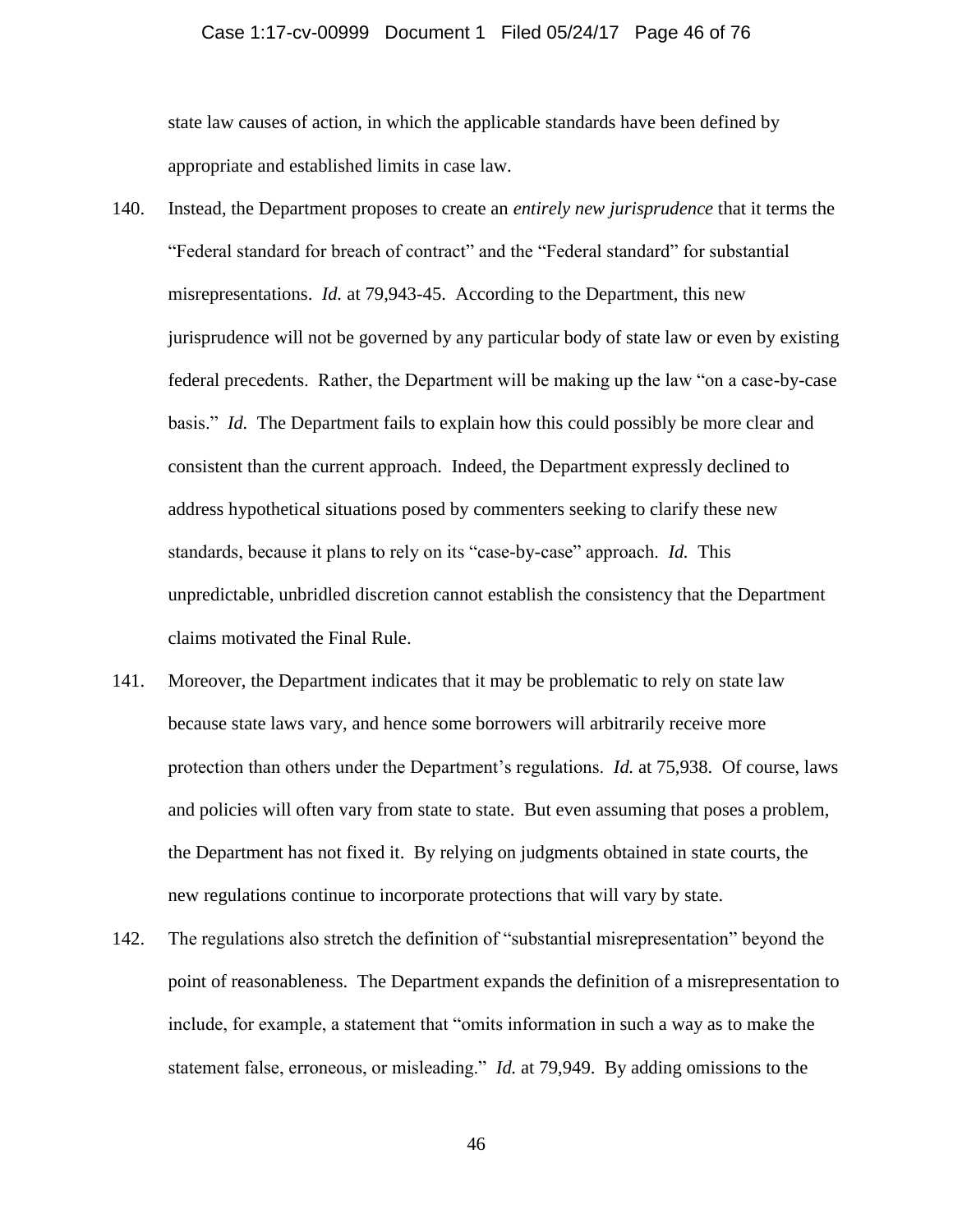state law causes of action, in which the applicable standards have been defined by appropriate and established limits in case law.

140. Instead, the Department proposes to create an *entirely new jurisprudence* that it terms the "Federal standard for breach of contract" and the "Federal standard" for substantial misrepresentations. *Id.* at 79,943-45. According to the Department, this new jurisprudence will not be governed by any particular body of state law or even by existing federal precedents. Rather, the Department will be making up the law "on a case-by-case basis." *Id.* The Department fails to explain how this could possibly be more clear and consistent than the current approach. Indeed, the Department expressly declined to address hypothetical situations posed by commenters seeking to clarify these new standards, because it plans to rely on its "case-by-case" approach. *Id.* This unpredictable, unbridled discretion cannot establish the consistency that the Department claims motivated the Final Rule.

141. Moreover, the Department indicates that it may be problematic to rely on state law because state laws vary, and hence some borrowers will arbitrarily receive more protection than others under the Department's regulations. *Id.* at 75,938. Of course, laws and policies will often vary from state to state. But even assuming that poses a problem, the Department has not fixed it. By relying on judgments obtained in state courts, the new regulations continue to incorporate protections that will vary by state.

142. The regulations also stretch the definition of "substantial misrepresentation" beyond the point of reasonableness. The Department expands the definition of a misrepresentation to include, for example, a statement that "omits information in such a way as to make the statement false, erroneous, or misleading." *Id.* at 79,949. By adding omissions to the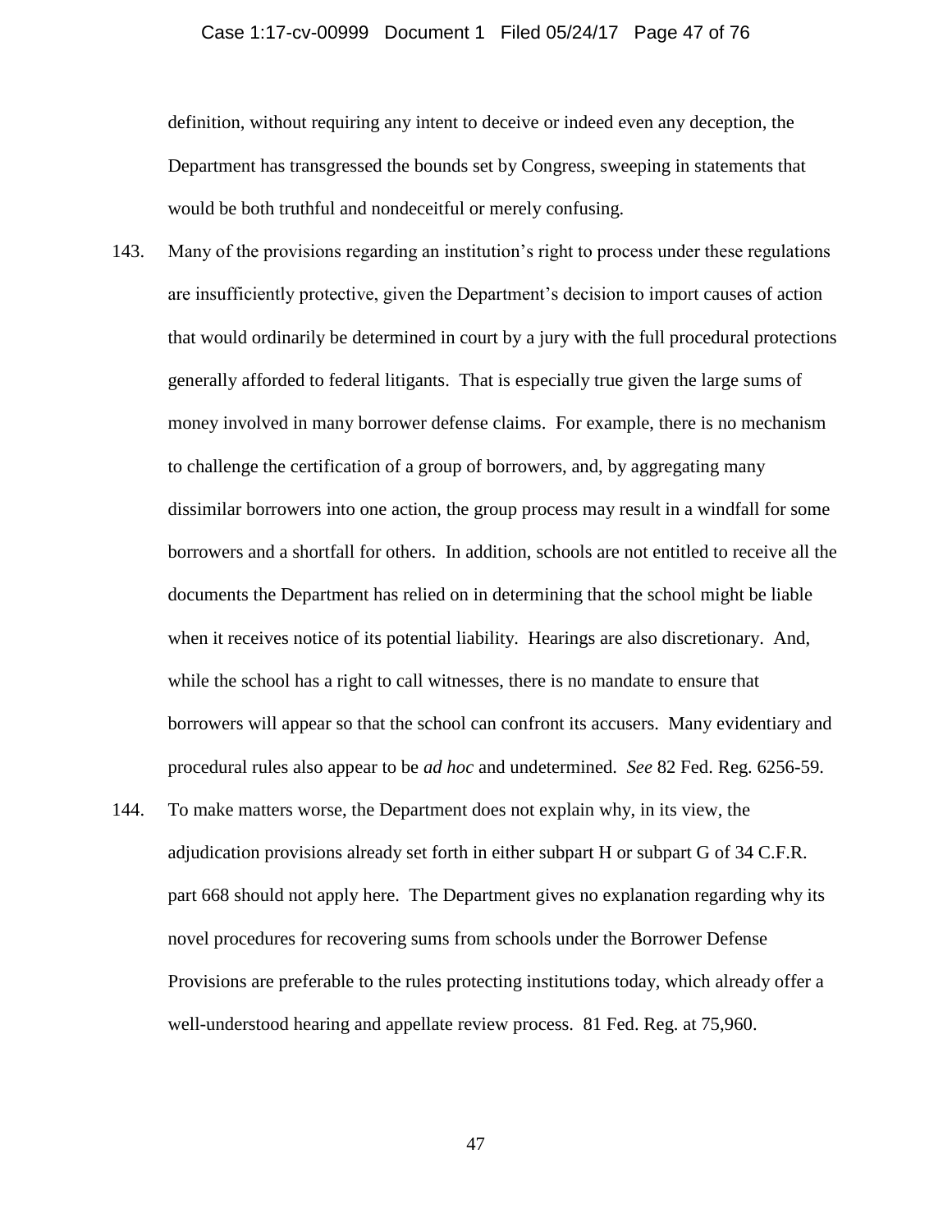definition, without requiring any intent to deceive or indeed even any deception, the Department has transgressed the bounds set by Congress, sweeping in statements that would be both truthful and nondeceitful or merely confusing.

143. Many of the provisions regarding an institution's right to process under these regulations are insufficiently protective, given the Department's decision to import causes of action that would ordinarily be determined in court by a jury with the full procedural protections generally afforded to federal litigants. That is especially true given the large sums of money involved in many borrower defense claims. For example, there is no mechanism to challenge the certification of a group of borrowers, and, by aggregating many dissimilar borrowers into one action, the group process may result in a windfall for some borrowers and a shortfall for others. In addition, schools are not entitled to receive all the documents the Department has relied on in determining that the school might be liable when it receives notice of its potential liability. Hearings are also discretionary. And, while the school has a right to call witnesses, there is no mandate to ensure that borrowers will appear so that the school can confront its accusers. Many evidentiary and procedural rules also appear to be *ad hoc* and undetermined. *See* 82 Fed. Reg. 6256-59.

144. To make matters worse, the Department does not explain why, in its view, the adjudication provisions already set forth in either subpart H or subpart G of 34 C.F.R. part 668 should not apply here. The Department gives no explanation regarding why its novel procedures for recovering sums from schools under the Borrower Defense Provisions are preferable to the rules protecting institutions today, which already offer a well-understood hearing and appellate review process. 81 Fed. Reg. at 75,960.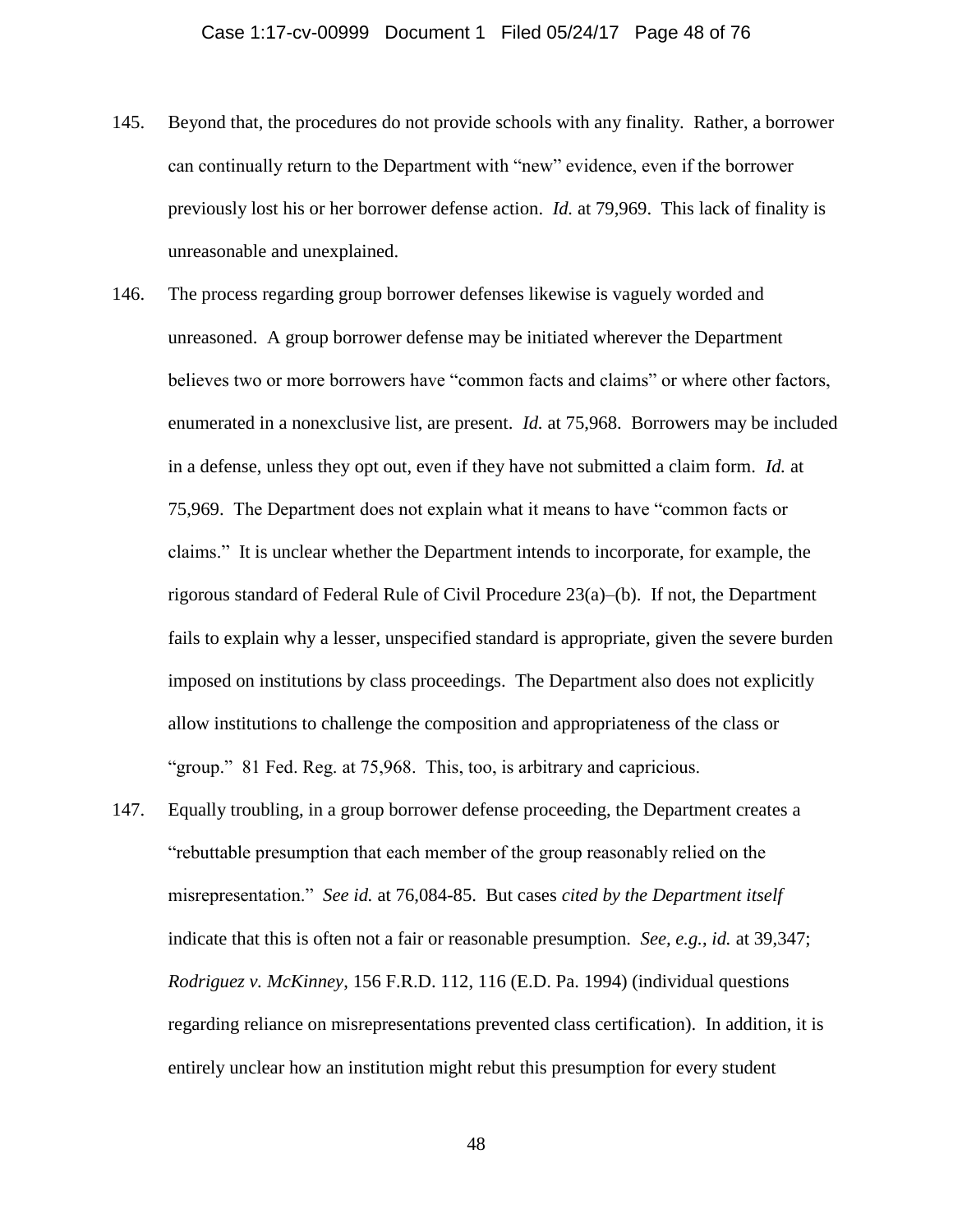145. Beyond that, the procedures do not provide schools with any finality. Rather, a borrower can continually return to the Department with "new" evidence, even if the borrower previously lost his or her borrower defense action. *Id.* at 79,969. This lack of finality is unreasonable and unexplained.

146. The process regarding group borrower defenses likewise is vaguely worded and unreasoned. A group borrower defense may be initiated wherever the Department believes two or more borrowers have "common facts and claims" or where other factors, enumerated in a nonexclusive list, are present. *Id.* at 75,968. Borrowers may be included in a defense, unless they opt out, even if they have not submitted a claim form. *Id.* at 75,969. The Department does not explain what it means to have "common facts or claims." It is unclear whether the Department intends to incorporate, for example, the rigorous standard of Federal Rule of Civil Procedure 23(a)–(b). If not, the Department fails to explain why a lesser, unspecified standard is appropriate, given the severe burden imposed on institutions by class proceedings. The Department also does not explicitly allow institutions to challenge the composition and appropriateness of the class or "group." 81 Fed. Reg. at 75,968. This, too, is arbitrary and capricious.

147. Equally troubling, in a group borrower defense proceeding, the Department creates a "rebuttable presumption that each member of the group reasonably relied on the misrepresentation." *See id.* at 76,084-85. But cases *cited by the Department itself* indicate that this is often not a fair or reasonable presumption. *See, e.g.*, *id.* at 39,347; *Rodriguez v. McKinney*, 156 F.R.D. 112, 116 (E.D. Pa. 1994) (individual questions regarding reliance on misrepresentations prevented class certification). In addition, it is entirely unclear how an institution might rebut this presumption for every student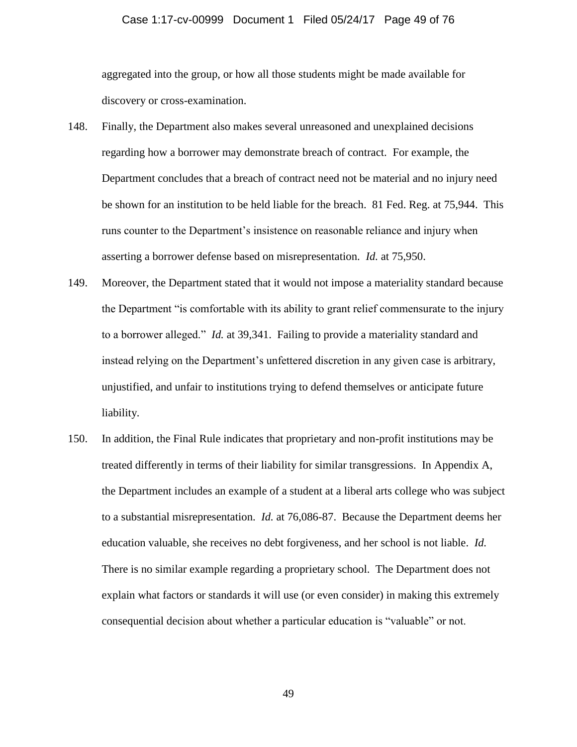aggregated into the group, or how all those students might be made available for discovery or cross-examination.

148. Finally, the Department also makes several unreasoned and unexplained decisions regarding how a borrower may demonstrate breach of contract. For example, the Department concludes that a breach of contract need not be material and no injury need be shown for an institution to be held liable for the breach. 81 Fed. Reg. at 75,944. This runs counter to the Department's insistence on reasonable reliance and injury when asserting a borrower defense based on misrepresentation. *Id.* at 75,950.

149. Moreover, the Department stated that it would not impose a materiality standard because the Department "is comfortable with its ability to grant relief commensurate to the injury to a borrower alleged." *Id.* at 39,341. Failing to provide a materiality standard and instead relying on the Department's unfettered discretion in any given case is arbitrary, unjustified, and unfair to institutions trying to defend themselves or anticipate future liability.

150. In addition, the Final Rule indicates that proprietary and non-profit institutions may be treated differently in terms of their liability for similar transgressions. In Appendix A, the Department includes an example of a student at a liberal arts college who was subject to a substantial misrepresentation. *Id.* at 76,086-87. Because the Department deems her education valuable, she receives no debt forgiveness, and her school is not liable. *Id.* There is no similar example regarding a proprietary school. The Department does not explain what factors or standards it will use (or even consider) in making this extremely consequential decision about whether a particular education is "valuable" or not.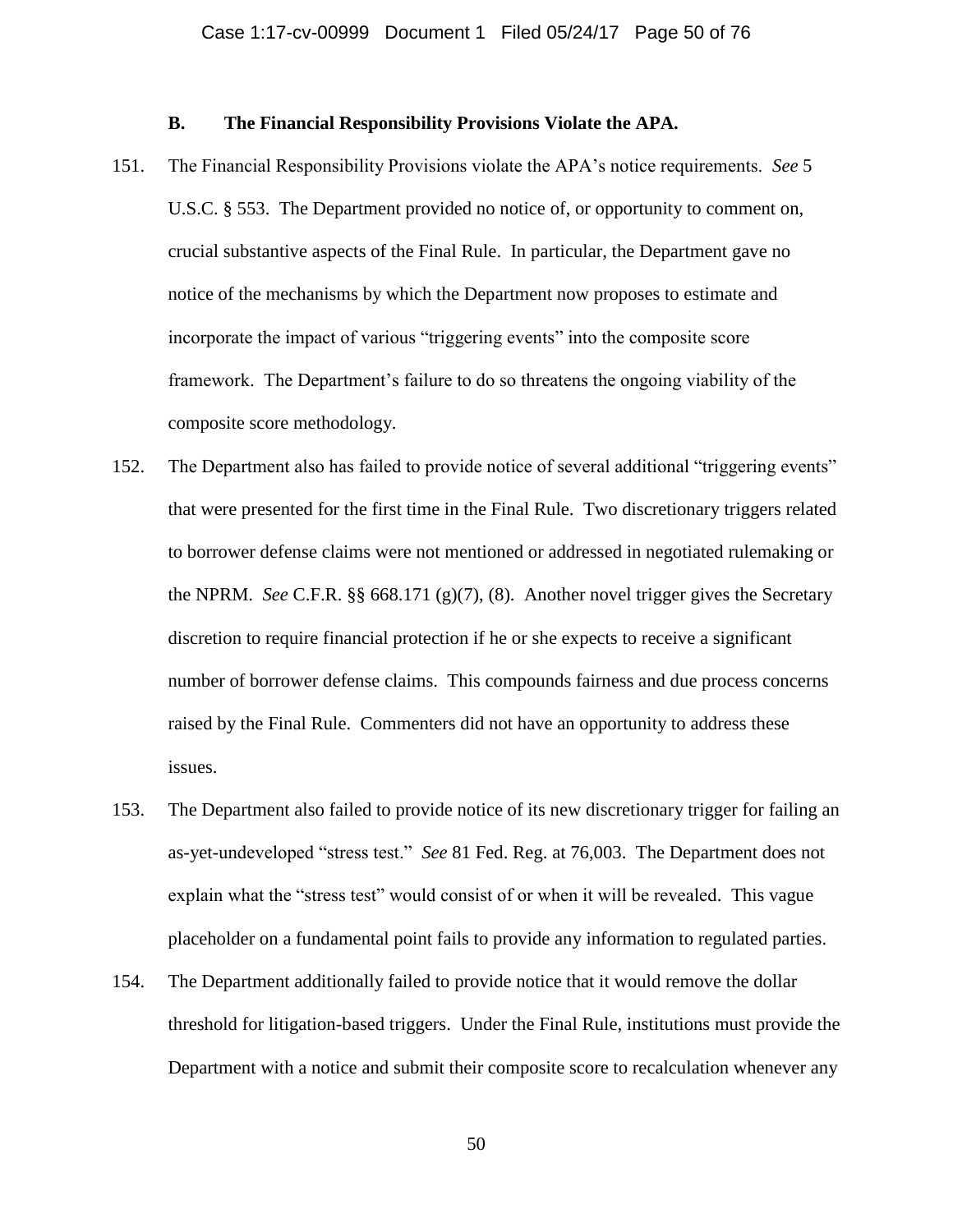### B. The Financial Responsibility Provisions Violate the APA.

151. The Financial Responsibility Provisions violate the APA's notice requirements. *See* 5 U.S.C. § 553. The Department provided no notice of, or opportunity to comment on, crucial substantive aspects of the Final Rule. In particular, the Department gave no notice of the mechanisms by which the Department now proposes to estimate and incorporate the impact of various "triggering events" into the composite score framework. The Department's failure to do so threatens the ongoing viability of the composite score methodology.

152. The Department also has failed to provide notice of several additional "triggering events" that were presented for the first time in the Final Rule. Two discretionary triggers related to borrower defense claims were not mentioned or addressed in negotiated rulemaking or the NPRM. *See* C.F.R. §§ 668.171 (g)(7), (8). Another novel trigger gives the Secretary discretion to require financial protection if he or she expects to receive a significant number of borrower defense claims. This compounds fairness and due process concerns raised by the Final Rule. Commenters did not have an opportunity to address these issues.

153. The Department also failed to provide notice of its new discretionary trigger for failing an as-yet-undeveloped "stress test." *See* 81 Fed. Reg. at 76,003. The Department does not explain what the "stress test" would consist of or when it will be revealed. This vague placeholder on a fundamental point fails to provide any information to regulated parties.

154. The Department additionally failed to provide notice that it would remove the dollar threshold for litigation-based triggers. Under the Final Rule, institutions must provide the Department with a notice and submit their composite score to recalculation whenever any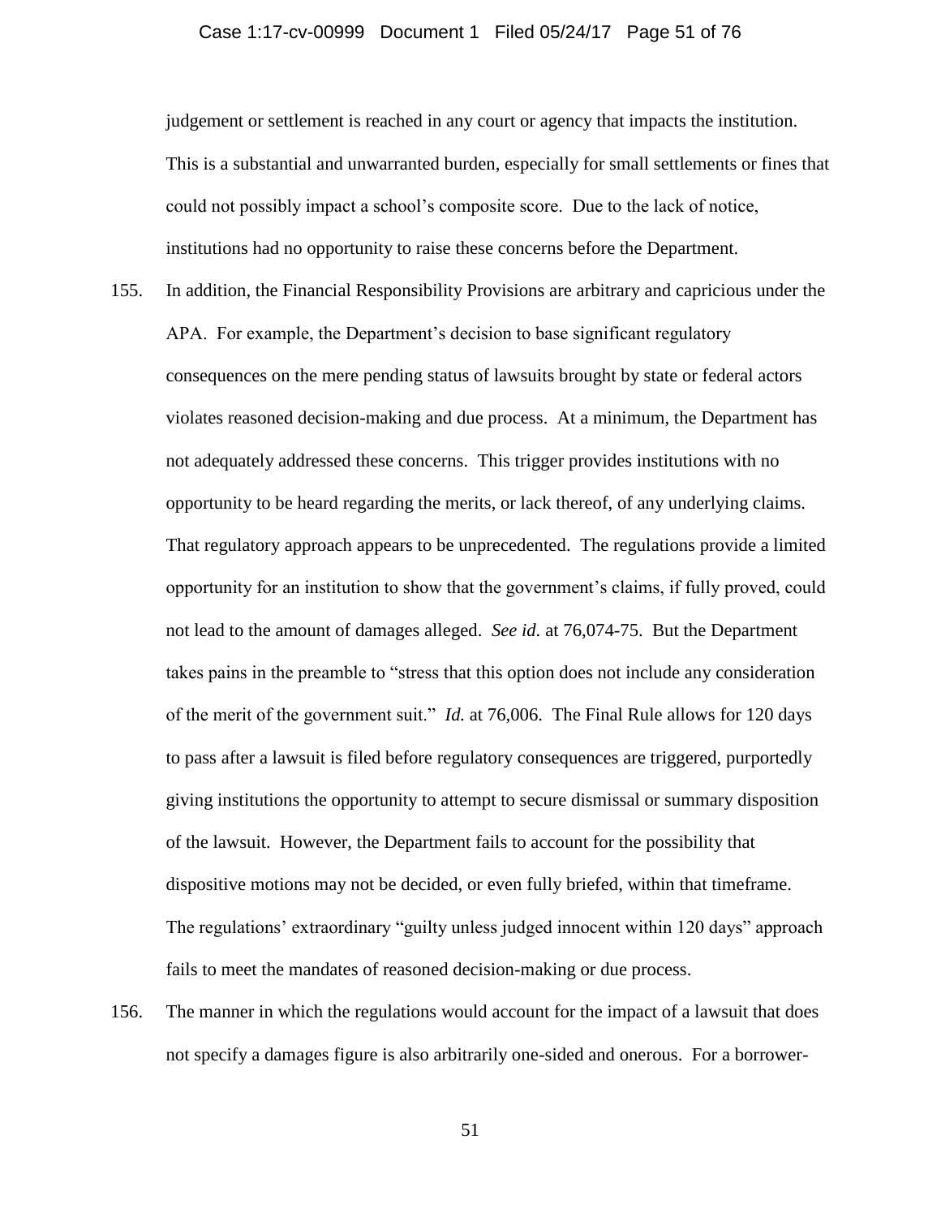judgement or settlement is reached in any court or agency that impacts the institution. This is a substantial and unwarranted burden, especially for small settlements or fines that could not possibly impact a school's composite score. Due to the lack of notice, institutions had no opportunity to raise these concerns before the Department.

155. In addition, the Financial Responsibility Provisions are arbitrary and capricious under the APA. For example, the Department's decision to base significant regulatory consequences on the mere pending status of lawsuits brought by state or federal actors violates reasoned decision-making and due process. At a minimum, the Department has not adequately addressed these concerns. This trigger provides institutions with no opportunity to be heard regarding the merits, or lack thereof, of any underlying claims. That regulatory approach appears to be unprecedented. The regulations provide a limited opportunity for an institution to show that the government's claims, if fully proved, could not lead to the amount of damages alleged. *See id.* at 76,074-75. But the Department takes pains in the preamble to "stress that this option does not include any consideration of the merit of the government suit." *Id.* at 76,006. The Final Rule allows for 120 days to pass after a lawsuit is filed before regulatory consequences are triggered, purportedly giving institutions the opportunity to attempt to secure dismissal or summary disposition of the lawsuit. However, the Department fails to account for the possibility that dispositive motions may not be decided, or even fully briefed, within that timeframe. The regulations' extraordinary "guilty unless judged innocent within 120 days" approach fails to meet the mandates of reasoned decision-making or due process.

156. The manner in which the regulations would account for the impact of a lawsuit that does not specify a damages figure is also arbitrarily one-sided and onerous. For a borrower-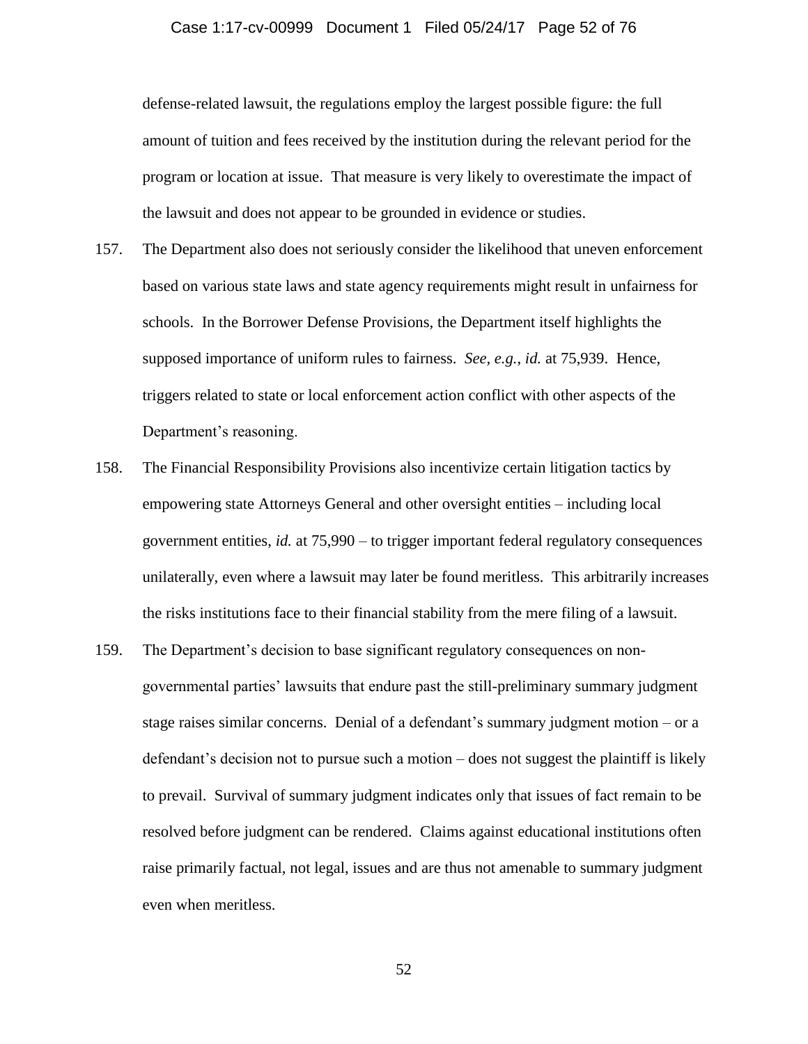defense-related lawsuit, the regulations employ the largest possible figure: the full amount of tuition and fees received by the institution during the relevant period for the program or location at issue. That measure is very likely to overestimate the impact of the lawsuit and does not appear to be grounded in evidence or studies.

157. The Department also does not seriously consider the likelihood that uneven enforcement based on various state laws and state agency requirements might result in unfairness for schools. In the Borrower Defense Provisions, the Department itself highlights the supposed importance of uniform rules to fairness. *See, e.g.*, *id.* at 75,939. Hence, triggers related to state or local enforcement action conflict with other aspects of the Department's reasoning.

158. The Financial Responsibility Provisions also incentivize certain litigation tactics by empowering state Attorneys General and other oversight entities – including local government entities, *id.* at 75,990 – to trigger important federal regulatory consequences unilaterally, even where a lawsuit may later be found meritless. This arbitrarily increases the risks institutions face to their financial stability from the mere filing of a lawsuit.

159. The Department's decision to base significant regulatory consequences on non-governmental parties' lawsuits that endure past the still-preliminary summary judgment stage raises similar concerns. Denial of a defendant's summary judgment motion – or a defendant's decision not to pursue such a motion – does not suggest the plaintiff is likely to prevail. Survival of summary judgment indicates only that issues of fact remain to be resolved before judgment can be rendered. Claims against educational institutions often raise primarily factual, not legal, issues and are thus not amenable to summary judgment even when meritless.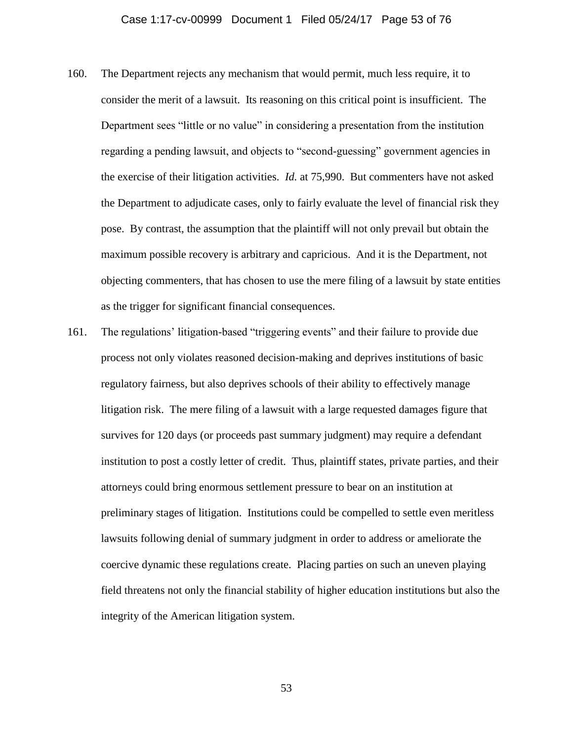160. The Department rejects any mechanism that would permit, much less require, it to consider the merit of a lawsuit. Its reasoning on this critical point is insufficient. The Department sees "little or no value" in considering a presentation from the institution regarding a pending lawsuit, and objects to "second-guessing" government agencies in the exercise of their litigation activities. *Id.* at 75,990. But commenters have not asked the Department to adjudicate cases, only to fairly evaluate the level of financial risk they pose. By contrast, the assumption that the plaintiff will not only prevail but obtain the maximum possible recovery is arbitrary and capricious. And it is the Department, not objecting commenters, that has chosen to use the mere filing of a lawsuit by state entities as the trigger for significant financial consequences.

161. The regulations' litigation-based "triggering events" and their failure to provide due process not only violates reasoned decision-making and deprives institutions of basic regulatory fairness, but also deprives schools of their ability to effectively manage litigation risk. The mere filing of a lawsuit with a large requested damages figure that survives for 120 days (or proceeds past summary judgment) may require a defendant institution to post a costly letter of credit. Thus, plaintiff states, private parties, and their attorneys could bring enormous settlement pressure to bear on an institution at preliminary stages of litigation. Institutions could be compelled to settle even meritless lawsuits following denial of summary judgment in order to address or ameliorate the coercive dynamic these regulations create. Placing parties on such an uneven playing field threatens not only the financial stability of higher education institutions but also the integrity of the American litigation system.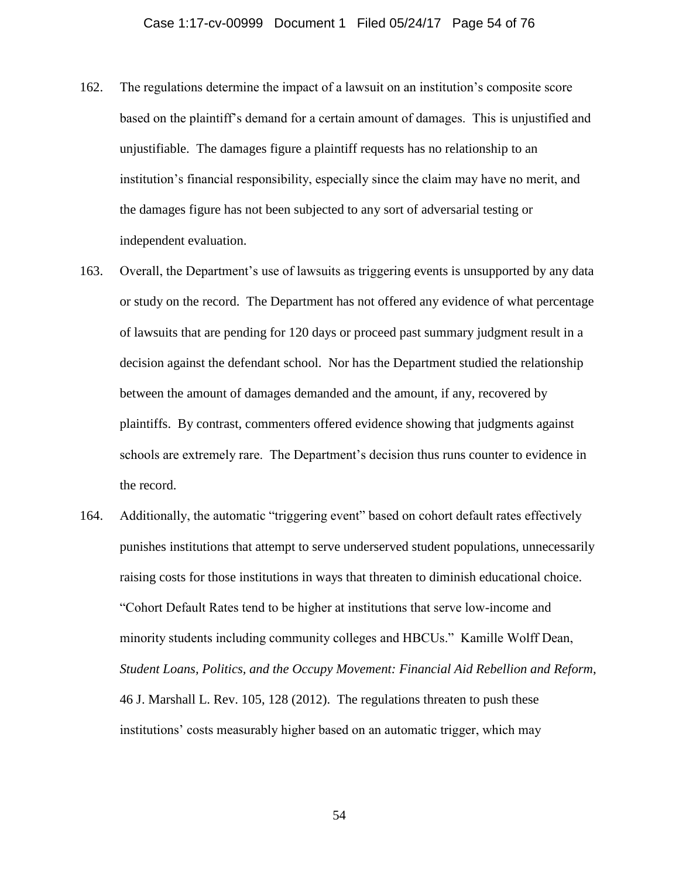162. The regulations determine the impact of a lawsuit on an institution's composite score based on the plaintiff's demand for a certain amount of damages. This is unjustified and unjustifiable. The damages figure a plaintiff requests has no relationship to an institution's financial responsibility, especially since the claim may have no merit, and the damages figure has not been subjected to any sort of adversarial testing or independent evaluation.

163. Overall, the Department's use of lawsuits as triggering events is unsupported by any data or study on the record. The Department has not offered any evidence of what percentage of lawsuits that are pending for 120 days or proceed past summary judgment result in a decision against the defendant school. Nor has the Department studied the relationship between the amount of damages demanded and the amount, if any, recovered by plaintiffs. By contrast, commenters offered evidence showing that judgments against schools are extremely rare. The Department's decision thus runs counter to evidence in the record.

164. Additionally, the automatic "triggering event" based on cohort default rates effectively punishes institutions that attempt to serve underserved student populations, unnecessarily raising costs for those institutions in ways that threaten to diminish educational choice. "Cohort Default Rates tend to be higher at institutions that serve low-income and minority students including community colleges and HBCUs." Kamille Wolff Dean, *Student Loans, Politics, and the Occupy Movement: Financial Aid Rebellion and Reform*, 46 J. Marshall L. Rev. 105, 128 (2012). The regulations threaten to push these institutions' costs measurably higher based on an automatic trigger, which may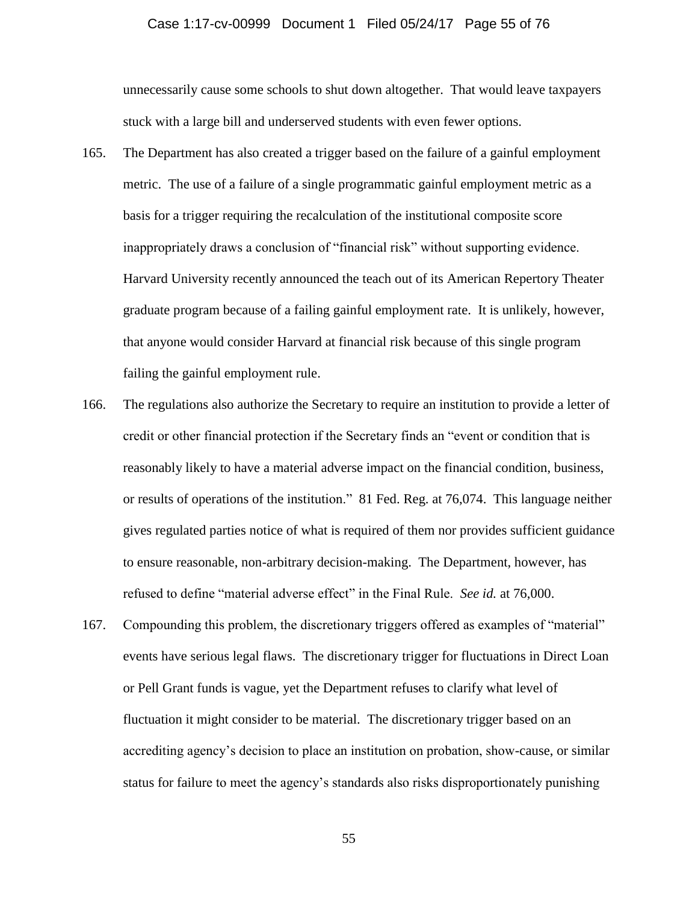unnecessarily cause some schools to shut down altogether. That would leave taxpayers stuck with a large bill and underserved students with even fewer options.

165. The Department has also created a trigger based on the failure of a gainful employment metric. The use of a failure of a single programmatic gainful employment metric as a basis for a trigger requiring the recalculation of the institutional composite score inappropriately draws a conclusion of "financial risk" without supporting evidence. Harvard University recently announced the teach out of its American Repertory Theater graduate program because of a failing gainful employment rate. It is unlikely, however, that anyone would consider Harvard at financial risk because of this single program failing the gainful employment rule.

166. The regulations also authorize the Secretary to require an institution to provide a letter of credit or other financial protection if the Secretary finds an "event or condition that is reasonably likely to have a material adverse impact on the financial condition, business, or results of operations of the institution." 81 Fed. Reg. at 76,074. This language neither gives regulated parties notice of what is required of them nor provides sufficient guidance to ensure reasonable, non-arbitrary decision-making. The Department, however, has refused to define "material adverse effect" in the Final Rule. *See id.* at 76,000.

167. Compounding this problem, the discretionary triggers offered as examples of "material" events have serious legal flaws. The discretionary trigger for fluctuations in Direct Loan or Pell Grant funds is vague, yet the Department refuses to clarify what level of fluctuation it might consider to be material. The discretionary trigger based on an accrediting agency's decision to place an institution on probation, show-cause, or similar status for failure to meet the agency's standards also risks disproportionately punishing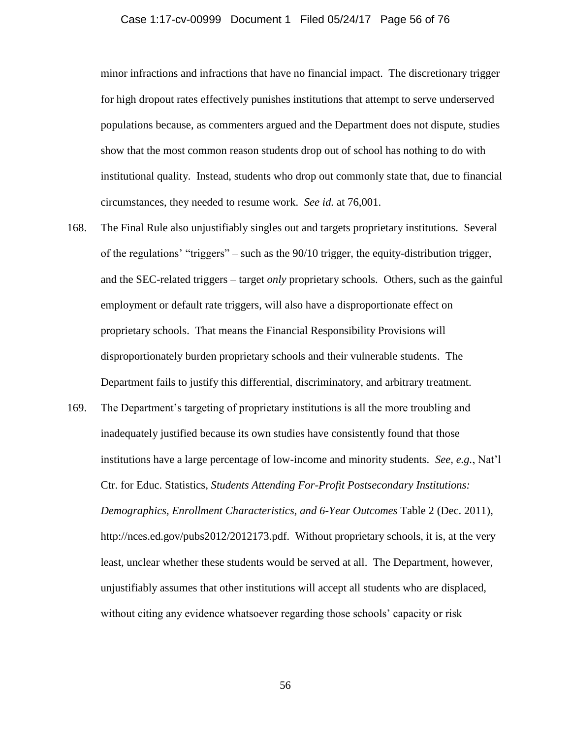minor infractions and infractions that have no financial impact. The discretionary trigger for high dropout rates effectively punishes institutions that attempt to serve underserved populations because, as commenters argued and the Department does not dispute, studies show that the most common reason students drop out of school has nothing to do with institutional quality. Instead, students who drop out commonly state that, due to financial circumstances, they needed to resume work. *See id.* at 76,001.

168. The Final Rule also unjustifiably singles out and targets proprietary institutions. Several of the regulations' "triggers" – such as the 90/10 trigger, the equity-distribution trigger, and the SEC-related triggers – target *only* proprietary schools. Others, such as the gainful employment or default rate triggers, will also have a disproportionate effect on proprietary schools. That means the Financial Responsibility Provisions will disproportionately burden proprietary schools and their vulnerable students. The Department fails to justify this differential, discriminatory, and arbitrary treatment.

169. The Department's targeting of proprietary institutions is all the more troubling and inadequately justified because its own studies have consistently found that those institutions have a large percentage of low-income and minority students. *See, e.g.*, Nat'l Ctr. for Educ. Statistics, *Students Attending For-Profit Postsecondary Institutions: Demographics, Enrollment Characteristics, and 6-Year Outcomes* Table 2 (Dec. 2011), http://nces.ed.gov/pubs2012/2012173.pdf. Without proprietary schools, it is, at the very least, unclear whether these students would be served at all. The Department, however, unjustifiably assumes that other institutions will accept all students who are displaced, without citing any evidence whatsoever regarding those schools' capacity or risk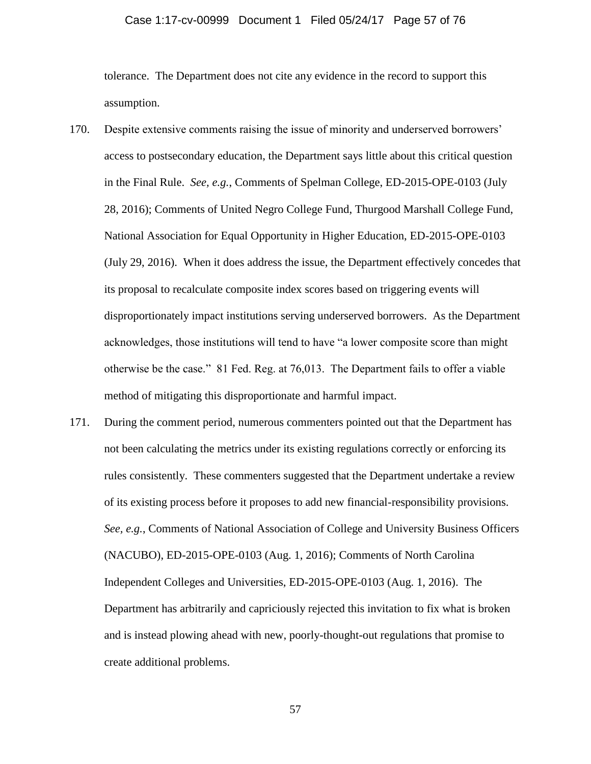tolerance. The Department does not cite any evidence in the record to support this assumption.

170. Despite extensive comments raising the issue of minority and underserved borrowers' access to postsecondary education, the Department says little about this critical question in the Final Rule. *See, e.g.*, Comments of Spelman College, ED-2015-OPE-0103 (July 28, 2016); Comments of United Negro College Fund, Thurgood Marshall College Fund, National Association for Equal Opportunity in Higher Education, ED-2015-OPE-0103 (July 29, 2016). When it does address the issue, the Department effectively concedes that its proposal to recalculate composite index scores based on triggering events will disproportionately impact institutions serving underserved borrowers. As the Department acknowledges, those institutions will tend to have "a lower composite score than might otherwise be the case." 81 Fed. Reg. at 76,013. The Department fails to offer a viable method of mitigating this disproportionate and harmful impact.

171. During the comment period, numerous commenters pointed out that the Department has not been calculating the metrics under its existing regulations correctly or enforcing its rules consistently. These commenters suggested that the Department undertake a review of its existing process before it proposes to add new financial-responsibility provisions. *See, e.g.*, Comments of National Association of College and University Business Officers (NACUBO), ED-2015-OPE-0103 (Aug. 1, 2016); Comments of North Carolina Independent Colleges and Universities, ED-2015-OPE-0103 (Aug. 1, 2016). The Department has arbitrarily and capriciously rejected this invitation to fix what is broken and is instead plowing ahead with new, poorly-thought-out regulations that promise to create additional problems.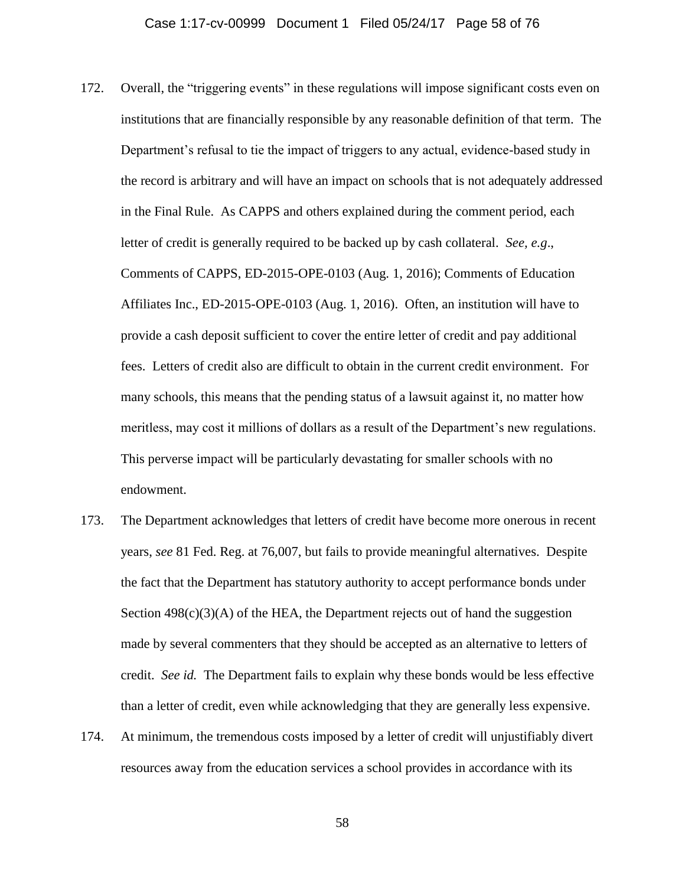172. Overall, the "triggering events" in these regulations will impose significant costs even on institutions that are financially responsible by any reasonable definition of that term. The Department's refusal to tie the impact of triggers to any actual, evidence-based study in the record is arbitrary and will have an impact on schools that is not adequately addressed in the Final Rule. As CAPPS and others explained during the comment period, each letter of credit is generally required to be backed up by cash collateral. *See, e.g.*, Comments of CAPPS, ED-2015-OPE-0103 (Aug. 1, 2016); Comments of Education Affiliates Inc., ED-2015-OPE-0103 (Aug. 1, 2016). Often, an institution will have to provide a cash deposit sufficient to cover the entire letter of credit and pay additional fees. Letters of credit also are difficult to obtain in the current credit environment. For many schools, this means that the pending status of a lawsuit against it, no matter how meritless, may cost it millions of dollars as a result of the Department's new regulations. This perverse impact will be particularly devastating for smaller schools with no endowment.

173. The Department acknowledges that letters of credit have become more onerous in recent years, *see* 81 Fed. Reg. at 76,007, but fails to provide meaningful alternatives. Despite the fact that the Department has statutory authority to accept performance bonds under Section 498(c)(3)(A) of the HEA, the Department rejects out of hand the suggestion made by several commenters that they should be accepted as an alternative to letters of credit. *See id.* The Department fails to explain why these bonds would be less effective than a letter of credit, even while acknowledging that they are generally less expensive.

174. At minimum, the tremendous costs imposed by a letter of credit will unjustifiably divert resources away from the education services a school provides in accordance with its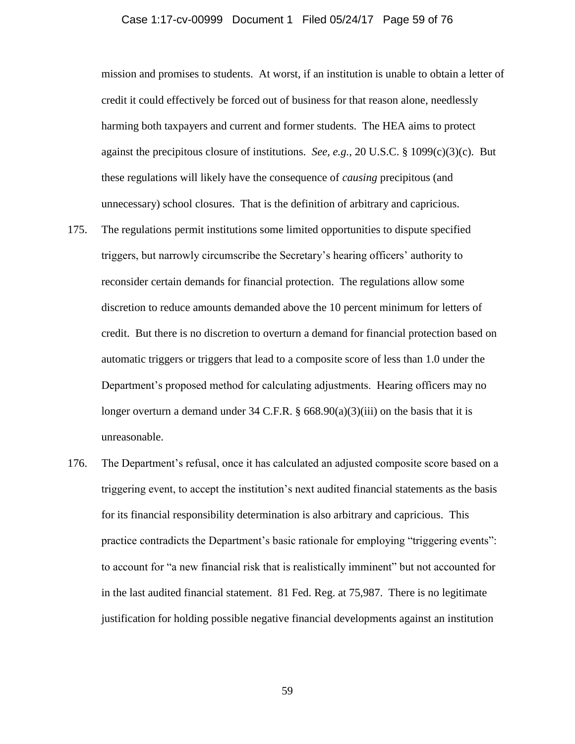mission and promises to students. At worst, if an institution is unable to obtain a letter of credit it could effectively be forced out of business for that reason alone, needlessly harming both taxpayers and current and former students. The HEA aims to protect against the precipitous closure of institutions. *See, e.g.*, 20 U.S.C. § 1099(c)(3)(c). But these regulations will likely have the consequence of *causing* precipitous (and unnecessary) school closures. That is the definition of arbitrary and capricious.

175. The regulations permit institutions some limited opportunities to dispute specified triggers, but narrowly circumscribe the Secretary's hearing officers' authority to reconsider certain demands for financial protection. The regulations allow some discretion to reduce amounts demanded above the 10 percent minimum for letters of credit. But there is no discretion to overturn a demand for financial protection based on automatic triggers or triggers that lead to a composite score of less than 1.0 under the Department's proposed method for calculating adjustments. Hearing officers may no longer overturn a demand under 34 C.F.R. § 668.90(a)(3)(iii) on the basis that it is unreasonable.

176. The Department's refusal, once it has calculated an adjusted composite score based on a triggering event, to accept the institution's next audited financial statements as the basis for its financial responsibility determination is also arbitrary and capricious. This practice contradicts the Department's basic rationale for employing "triggering events": to account for "a new financial risk that is realistically imminent" but not accounted for in the last audited financial statement. 81 Fed. Reg. at 75,987. There is no legitimate justification for holding possible negative financial developments against an institution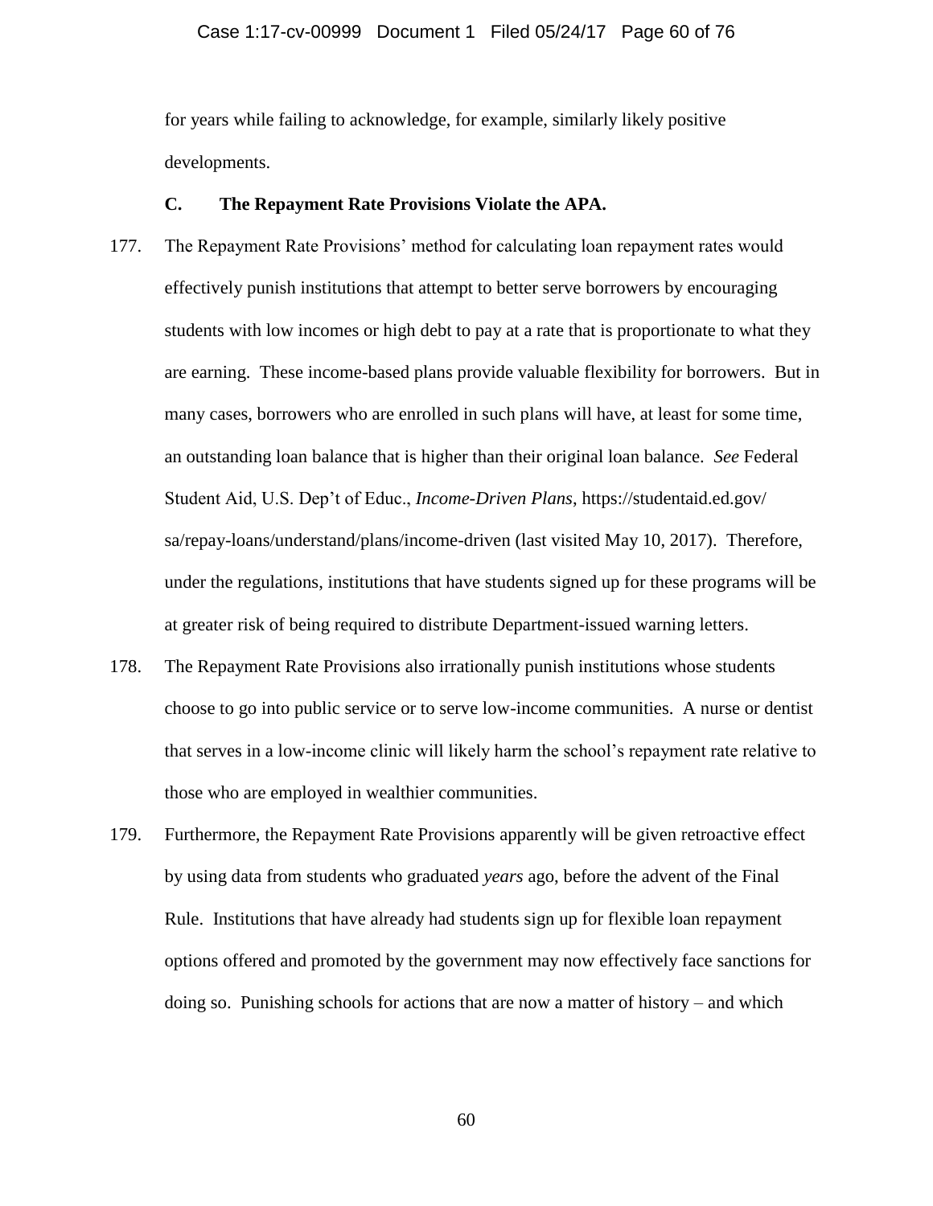for years while failing to acknowledge, for example, similarly likely positive developments.

### C. The Repayment Rate Provisions Violate the APA.

177. The Repayment Rate Provisions' method for calculating loan repayment rates would effectively punish institutions that attempt to better serve borrowers by encouraging students with low incomes or high debt to pay at a rate that is proportionate to what they are earning. These income-based plans provide valuable flexibility for borrowers. But in many cases, borrowers who are enrolled in such plans will have, at least for some time, an outstanding loan balance that is higher than their original loan balance. *See* Federal Student Aid, U.S. Dep't of Educ., *Income-Driven Plans*, https://studentaid.ed.gov/sa/repay-loans/understand/plans/income-driven (last visited May 10, 2017). Therefore, under the regulations, institutions that have students signed up for these programs will be at greater risk of being required to distribute Department-issued warning letters.

178. The Repayment Rate Provisions also irrationally punish institutions whose students choose to go into public service or to serve low-income communities. A nurse or dentist that serves in a low-income clinic will likely harm the school's repayment rate relative to those who are employed in wealthier communities.

179. Furthermore, the Repayment Rate Provisions apparently will be given retroactive effect by using data from students who graduated *years* ago, before the advent of the Final Rule. Institutions that have already had students sign up for flexible loan repayment options offered and promoted by the government may now effectively face sanctions for doing so. Punishing schools for actions that are now a matter of history – and which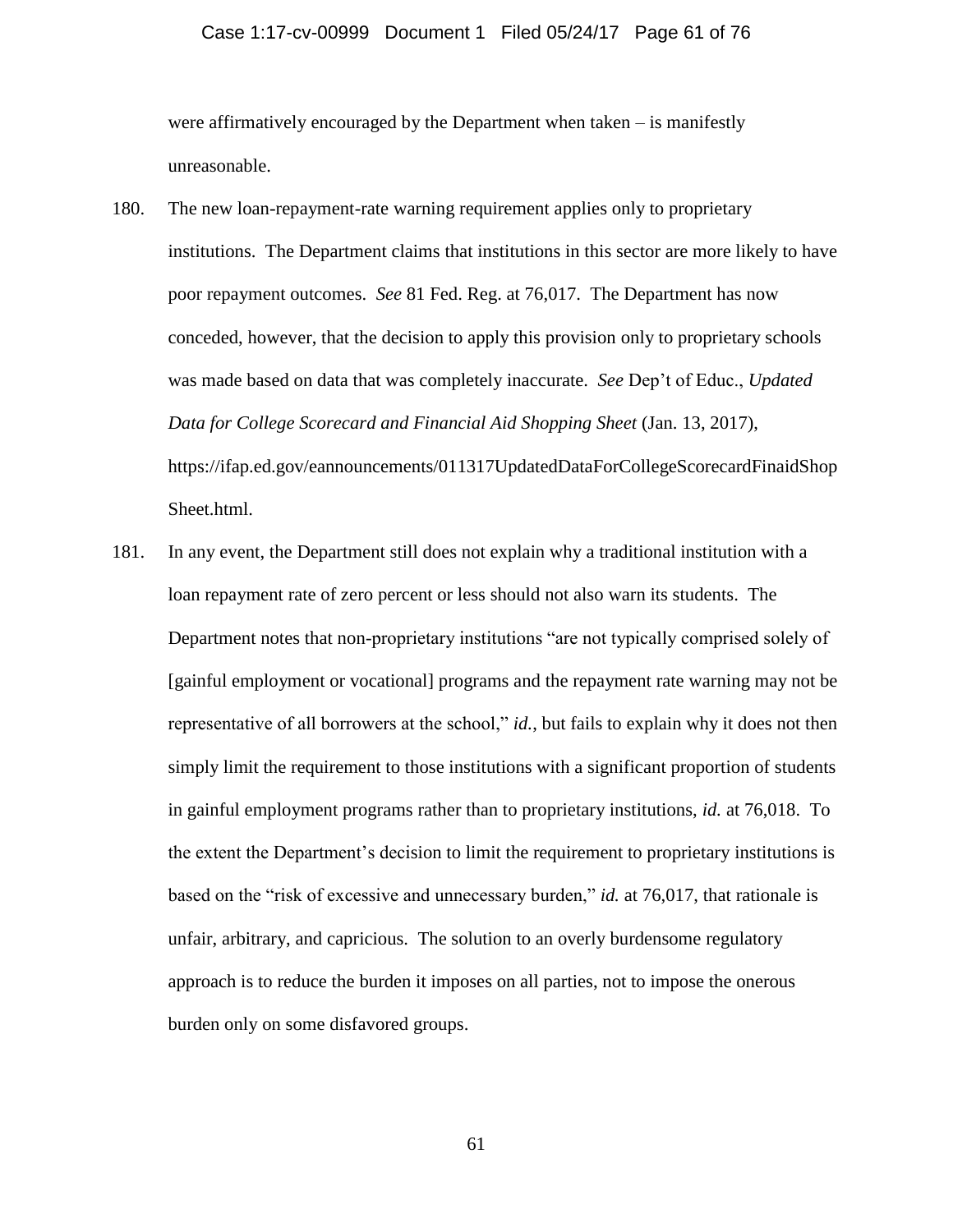were affirmatively encouraged by the Department when taken – is manifestly unreasonable.

180. The new loan-repayment-rate warning requirement applies only to proprietary institutions. The Department claims that institutions in this sector are more likely to have poor repayment outcomes. *See* 81 Fed. Reg. at 76,017. The Department has now conceded, however, that the decision to apply this provision only to proprietary schools was made based on data that was completely inaccurate. *See* Dep't of Educ., *Updated Data for College Scorecard and Financial Aid Shopping Sheet* (Jan. 13, 2017), https://ifap.ed.gov/eannouncements/011317UpdatedDataForCollegeScorecardFinaidShopSheet.html.

181. In any event, the Department still does not explain why a traditional institution with a loan repayment rate of zero percent or less should not also warn its students. The Department notes that non-proprietary institutions "are not typically comprised solely of [gainful employment or vocational] programs and the repayment rate warning may not be representative of all borrowers at the school," *id.*, but fails to explain why it does not then simply limit the requirement to those institutions with a significant proportion of students in gainful employment programs rather than to proprietary institutions, *id.* at 76,018. To the extent the Department's decision to limit the requirement to proprietary institutions is based on the "risk of excessive and unnecessary burden," *id.* at 76,017, that rationale is unfair, arbitrary, and capricious. The solution to an overly burdensome regulatory approach is to reduce the burden it imposes on all parties, not to impose the onerous burden only on some disfavored groups.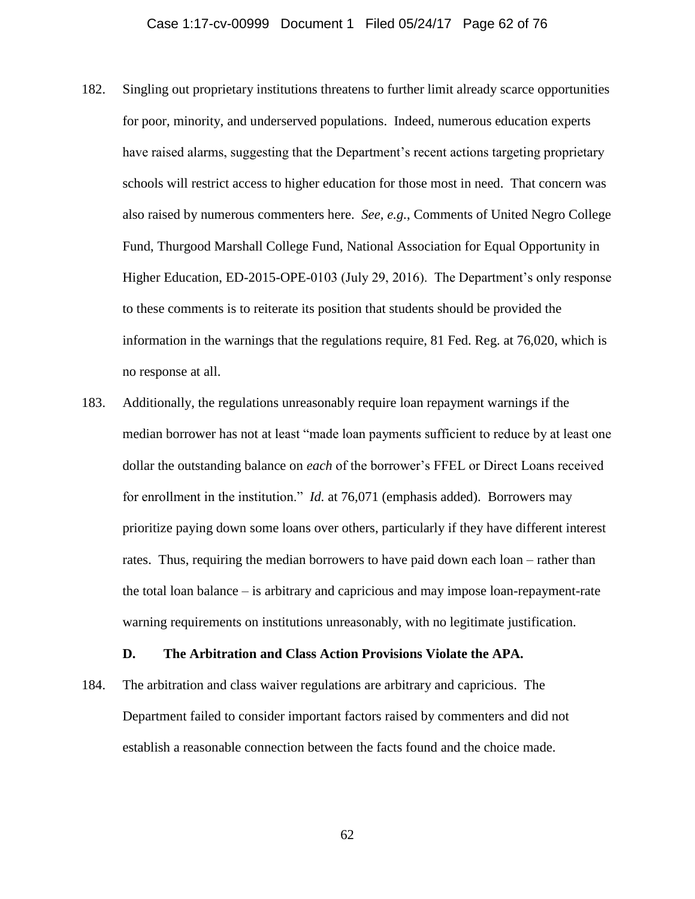182. Singling out proprietary institutions threatens to further limit already scarce opportunities for poor, minority, and underserved populations. Indeed, numerous education experts have raised alarms, suggesting that the Department's recent actions targeting proprietary schools will restrict access to higher education for those most in need. That concern was also raised by numerous commenters here. *See, e.g.*, Comments of United Negro College Fund, Thurgood Marshall College Fund, National Association for Equal Opportunity in Higher Education, ED-2015-OPE-0103 (July 29, 2016). The Department's only response to these comments is to reiterate its position that students should be provided the information in the warnings that the regulations require, 81 Fed. Reg. at 76,020, which is no response at all.

183. Additionally, the regulations unreasonably require loan repayment warnings if the median borrower has not at least "made loan payments sufficient to reduce by at least one dollar the outstanding balance on *each* of the borrower's FFEL or Direct Loans received for enrollment in the institution." *Id.* at 76,071 (emphasis added). Borrowers may prioritize paying down some loans over others, particularly if they have different interest rates. Thus, requiring the median borrowers to have paid down each loan – rather than the total loan balance – is arbitrary and capricious and may impose loan-repayment-rate warning requirements on institutions unreasonably, with no legitimate justification.

### D. The Arbitration and Class Action Provisions Violate the APA.

184. The arbitration and class waiver regulations are arbitrary and capricious. The Department failed to consider important factors raised by commenters and did not establish a reasonable connection between the facts found and the choice made.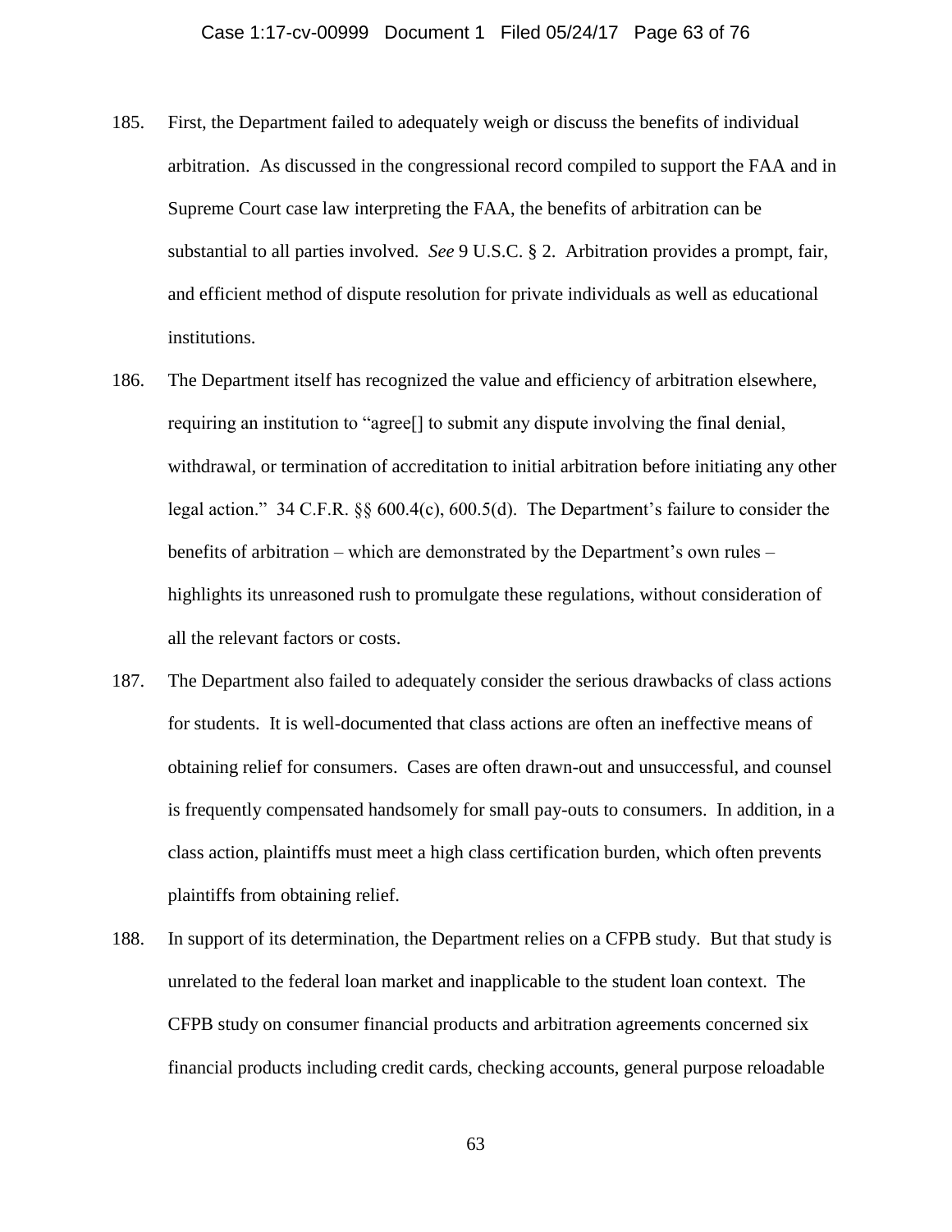185. First, the Department failed to adequately weigh or discuss the benefits of individual arbitration. As discussed in the congressional record compiled to support the FAA and in Supreme Court case law interpreting the FAA, the benefits of arbitration can be substantial to all parties involved. *See* 9 U.S.C. § 2. Arbitration provides a prompt, fair, and efficient method of dispute resolution for private individuals as well as educational institutions.

186. The Department itself has recognized the value and efficiency of arbitration elsewhere, requiring an institution to "agree[] to submit any dispute involving the final denial, withdrawal, or termination of accreditation to initial arbitration before initiating any other legal action." 34 C.F.R. §§ 600.4(c), 600.5(d). The Department's failure to consider the benefits of arbitration – which are demonstrated by the Department's own rules – highlights its unreasoned rush to promulgate these regulations, without consideration of all the relevant factors or costs.

187. The Department also failed to adequately consider the serious drawbacks of class actions for students. It is well-documented that class actions are often an ineffective means of obtaining relief for consumers. Cases are often drawn-out and unsuccessful, and counsel is frequently compensated handsomely for small pay-outs to consumers. In addition, in a class action, plaintiffs must meet a high class certification burden, which often prevents plaintiffs from obtaining relief.

188. In support of its determination, the Department relies on a CFPB study. But that study is unrelated to the federal loan market and inapplicable to the student loan context. The CFPB study on consumer financial products and arbitration agreements concerned six financial products including credit cards, checking accounts, general purpose reloadable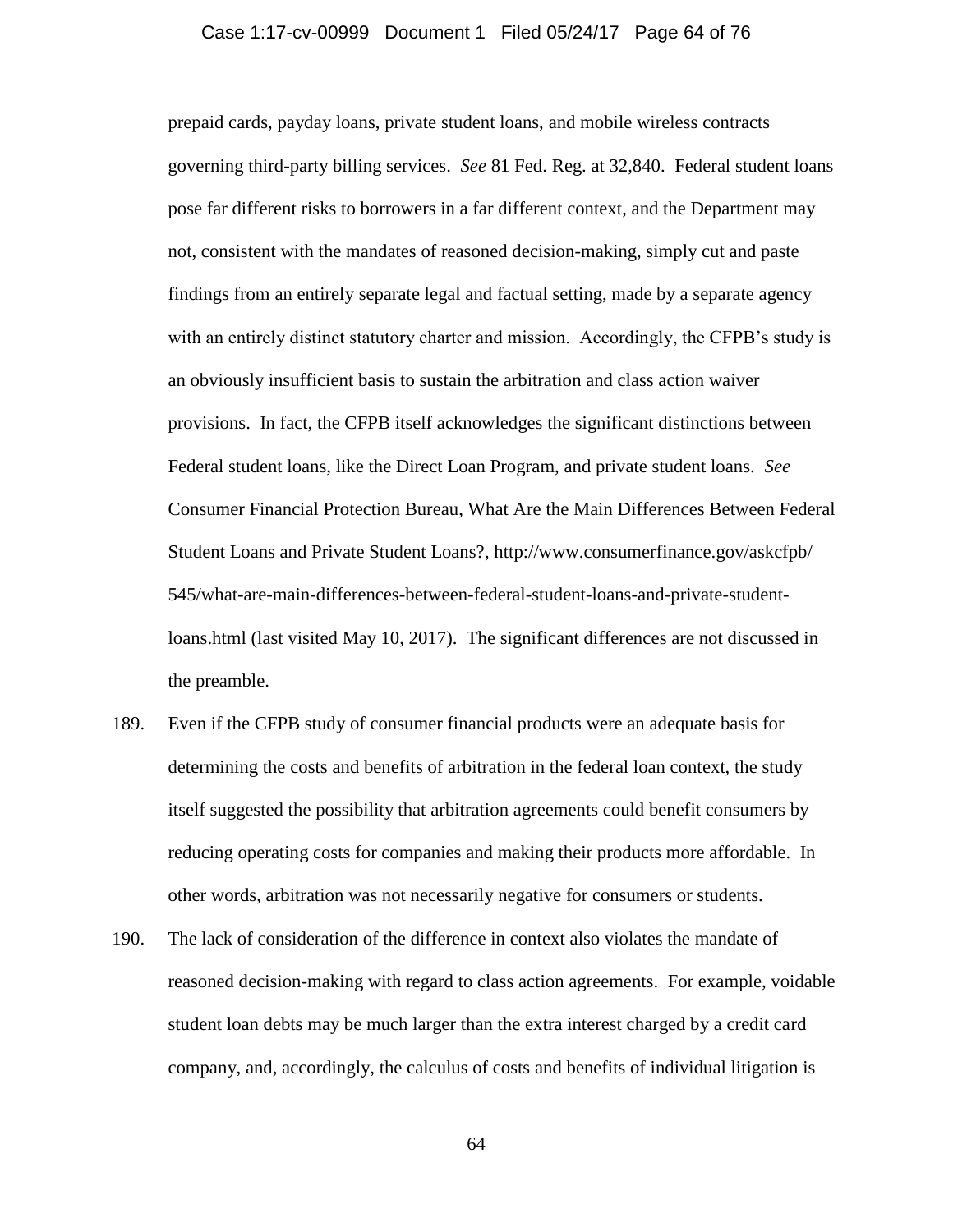prepaid cards, payday loans, private student loans, and mobile wireless contracts governing third-party billing services. *See* 81 Fed. Reg. at 32,840. Federal student loans pose far different risks to borrowers in a far different context, and the Department may not, consistent with the mandates of reasoned decision-making, simply cut and paste findings from an entirely separate legal and factual setting, made by a separate agency with an entirely distinct statutory charter and mission. Accordingly, the CFPB's study is an obviously insufficient basis to sustain the arbitration and class action waiver provisions. In fact, the CFPB itself acknowledges the significant distinctions between Federal student loans, like the Direct Loan Program, and private student loans. *See* Consumer Financial Protection Bureau, What Are the Main Differences Between Federal Student Loans and Private Student Loans?, http://www.consumerfinance.gov/askcfpb/545/what-are-main-differences-between-federal-student-loans-and-private-student-loans.html (last visited May 10, 2017). The significant differences are not discussed in the preamble.

189. Even if the CFPB study of consumer financial products were an adequate basis for determining the costs and benefits of arbitration in the federal loan context, the study itself suggested the possibility that arbitration agreements could benefit consumers by reducing operating costs for companies and making their products more affordable. In other words, arbitration was not necessarily negative for consumers or students.

190. The lack of consideration of the difference in context also violates the mandate of reasoned decision-making with regard to class action agreements. For example, voidable student loan debts may be much larger than the extra interest charged by a credit card company, and, accordingly, the calculus of costs and benefits of individual litigation is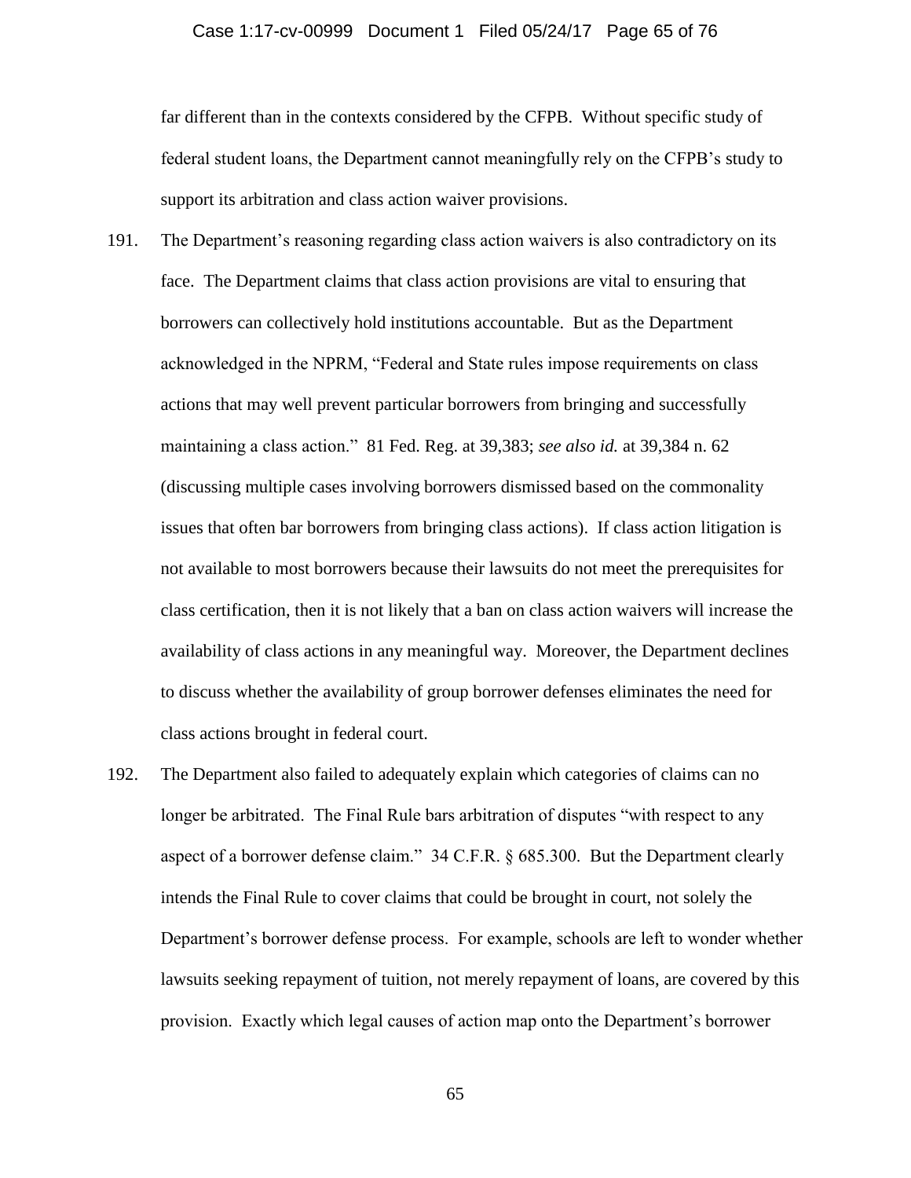far different than in the contexts considered by the CFPB. Without specific study of federal student loans, the Department cannot meaningfully rely on the CFPB's study to support its arbitration and class action waiver provisions.

191. The Department's reasoning regarding class action waivers is also contradictory on its face. The Department claims that class action provisions are vital to ensuring that borrowers can collectively hold institutions accountable. But as the Department acknowledged in the NPRM, "Federal and State rules impose requirements on class actions that may well prevent particular borrowers from bringing and successfully maintaining a class action." 81 Fed. Reg. at 39,383; *see also id.* at 39,384 n. 62 (discussing multiple cases involving borrowers dismissed based on the commonality issues that often bar borrowers from bringing class actions). If class action litigation is not available to most borrowers because their lawsuits do not meet the prerequisites for class certification, then it is not likely that a ban on class action waivers will increase the availability of class actions in any meaningful way. Moreover, the Department declines to discuss whether the availability of group borrower defenses eliminates the need for class actions brought in federal court.

192. The Department also failed to adequately explain which categories of claims can no longer be arbitrated. The Final Rule bars arbitration of disputes "with respect to any aspect of a borrower defense claim." 34 C.F.R. § 685.300. But the Department clearly intends the Final Rule to cover claims that could be brought in court, not solely the Department's borrower defense process. For example, schools are left to wonder whether lawsuits seeking repayment of tuition, not merely repayment of loans, are covered by this provision. Exactly which legal causes of action map onto the Department's borrower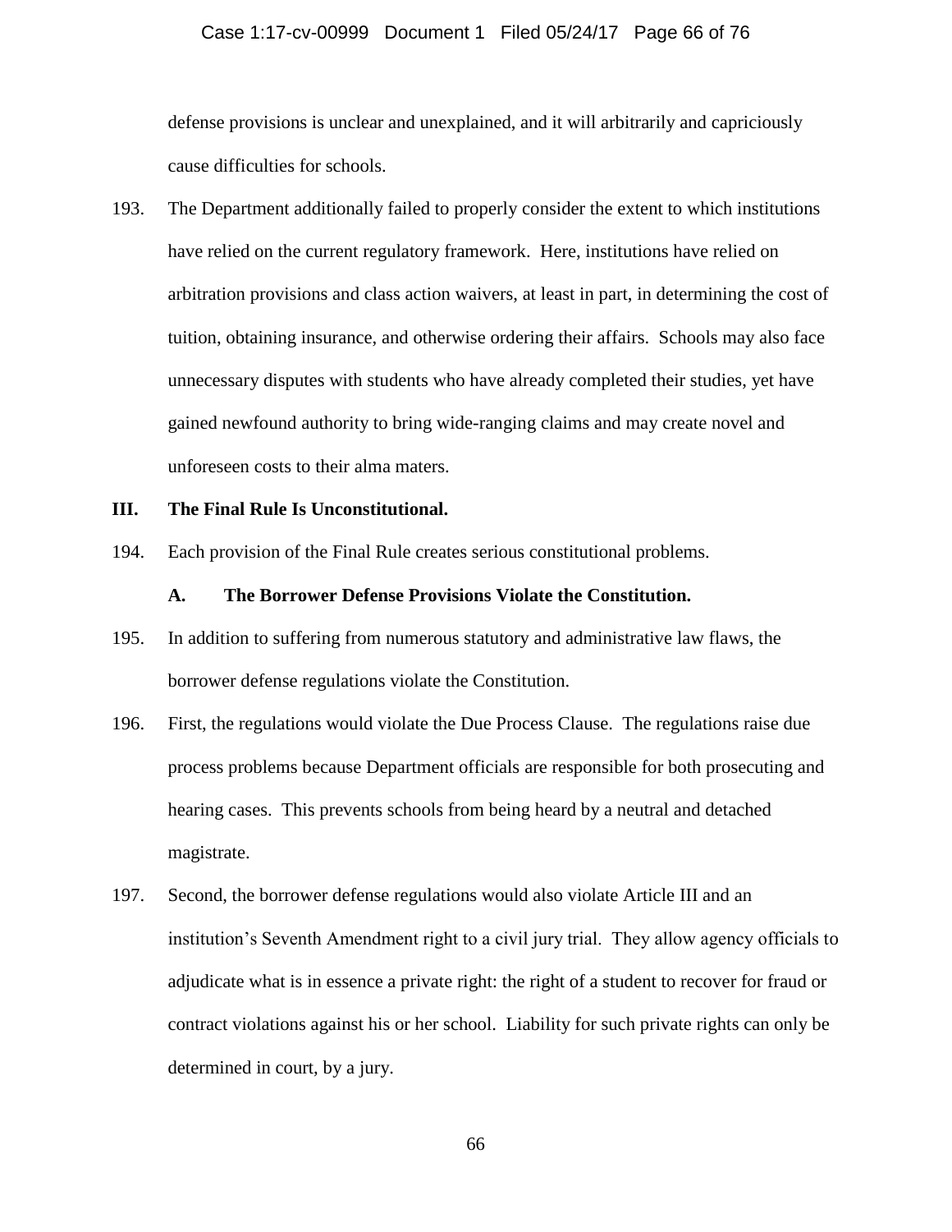defense provisions is unclear and unexplained, and it will arbitrarily and capriciously cause difficulties for schools.

193. The Department additionally failed to properly consider the extent to which institutions have relied on the current regulatory framework. Here, institutions have relied on arbitration provisions and class action waivers, at least in part, in determining the cost of tuition, obtaining insurance, and otherwise ordering their affairs. Schools may also face unnecessary disputes with students who have already completed their studies, yet have gained newfound authority to bring wide-ranging claims and may create novel and unforeseen costs to their alma maters.

## III. The Final Rule Is Unconstitutional.

194. Each provision of the Final Rule creates serious constitutional problems.

### A. The Borrower Defense Provisions Violate the Constitution.

195. In addition to suffering from numerous statutory and administrative law flaws, the borrower defense regulations violate the Constitution.

196. First, the regulations would violate the Due Process Clause. The regulations raise due process problems because Department officials are responsible for both prosecuting and hearing cases. This prevents schools from being heard by a neutral and detached magistrate.

197. Second, the borrower defense regulations would also violate Article III and an institution's Seventh Amendment right to a civil jury trial. They allow agency officials to adjudicate what is in essence a private right: the right of a student to recover for fraud or contract violations against his or her school. Liability for such private rights can only be determined in court, by a jury.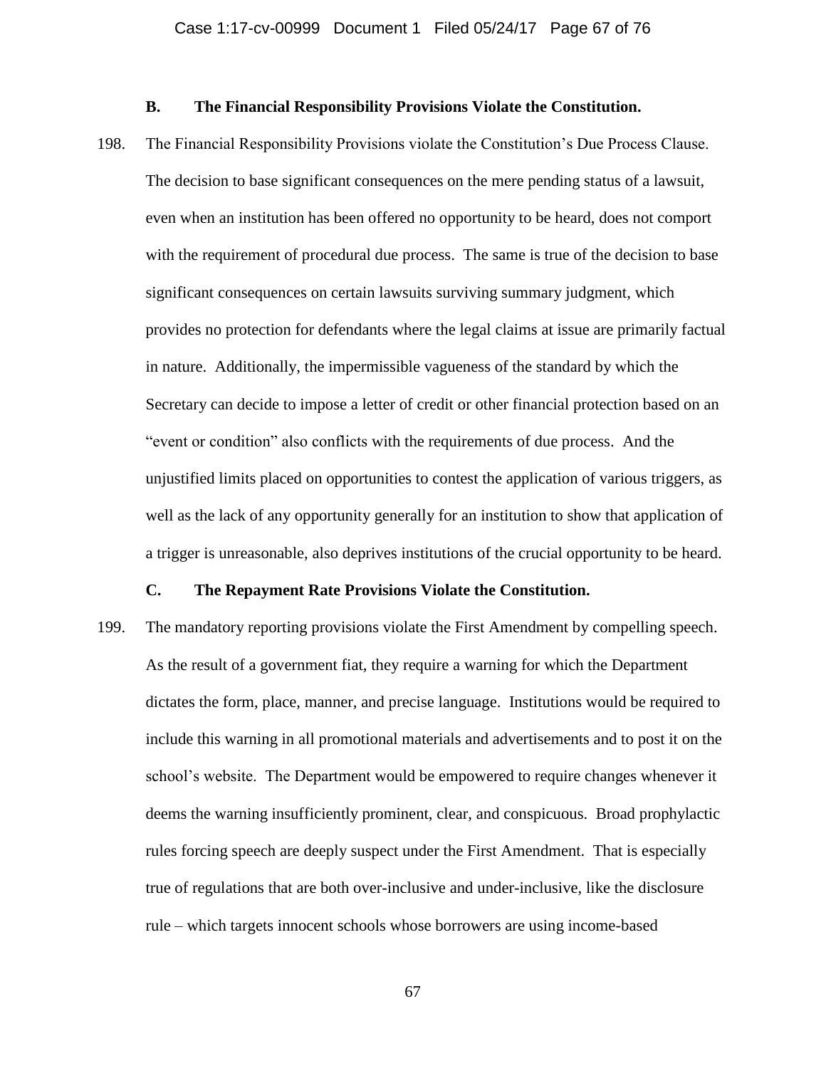### B. The Financial Responsibility Provisions Violate the Constitution.

198. The Financial Responsibility Provisions violate the Constitution's Due Process Clause. The decision to base significant consequences on the mere pending status of a lawsuit, even when an institution has been offered no opportunity to be heard, does not comport with the requirement of procedural due process. The same is true of the decision to base significant consequences on certain lawsuits surviving summary judgment, which provides no protection for defendants where the legal claims at issue are primarily factual in nature. Additionally, the impermissible vagueness of the standard by which the Secretary can decide to impose a letter of credit or other financial protection based on an "event or condition" also conflicts with the requirements of due process. And the unjustified limits placed on opportunities to contest the application of various triggers, as well as the lack of any opportunity generally for an institution to show that application of a trigger is unreasonable, also deprives institutions of the crucial opportunity to be heard.

### C. The Repayment Rate Provisions Violate the Constitution.

199. The mandatory reporting provisions violate the First Amendment by compelling speech. As the result of a government fiat, they require a warning for which the Department dictates the form, place, manner, and precise language. Institutions would be required to include this warning in all promotional materials and advertisements and to post it on the school's website. The Department would be empowered to require changes whenever it deems the warning insufficiently prominent, clear, and conspicuous. Broad prophylactic rules forcing speech are deeply suspect under the First Amendment. That is especially true of regulations that are both over-inclusive and under-inclusive, like the disclosure rule – which targets innocent schools whose borrowers are using income-based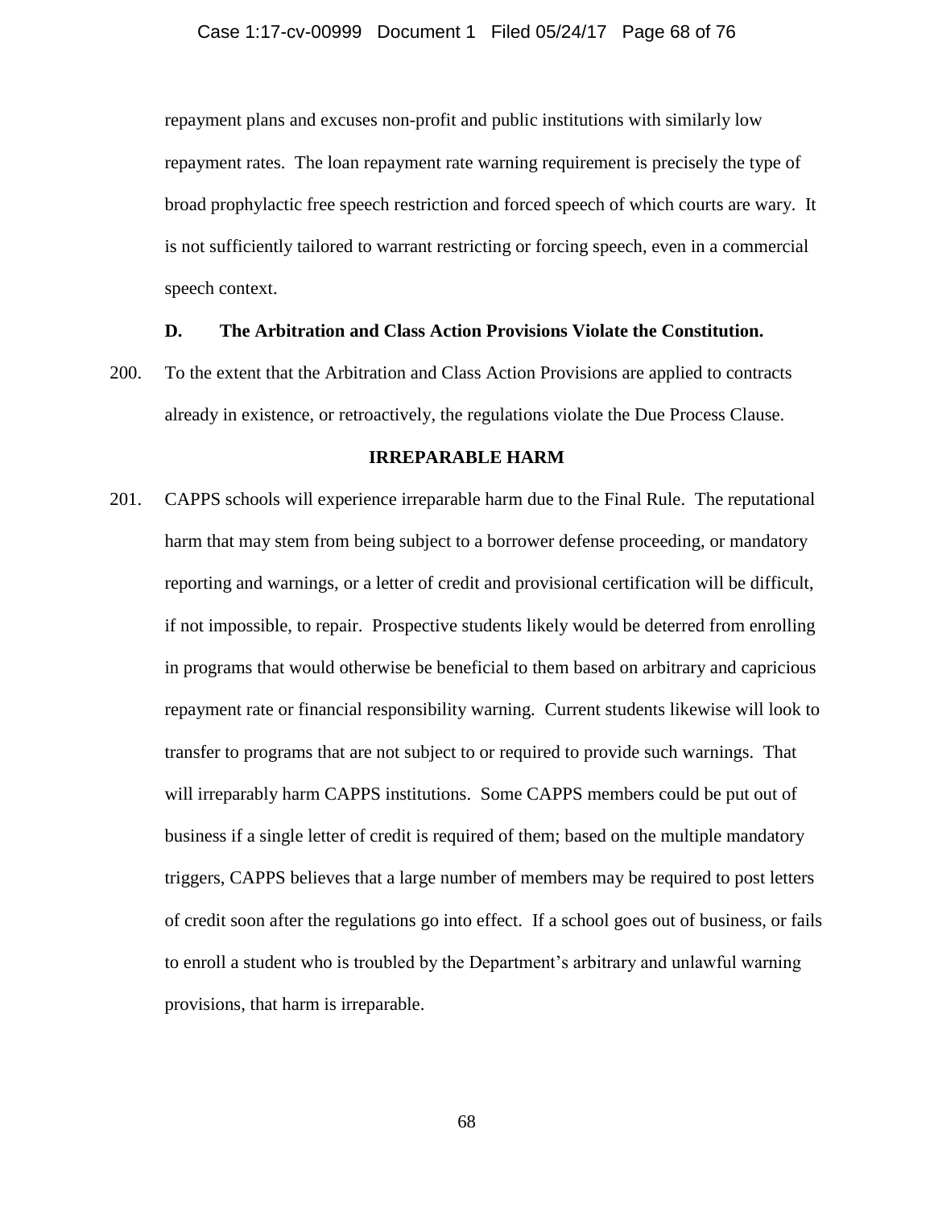repayment plans and excuses non-profit and public institutions with similarly low repayment rates. The loan repayment rate warning requirement is precisely the type of broad prophylactic free speech restriction and forced speech of which courts are wary. It is not sufficiently tailored to warrant restricting or forcing speech, even in a commercial speech context.

### D. The Arbitration and Class Action Provisions Violate the Constitution.

200. To the extent that the Arbitration and Class Action Provisions are applied to contracts already in existence, or retroactively, the regulations violate the Due Process Clause.

## IRREPARABLE HARM

201. CAPPS schools will experience irreparable harm due to the Final Rule. The reputational harm that may stem from being subject to a borrower defense proceeding, or mandatory reporting and warnings, or a letter of credit and provisional certification will be difficult, if not impossible, to repair. Prospective students likely would be deterred from enrolling in programs that would otherwise be beneficial to them based on arbitrary and capricious repayment rate or financial responsibility warning. Current students likewise will look to transfer to programs that are not subject to or required to provide such warnings. That will irreparably harm CAPPS institutions. Some CAPPS members could be put out of business if a single letter of credit is required of them; based on the multiple mandatory triggers, CAPPS believes that a large number of members may be required to post letters of credit soon after the regulations go into effect. If a school goes out of business, or fails to enroll a student who is troubled by the Department's arbitrary and unlawful warning provisions, that harm is irreparable.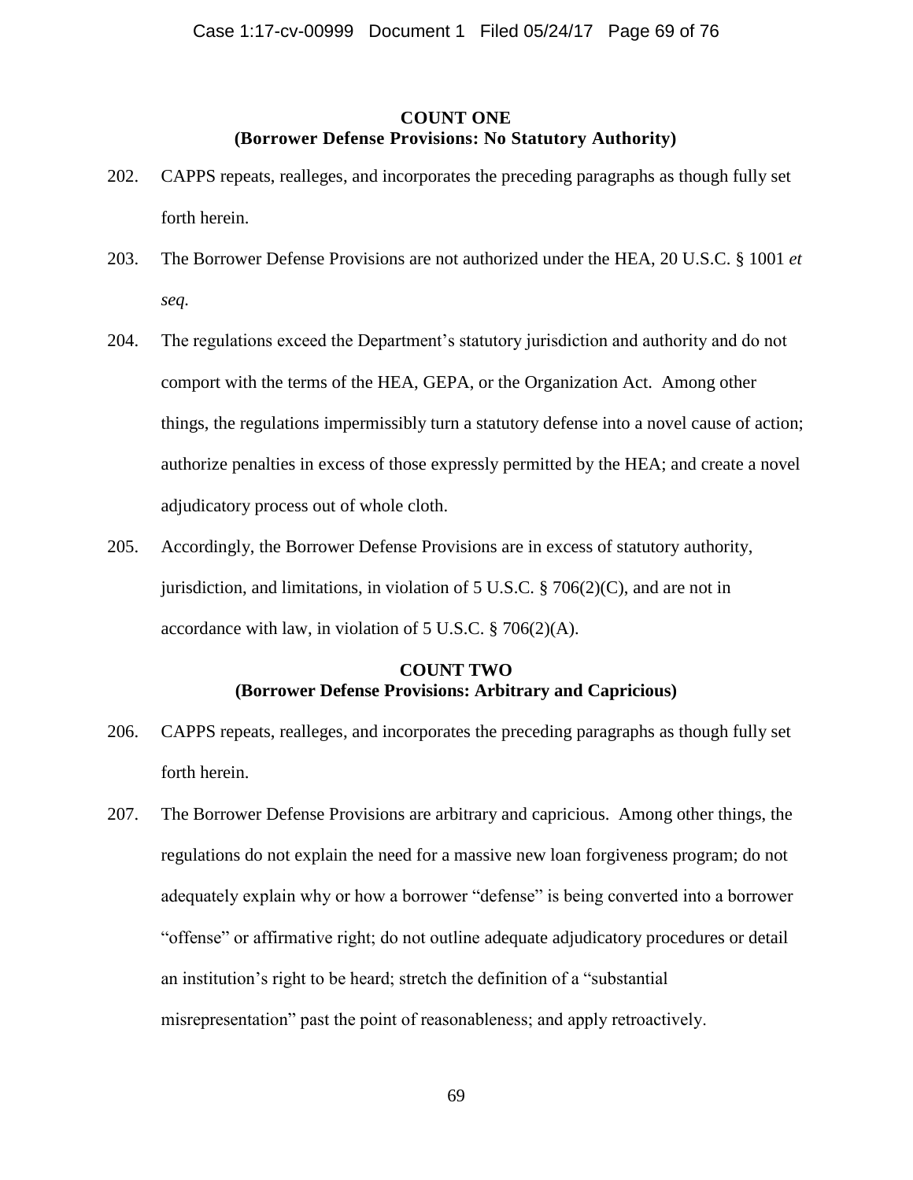**COUNT ONE**
**(Borrower Defense Provisions: No Statutory Authority)**

202. CAPPS repeats, realleges, and incorporates the preceding paragraphs as though fully set forth herein.

203. The Borrower Defense Provisions are not authorized under the HEA, 20 U.S.C. § 1001 *et seq.*

204. The regulations exceed the Department's statutory jurisdiction and authority and do not comport with the terms of the HEA, GEPA, or the Organization Act. Among other things, the regulations impermissibly turn a statutory defense into a novel cause of action; authorize penalties in excess of those expressly permitted by the HEA; and create a novel adjudicatory process out of whole cloth.

205. Accordingly, the Borrower Defense Provisions are in excess of statutory authority, jurisdiction, and limitations, in violation of 5 U.S.C. § 706(2)(C), and are not in accordance with law, in violation of 5 U.S.C. § 706(2)(A).

**COUNT TWO**
**(Borrower Defense Provisions: Arbitrary and Capricious)**

206. CAPPS repeats, realleges, and incorporates the preceding paragraphs as though fully set forth herein.

207. The Borrower Defense Provisions are arbitrary and capricious. Among other things, the regulations do not explain the need for a massive new loan forgiveness program; do not adequately explain why or how a borrower "defense" is being converted into a borrower "offense" or affirmative right; do not outline adequate adjudicatory procedures or detail an institution's right to be heard; stretch the definition of a "substantial misrepresentation" past the point of reasonableness; and apply retroactively.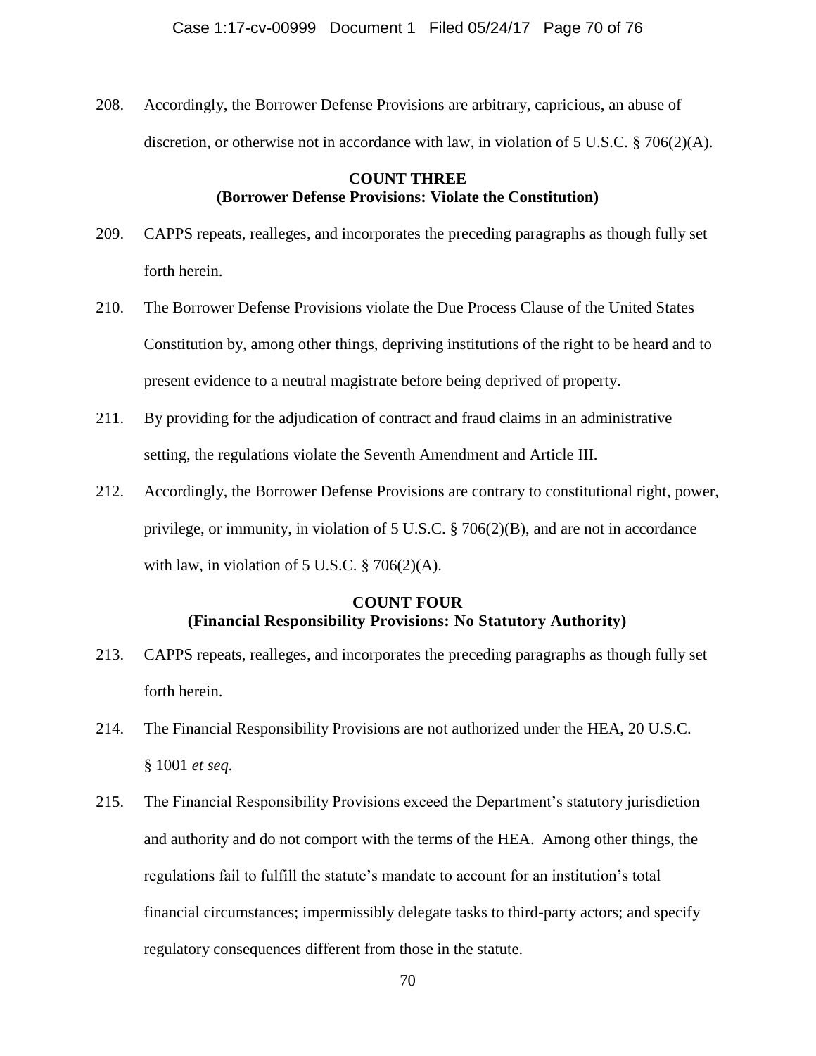208. Accordingly, the Borrower Defense Provisions are arbitrary, capricious, an abuse of discretion, or otherwise not in accordance with law, in violation of 5 U.S.C. § 706(2)(A).

**COUNT THREE**
**(Borrower Defense Provisions: Violate the Constitution)**

209. CAPPS repeats, realleges, and incorporates the preceding paragraphs as though fully set forth herein.

210. The Borrower Defense Provisions violate the Due Process Clause of the United States Constitution by, among other things, depriving institutions of the right to be heard and to present evidence to a neutral magistrate before being deprived of property.

211. By providing for the adjudication of contract and fraud claims in an administrative setting, the regulations violate the Seventh Amendment and Article III.

212. Accordingly, the Borrower Defense Provisions are contrary to constitutional right, power, privilege, or immunity, in violation of 5 U.S.C. § 706(2)(B), and are not in accordance with law, in violation of 5 U.S.C. § 706(2)(A).

**COUNT FOUR**
**(Financial Responsibility Provisions: No Statutory Authority)**

213. CAPPS repeats, realleges, and incorporates the preceding paragraphs as though fully set forth herein.

214. The Financial Responsibility Provisions are not authorized under the HEA, 20 U.S.C. § 1001 *et seq.*

215. The Financial Responsibility Provisions exceed the Department's statutory jurisdiction and authority and do not comport with the terms of the HEA. Among other things, the regulations fail to fulfill the statute's mandate to account for an institution's total financial circumstances; impermissibly delegate tasks to third-party actors; and specify regulatory consequences different from those in the statute.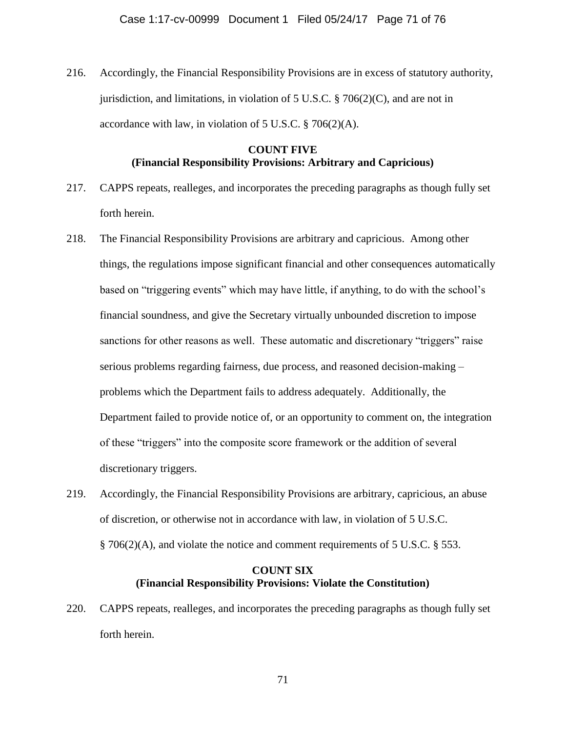216. Accordingly, the Financial Responsibility Provisions are in excess of statutory authority, jurisdiction, and limitations, in violation of 5 U.S.C. § 706(2)(C), and are not in accordance with law, in violation of 5 U.S.C. § 706(2)(A).

**COUNT FIVE**
**(Financial Responsibility Provisions: Arbitrary and Capricious)**

217. CAPPS repeats, realleges, and incorporates the preceding paragraphs as though fully set forth herein.

218. The Financial Responsibility Provisions are arbitrary and capricious. Among other things, the regulations impose significant financial and other consequences automatically based on "triggering events" which may have little, if anything, to do with the school's financial soundness, and give the Secretary virtually unbounded discretion to impose sanctions for other reasons as well. These automatic and discretionary "triggers" raise serious problems regarding fairness, due process, and reasoned decision-making – problems which the Department fails to address adequately. Additionally, the Department failed to provide notice of, or an opportunity to comment on, the integration of these "triggers" into the composite score framework or the addition of several discretionary triggers.

219. Accordingly, the Financial Responsibility Provisions are arbitrary, capricious, an abuse of discretion, or otherwise not in accordance with law, in violation of 5 U.S.C. § 706(2)(A), and violate the notice and comment requirements of 5 U.S.C. § 553.

**COUNT SIX**
**(Financial Responsibility Provisions: Violate the Constitution)**

220. CAPPS repeats, realleges, and incorporates the preceding paragraphs as though fully set forth herein.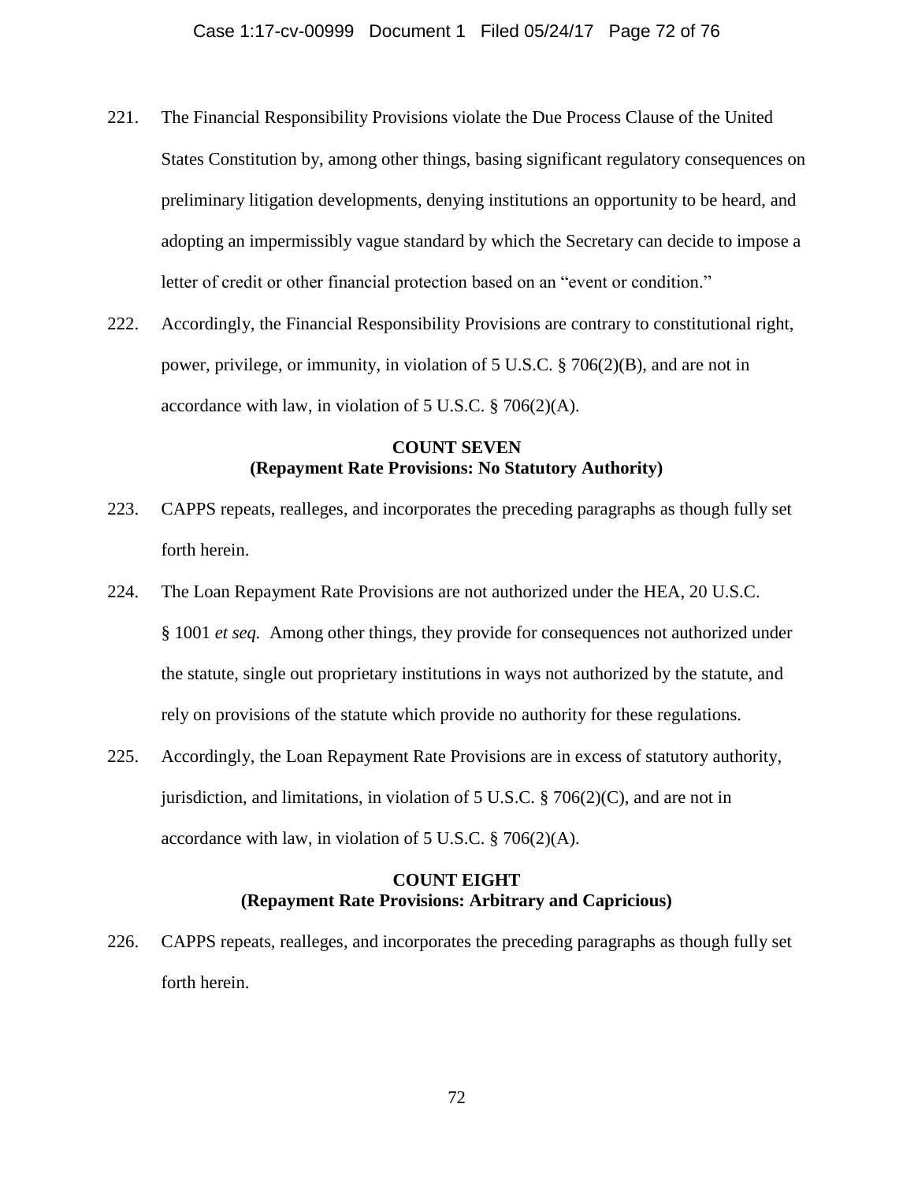221. The Financial Responsibility Provisions violate the Due Process Clause of the United States Constitution by, among other things, basing significant regulatory consequences on preliminary litigation developments, denying institutions an opportunity to be heard, and adopting an impermissibly vague standard by which the Secretary can decide to impose a letter of credit or other financial protection based on an "event or condition."

222. Accordingly, the Financial Responsibility Provisions are contrary to constitutional right, power, privilege, or immunity, in violation of 5 U.S.C. § 706(2)(B), and are not in accordance with law, in violation of 5 U.S.C. § 706(2)(A).

**COUNT SEVEN**
**(Repayment Rate Provisions: No Statutory Authority)**

223. CAPPS repeats, realleges, and incorporates the preceding paragraphs as though fully set forth herein.

224. The Loan Repayment Rate Provisions are not authorized under the HEA, 20 U.S.C. § 1001 *et seq.* Among other things, they provide for consequences not authorized under the statute, single out proprietary institutions in ways not authorized by the statute, and rely on provisions of the statute which provide no authority for these regulations.

225. Accordingly, the Loan Repayment Rate Provisions are in excess of statutory authority, jurisdiction, and limitations, in violation of 5 U.S.C. § 706(2)(C), and are not in accordance with law, in violation of 5 U.S.C. § 706(2)(A).

**COUNT EIGHT**
**(Repayment Rate Provisions: Arbitrary and Capricious)**

226. CAPPS repeats, realleges, and incorporates the preceding paragraphs as though fully set forth herein.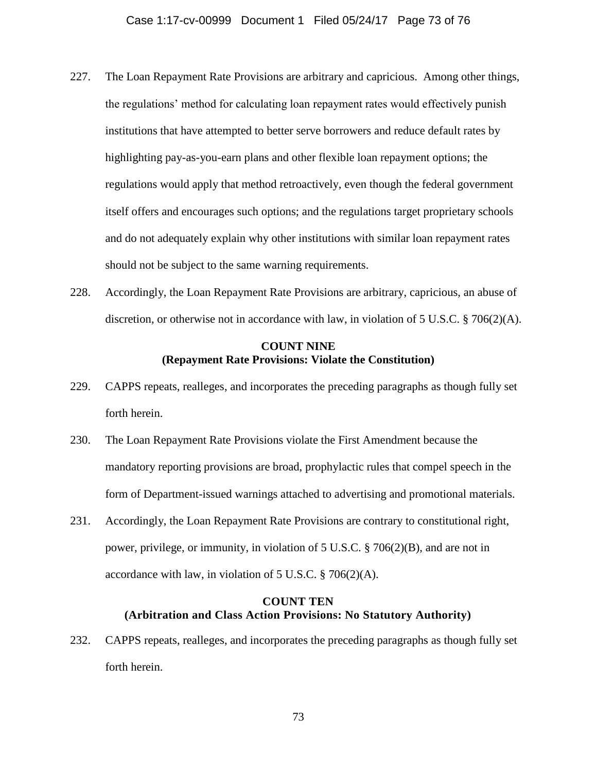227. The Loan Repayment Rate Provisions are arbitrary and capricious. Among other things, the regulations' method for calculating loan repayment rates would effectively punish institutions that have attempted to better serve borrowers and reduce default rates by highlighting pay-as-you-earn plans and other flexible loan repayment options; the regulations would apply that method retroactively, even though the federal government itself offers and encourages such options; and the regulations target proprietary schools and do not adequately explain why other institutions with similar loan repayment rates should not be subject to the same warning requirements.

228. Accordingly, the Loan Repayment Rate Provisions are arbitrary, capricious, an abuse of discretion, or otherwise not in accordance with law, in violation of 5 U.S.C. § 706(2)(A).

### COUNT NINE
### (Repayment Rate Provisions: Violate the Constitution)

229. CAPPS repeats, realleges, and incorporates the preceding paragraphs as though fully set forth herein.

230. The Loan Repayment Rate Provisions violate the First Amendment because the mandatory reporting provisions are broad, prophylactic rules that compel speech in the form of Department-issued warnings attached to advertising and promotional materials.

231. Accordingly, the Loan Repayment Rate Provisions are contrary to constitutional right, power, privilege, or immunity, in violation of 5 U.S.C. § 706(2)(B), and are not in accordance with law, in violation of 5 U.S.C. § 706(2)(A).

### COUNT TEN
### (Arbitration and Class Action Provisions: No Statutory Authority)

232. CAPPS repeats, realleges, and incorporates the preceding paragraphs as though fully set forth herein.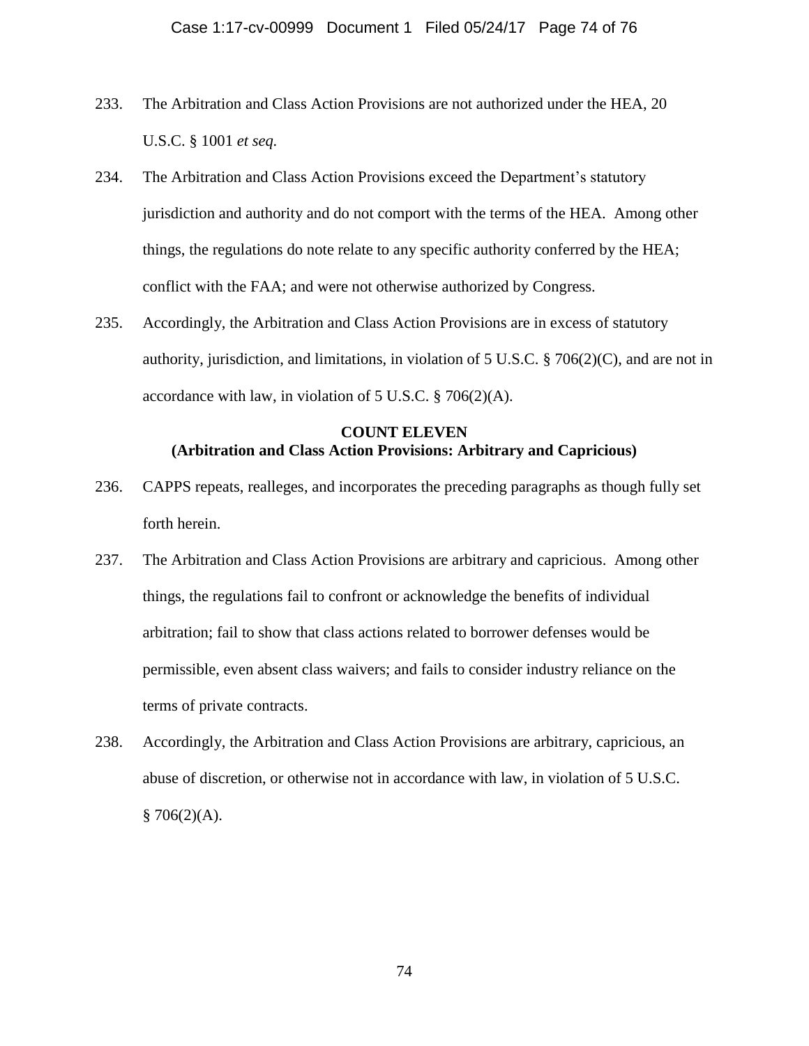233. The Arbitration and Class Action Provisions are not authorized under the HEA, 20 U.S.C. § 1001 *et seq.*

234. The Arbitration and Class Action Provisions exceed the Department's statutory jurisdiction and authority and do not comport with the terms of the HEA. Among other things, the regulations do note relate to any specific authority conferred by the HEA; conflict with the FAA; and were not otherwise authorized by Congress.

235. Accordingly, the Arbitration and Class Action Provisions are in excess of statutory authority, jurisdiction, and limitations, in violation of 5 U.S.C. § 706(2)(C), and are not in accordance with law, in violation of 5 U.S.C. § 706(2)(A).

**COUNT ELEVEN**
**(Arbitration and Class Action Provisions: Arbitrary and Capricious)**

236. CAPPS repeats, realleges, and incorporates the preceding paragraphs as though fully set forth herein.

237. The Arbitration and Class Action Provisions are arbitrary and capricious. Among other things, the regulations fail to confront or acknowledge the benefits of individual arbitration; fail to show that class actions related to borrower defenses would be permissible, even absent class waivers; and fails to consider industry reliance on the terms of private contracts.

238. Accordingly, the Arbitration and Class Action Provisions are arbitrary, capricious, an abuse of discretion, or otherwise not in accordance with law, in violation of 5 U.S.C. § 706(2)(A).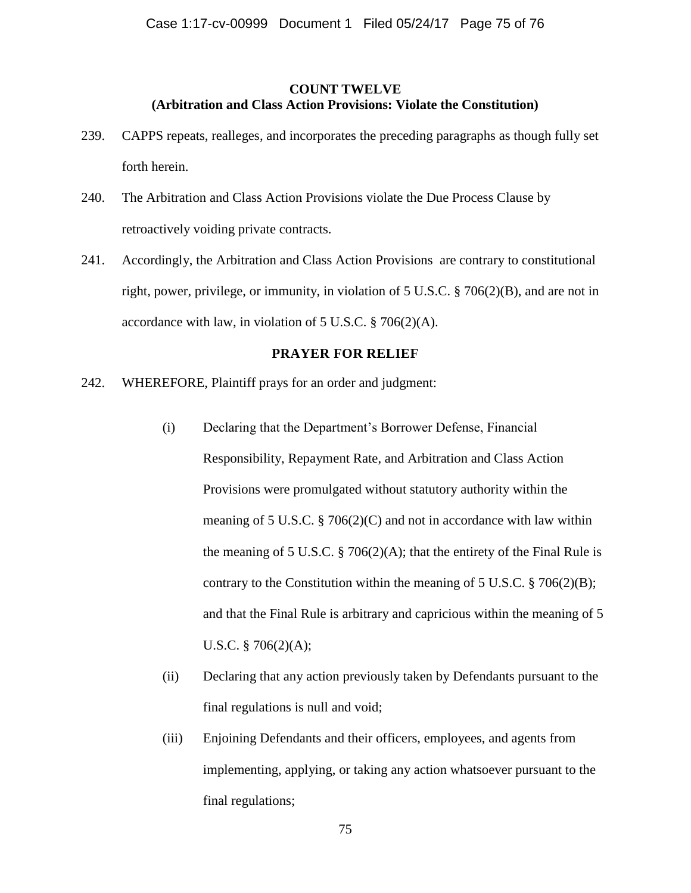**COUNT TWELVE**
**(Arbitration and Class Action Provisions: Violate the Constitution)**

239. CAPPS repeats, realleges, and incorporates the preceding paragraphs as though fully set forth herein.

240. The Arbitration and Class Action Provisions violate the Due Process Clause by retroactively voiding private contracts.

241. Accordingly, the Arbitration and Class Action Provisions are contrary to constitutional right, power, privilege, or immunity, in violation of 5 U.S.C. § 706(2)(B), and are not in accordance with law, in violation of 5 U.S.C. § 706(2)(A).

**PRAYER FOR RELIEF**

242. WHEREFORE, Plaintiff prays for an order and judgment:

   (i) Declaring that the Department's Borrower Defense, Financial Responsibility, Repayment Rate, and Arbitration and Class Action Provisions were promulgated without statutory authority within the meaning of 5 U.S.C. § 706(2)(C) and not in accordance with law within the meaning of 5 U.S.C. § 706(2)(A); that the entirety of the Final Rule is contrary to the Constitution within the meaning of 5 U.S.C. § 706(2)(B); and that the Final Rule is arbitrary and capricious within the meaning of 5 U.S.C. § 706(2)(A);

   (ii) Declaring that any action previously taken by Defendants pursuant to the final regulations is null and void;

   (iii) Enjoining Defendants and their officers, employees, and agents from implementing, applying, or taking any action whatsoever pursuant to the final regulations;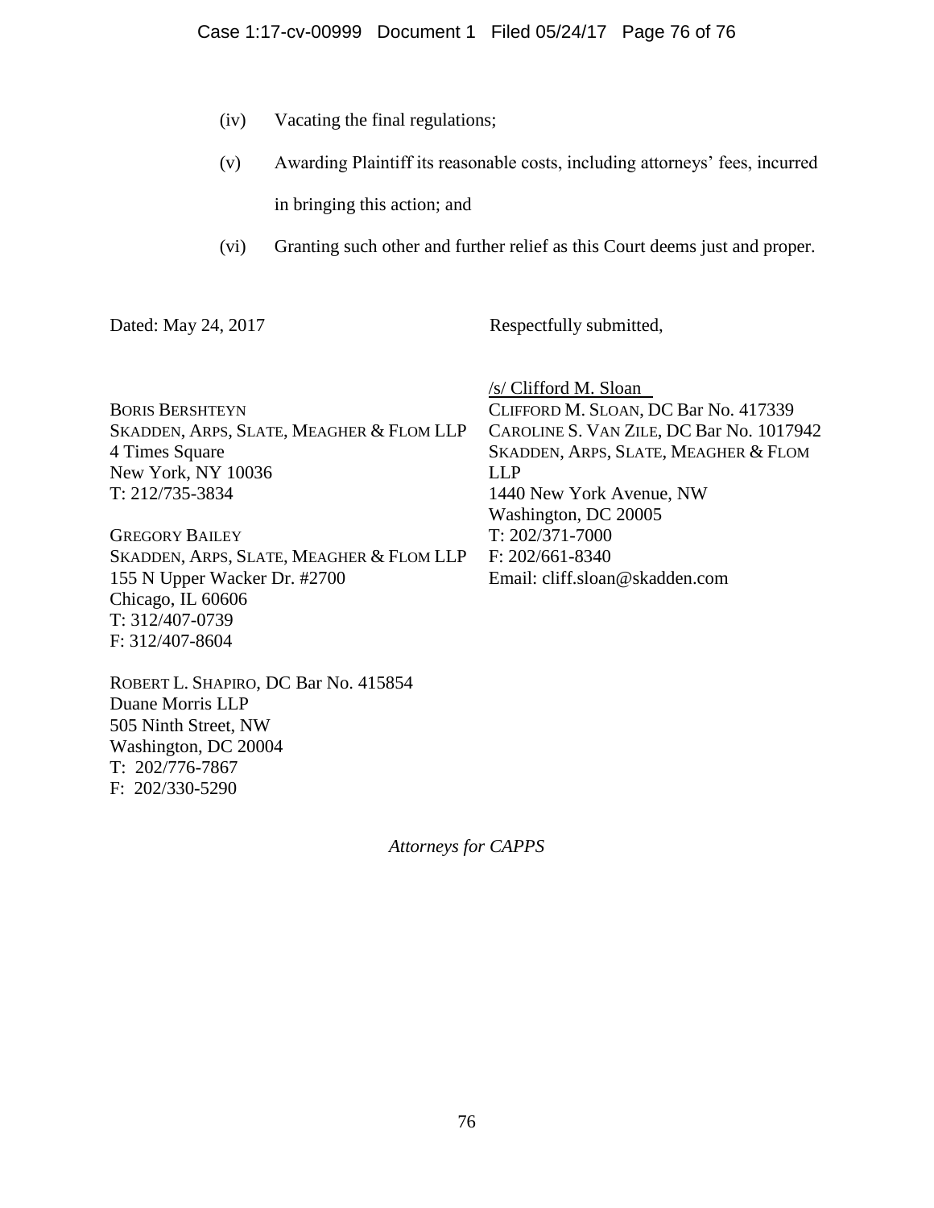(iv) Vacating the final regulations;

(v) Awarding Plaintiff its reasonable costs, including attorneys' fees, incurred in bringing this action; and

(vi) Granting such other and further relief as this Court deems just and proper.

Dated: May 24, 2017

Respectfully submitted,

/s/ Clifford M. Sloan
CLIFFORD M. SLOAN, DC Bar No. 417339
CAROLINE S. VAN ZILE, DC Bar No. 1017942
SKADDEN, ARPS, SLATE, MEAGHER & FLOM LLP
1440 New York Avenue, NW
Washington, DC 20005
T: 202/371-7000
F: 202/661-8340
Email: cliff.sloan@skadden.com

BORIS BERSHTEYN
SKADDEN, ARPS, SLATE, MEAGHER & FLOM LLP
4 Times Square
New York, NY 10036
T: 212/735-3834

GREGORY BAILEY
SKADDEN, ARPS, SLATE, MEAGHER & FLOM LLP
155 N Upper Wacker Dr. #2700
Chicago, IL 60606
T: 312/407-0739
F: 312/407-8604

ROBERT L. SHAPIRO, DC Bar No. 415854
Duane Morris LLP
505 Ninth Street, NW
Washington, DC 20004
T: 202/776-7867
F: 202/330-5290

*Attorneys for CAPPS*